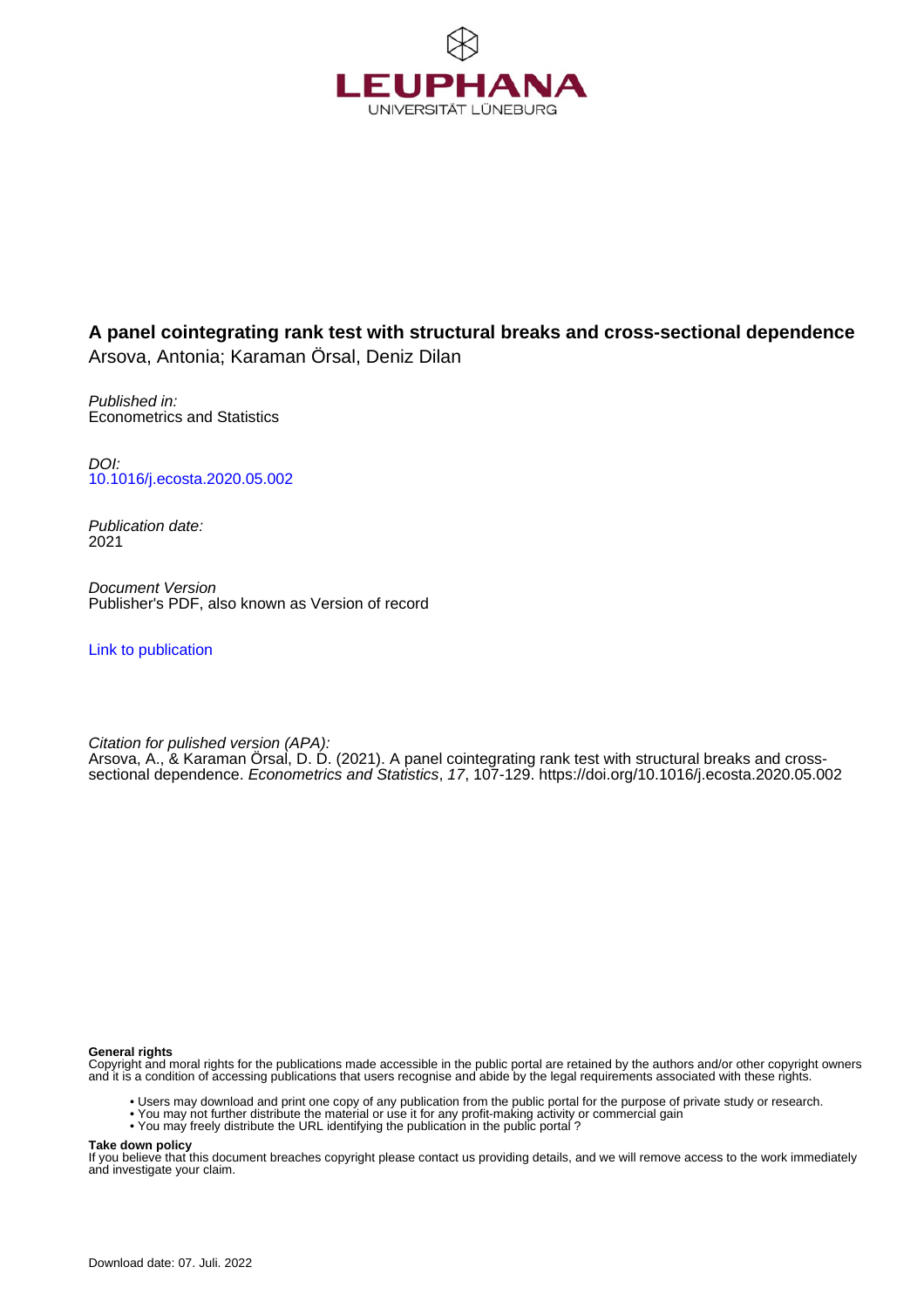LEUPHANA
UNIVERSITÄT LÜNEBURG

**A panel cointegrating rank test with structural breaks and cross-sectional dependence**

Arsova, Antonia; Karaman Örsal, Deniz Dilan

*Published in:*
Econometrics and Statistics

*DOI:*
10.1016/j.ecosta.2020.05.002

*Publication date:*
2021

*Document Version*
Publisher's PDF, also known as Version of record

Link to publication

*Citation for published version (APA):*
Arsova, A., & Karaman Örsal, D. D. (2021). A panel cointegrating rank test with structural breaks and cross-sectional dependence. *Econometrics and Statistics*, *17*, 107-129. https://doi.org/10.1016/j.ecosta.2020.05.002

**General rights**
Copyright and moral rights for the publications made accessible in the public portal are retained by the authors and/or other copyright owners and it is a condition of accessing publications that users recognise and abide by the legal requirements associated with these rights.

- Users may download and print one copy of any publication from the public portal for the purpose of private study or research.
- You may not further distribute the material or use it for any profit-making activity or commercial gain
- You may freely distribute the URL identifying the publication in the public portal ?

**Take down policy**
If you believe that this document breaches copyright please contact us providing details, and we will remove access to the work immediately and investigate your claim.

Download date: 07. Juli. 2022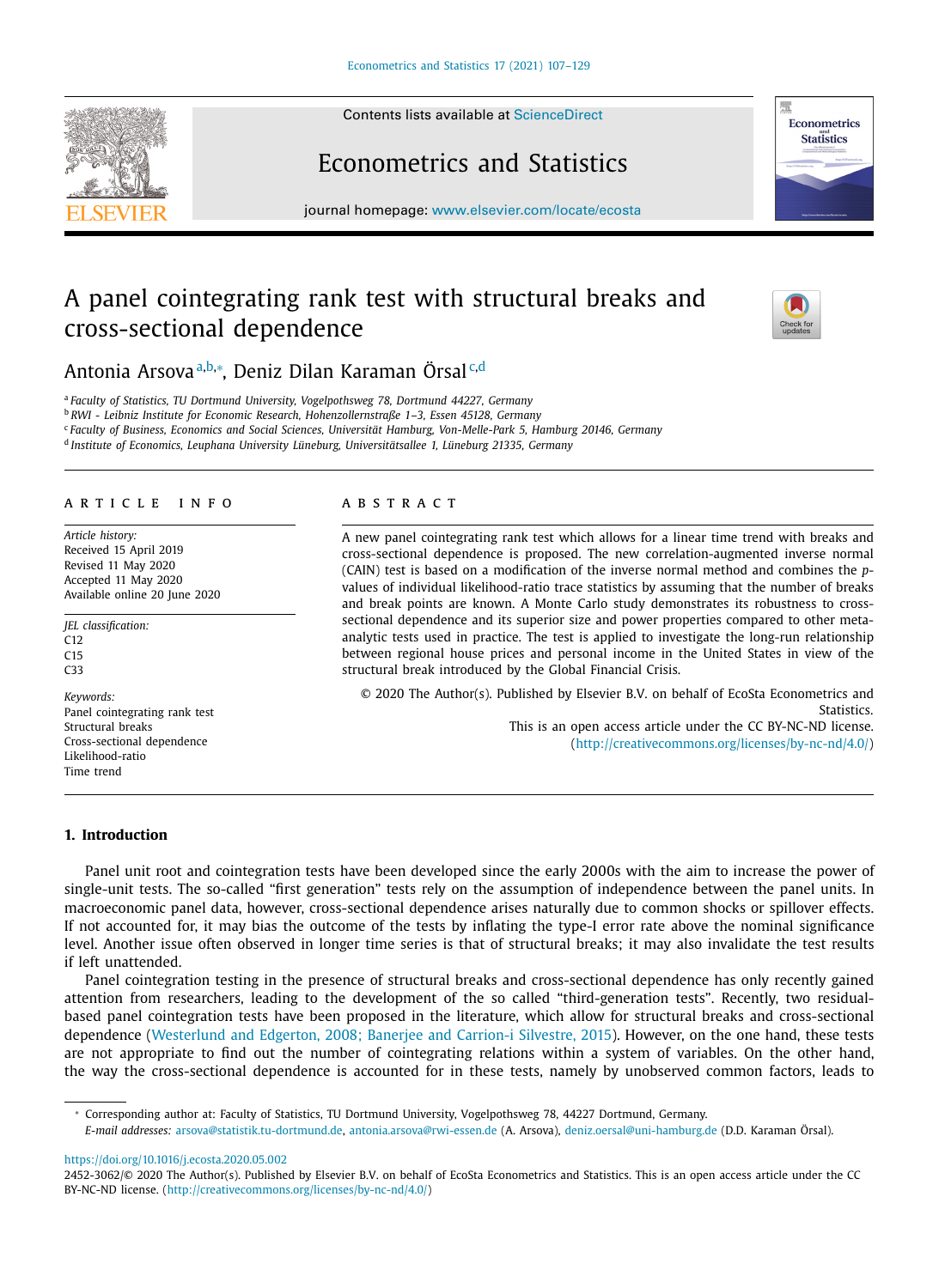# A panel cointegrating rank test with structural breaks and cross-sectional dependence

Antonia Arsova[a,b,*], Deniz Dilan Karaman Örsal[c,d]

[a] *Faculty of Statistics, TU Dortmund University, Vogelpothsweg 78, Dortmund 44227, Germany*
[b] *RWI - Leibniz Institute for Economic Research, Hohenzollernstraße 1–3, Essen 45128, Germany*
[c] *Faculty of Business, Economics and Social Sciences, Universität Hamburg, Von-Melle-Park 5, Hamburg 20146, Germany*
[d] *Institute of Economics, Leuphana University Lüneburg, Universitätsallee 1, Lüneburg 21335, Germany*

## ARTICLE INFO

*Article history:*
Received 15 April 2019
Revised 11 May 2020
Accepted 11 May 2020
Available online 20 June 2020

*JEL classification:*
C12
C15
C33

*Keywords:*
Panel cointegrating rank test
Structural breaks
Cross-sectional dependence
Likelihood-ratio
Time trend

## ABSTRACT

A new panel cointegrating rank test which allows for a linear time trend with breaks and cross-sectional dependence is proposed. The new correlation-augmented inverse normal (CAIN) test is based on a modification of the inverse normal method and combines the *p*-values of individual likelihood-ratio trace statistics by assuming that the number of breaks and break points are known. A Monte Carlo study demonstrates its robustness to cross-sectional dependence and its superior size and power properties compared to other meta-analytic tests used in practice. The test is applied to investigate the long-run relationship between regional house prices and personal income in the United States in view of the structural break introduced by the Global Financial Crisis.

© 2020 The Author(s). Published by Elsevier B.V. on behalf of EcoSta Econometrics and Statistics.
This is an open access article under the CC BY-NC-ND license. (http://creativecommons.org/licenses/by-nc-nd/4.0/)

## 1. Introduction

Panel unit root and cointegration tests have been developed since the early 2000s with the aim to increase the power of single-unit tests. The so-called "first generation" tests rely on the assumption of independence between the panel units. In macroeconomic panel data, however, cross-sectional dependence arises naturally due to common shocks or spillover effects. If not accounted for, it may bias the outcome of the tests by inflating the type-I error rate above the nominal significance level. Another issue often observed in longer time series is that of structural breaks; it may also invalidate the test results if left unattended.

Panel cointegration testing in the presence of structural breaks and cross-sectional dependence has only recently gained attention from researchers, leading to the development of the so called "third-generation tests". Recently, two residual-based panel cointegration tests have been proposed in the literature, which allow for structural breaks and cross-sectional dependence (Westerlund and Edgerton, 2008; Banerjee and Carrion-i Silvestre, 2015). However, on the one hand, these tests are not appropriate to find out the number of cointegrating relations within a system of variables. On the other hand, the way the cross-sectional dependence is accounted for in these tests, namely by unobserved common factors, leads to

---

* Corresponding author at: Faculty of Statistics, TU Dortmund University, Vogelpothsweg 78, 44227 Dortmund, Germany.
*E-mail addresses:* arsova@statistik.tu-dortmund.de, antonia.arsova@rwi-essen.de (A. Arsova), deniz.oersal@uni-hamburg.de (D.D. Karaman Örsal).

https://doi.org/10.1016/j.ecosta.2020.05.002
2452-3062/© 2020 The Author(s). Published by Elsevier B.V. on behalf of EcoSta Econometrics and Statistics. This is an open access article under the CC BY-NC-ND license. (http://creativecommons.org/licenses/by-nc-nd/4.0/)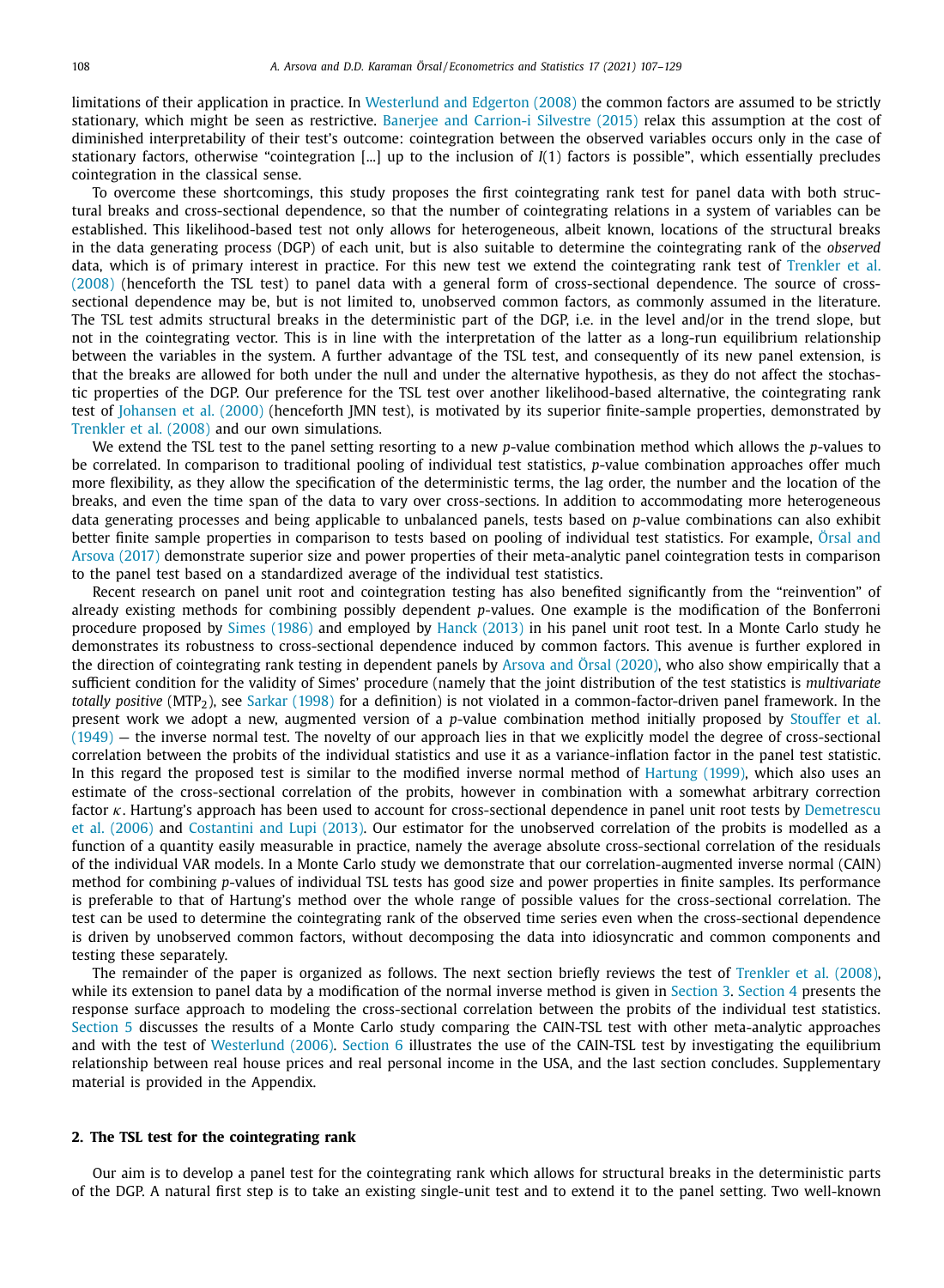limitations of their application in practice. In Westerlund and Edgerton (2008) the common factors are assumed to be strictly stationary, which might be seen as restrictive. Banerjee and Carrion-i Silvestre (2015) relax this assumption at the cost of diminished interpretability of their test's outcome: cointegration between the observed variables occurs only in the case of stationary factors, otherwise "cointegration [...] up to the inclusion of $I(1)$ factors is possible", which essentially precludes cointegration in the classical sense.

To overcome these shortcomings, this study proposes the first cointegrating rank test for panel data with both structural breaks and cross-sectional dependence, so that the number of cointegrating relations in a system of variables can be established. This likelihood-based test not only allows for heterogeneous, albeit known, locations of the structural breaks in the data generating process (DGP) of each unit, but is also suitable to determine the cointegrating rank of the *observed* data, which is of primary interest in practice. For this new test we extend the cointegrating rank test of Trenkler et al. (2008) (henceforth the TSL test) to panel data with a general form of cross-sectional dependence. The source of cross-sectional dependence may be, but is not limited to, unobserved common factors, as commonly assumed in the literature. The TSL test admits structural breaks in the deterministic part of the DGP, i.e. in the level and/or in the trend slope, but not in the cointegrating vector. This is in line with the interpretation of the latter as a long-run equilibrium relationship between the variables in the system. A further advantage of the TSL test, and consequently of its new panel extension, is that the breaks are allowed for both under the null and under the alternative hypothesis, as they do not affect the stochastic properties of the DGP. Our preference for the TSL test over another likelihood-based alternative, the cointegrating rank test of Johansen et al. (2000) (henceforth JMN test), is motivated by its superior finite-sample properties, demonstrated by Trenkler et al. (2008) and our own simulations.

We extend the TSL test to the panel setting resorting to a new $p$-value combination method which allows the $p$-values to be correlated. In comparison to traditional pooling of individual test statistics, $p$-value combination approaches offer much more flexibility, as they allow the specification of the deterministic terms, the lag order, the number and the location of the breaks, and even the time span of the data to vary over cross-sections. In addition to accommodating more heterogeneous data generating processes and being applicable to unbalanced panels, tests based on $p$-value combinations can also exhibit better finite sample properties in comparison to tests based on pooling of individual test statistics. For example, Örsal and Arsova (2017) demonstrate superior size and power properties of their meta-analytic panel cointegration tests in comparison to the panel test based on a standardized average of the individual test statistics.

Recent research on panel unit root and cointegration testing has also benefited significantly from the "reinvention" of already existing methods for combining possibly dependent $p$-values. One example is the modification of the Bonferroni procedure proposed by Simes (1986) and employed by Hanck (2013) in his panel unit root test. In a Monte Carlo study he demonstrates its robustness to cross-sectional dependence induced by common factors. This avenue is further explored in the direction of cointegrating rank testing in dependent panels by Arsova and Örsal (2020), who also show empirically that a sufficient condition for the validity of Simes' procedure (namely that the joint distribution of the test statistics is *multivariate totally positive* ($MTP_2$), see Sarkar (1998) for a definition) is not violated in a common-factor-driven panel framework. In the present work we adopt a new, augmented version of a $p$-value combination method initially proposed by Stouffer et al. (1949) — the inverse normal test. The novelty of our approach lies in that we explicitly model the degree of cross-sectional correlation between the probits of the individual statistics and use it as a variance-inflation factor in the panel test statistic. In this regard the proposed test is similar to the modified inverse normal method of Hartung (1999), which also uses an estimate of the cross-sectional correlation of the probits, however in combination with a somewhat arbitrary correction factor $\kappa$. Hartung's approach has been used to account for cross-sectional dependence in panel unit root tests by Demetrescu et al. (2006) and Costantini and Lupi (2013). Our estimator for the unobserved correlation of the probits is modelled as a function of a quantity easily measurable in practice, namely the average absolute cross-sectional correlation of the residuals of the individual VAR models. In a Monte Carlo study we demonstrate that our correlation-augmented inverse normal (CAIN) method for combining $p$-values of individual TSL tests has good size and power properties in finite samples. Its performance is preferable to that of Hartung's method over the whole range of possible values for the cross-sectional correlation. The test can be used to determine the cointegrating rank of the observed time series even when the cross-sectional dependence is driven by unobserved common factors, without decomposing the data into idiosyncratic and common components and testing these separately.

The remainder of the paper is organized as follows. The next section briefly reviews the test of Trenkler et al. (2008), while its extension to panel data by a modification of the normal inverse method is given in Section 3. Section 4 presents the response surface approach to modeling the cross-sectional correlation between the probits of the individual test statistics. Section 5 discusses the results of a Monte Carlo study comparing the CAIN-TSL test with other meta-analytic approaches and with the test of Westerlund (2006). Section 6 illustrates the use of the CAIN-TSL test by investigating the equilibrium relationship between real house prices and real personal income in the USA, and the last section concludes. Supplementary material is provided in the Appendix.

## 2. The TSL test for the cointegrating rank

Our aim is to develop a panel test for the cointegrating rank which allows for structural breaks in the deterministic parts of the DGP. A natural first step is to take an existing single-unit test and to extend it to the panel setting. Two well-known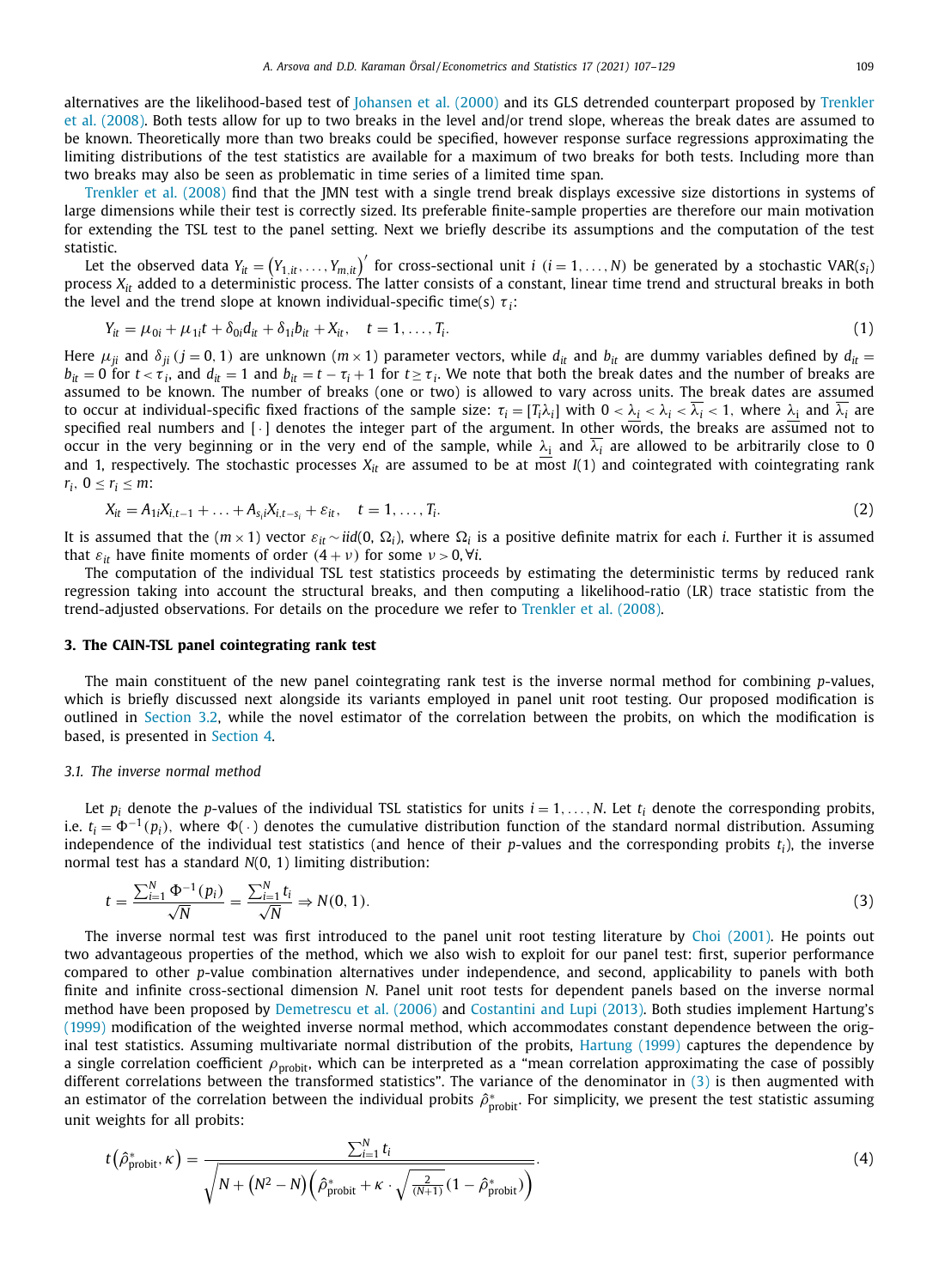alternatives are the likelihood-based test of Johansen et al. (2000) and its GLS detrended counterpart proposed by Trenkler et al. (2008). Both tests allow for up to two breaks in the level and/or trend slope, whereas the break dates are assumed to be known. Theoretically more than two breaks could be specified, however response surface regressions approximating the limiting distributions of the test statistics are available for a maximum of two breaks for both tests. Including more than two breaks may also be seen as problematic in time series of a limited time span.

Trenkler et al. (2008) find that the JMN test with a single trend break displays excessive size distortions in systems of large dimensions while their test is correctly sized. Its preferable finite-sample properties are therefore our main motivation for extending the TSL test to the panel setting. Next we briefly describe its assumptions and the computation of the test statistic.

Let the observed data $Y_{it} = \left(Y_{1,it}, \ldots, Y_{m,it}\right)'$ for cross-sectional unit $i$ ($i = 1, \ldots, N$) be generated by a stochastic VAR($s_i$) process $X_{it}$ added to a deterministic process. The latter consists of a constant, linear time trend and structural breaks in both the level and the trend slope at known individual-specific time(s) $\tau_i$:

$$Y_{it} = \mu_{0i} + \mu_{1i}t + \delta_{0i}d_{it} + \delta_{1i}b_{it} + X_{it}, \quad t = 1, \ldots, T_i. \tag{1}$$

Here $\mu_{ji}$ and $\delta_{ji}$ ($j = 0, 1$) are unknown ($m \times 1$) parameter vectors, while $d_{it}$ and $b_{it}$ are dummy variables defined by $d_{it} = b_{it} = 0$ for $t < \tau_i$, and $d_{it} = 1$ and $b_{it} = t - \tau_i + 1$ for $t \geq \tau_i$. We note that both the break dates and the number of breaks are assumed to be known. The number of breaks (one or two) is allowed to vary across units. The break dates are assumed to occur at individual-specific fixed fractions of the sample size: $\tau_i = [T_i\lambda_i]$ with $0 < \underline{\lambda_i} < \lambda_i < \overline{\lambda_i} < 1$, where $\underline{\lambda_i}$ and $\overline{\lambda_i}$ are specified real numbers and $[\cdot]$ denotes the integer part of the argument. In other words, the breaks are assumed not to occur in the very beginning or in the very end of the sample, while $\underline{\lambda_i}$ and $\overline{\lambda_i}$ are allowed to be arbitrarily close to 0 and 1, respectively. The stochastic processes $X_{it}$ are assumed to be at most $I(1)$ and cointegrated with cointegrating rank $r_i$, $0 \leq r_i \leq m$:

$$X_{it} = A_{1i}X_{i,t-1} + \ldots + A_{s_i i}X_{i,t-s_i} + \varepsilon_{it}, \quad t = 1, \ldots, T_i. \tag{2}$$

It is assumed that the ($m \times 1$) vector $\varepsilon_{it} \sim iid(0, \Omega_i)$, where $\Omega_i$ is a positive definite matrix for each $i$. Further it is assumed that $\varepsilon_{it}$ have finite moments of order $(4 + \nu)$ for some $\nu > 0, \forall i$.

The computation of the individual TSL test statistics proceeds by estimating the deterministic terms by reduced rank regression taking into account the structural breaks, and then computing a likelihood-ratio (LR) trace statistic from the trend-adjusted observations. For details on the procedure we refer to Trenkler et al. (2008).

## 3. The CAIN-TSL panel cointegrating rank test

The main constituent of the new panel cointegrating rank test is the inverse normal method for combining $p$-values, which is briefly discussed next alongside its variants employed in panel unit root testing. Our proposed modification is outlined in Section 3.2, while the novel estimator of the correlation between the probits, on which the modification is based, is presented in Section 4.

### 3.1. The inverse normal method

Let $p_i$ denote the $p$-values of the individual TSL statistics for units $i = 1, \ldots, N$. Let $t_i$ denote the corresponding probits, i.e. $t_i = \Phi^{-1}(p_i)$, where $\Phi(\cdot)$ denotes the cumulative distribution function of the standard normal distribution. Assuming independence of the individual test statistics (and hence of their $p$-values and the corresponding probits $t_i$), the inverse normal test has a standard $N(0, 1)$ limiting distribution:

$$t = \frac{\sum_{i=1}^{N} \Phi^{-1}(p_i)}{\sqrt{N}} = \frac{\sum_{i=1}^{N} t_i}{\sqrt{N}} \Rightarrow N(0, 1). \tag{3}$$

The inverse normal test was first introduced to the panel unit root testing literature by Choi (2001). He points out two advantageous properties of the method, which we also wish to exploit for our panel test: first, superior performance compared to other $p$-value combination alternatives under independence, and second, applicability to panels with both finite and infinite cross-sectional dimension $N$. Panel unit root tests for dependent panels based on the inverse normal method have been proposed by Demetrescu et al. (2006) and Costantini and Lupi (2013). Both studies implement Hartung's (1999) modification of the weighted inverse normal method, which accommodates constant dependence between the original test statistics. Assuming multivariate normal distribution of the probits, Hartung (1999) captures the dependence by a single correlation coefficient $\rho_{\text{probit}}$, which can be interpreted as a "mean correlation approximating the case of possibly different correlations between the transformed statistics". The variance of the denominator in (3) is then augmented with an estimator of the correlation between the individual probits $\hat{\rho}^*_{\text{probit}}$. For simplicity, we present the test statistic assuming unit weights for all probits:

$$t\left(\hat{\rho}^*_{\text{probit}}, \kappa\right) = \frac{\sum_{i=1}^{N} t_i}{\sqrt{N + \left(N^2 - N\right)\left(\hat{\rho}^*_{\text{probit}} + \kappa \cdot \sqrt{\frac{2}{(N+1)}}\left(1 - \hat{\rho}^*_{\text{probit}}\right)\right)}}. \tag{4}$$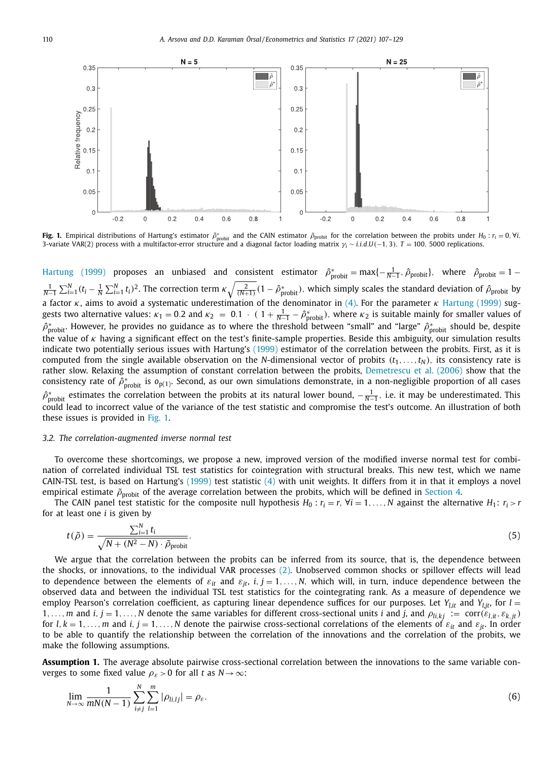**Fig. 1.** Empirical distributions of Hartung's estimator $\hat{\rho}^*_{\text{probit}}$ and the CAIN estimator $\tilde{\rho}_{\text{probit}}$ for the correlation between the probits under $H_0 : r_i = 0, \forall i$, 3-variate VAR(2) process with a multifactor-error structure and a diagonal factor loading matrix $\gamma_i \sim i.i.d.U(-1, 3)$, $T = 100$, 5000 replications.

Hartung (1999) proposes an unbiased and consistent estimator $\hat{\rho}^*_{\text{probit}} = \max\{-\frac{1}{N-1}, \hat{\rho}_{\text{probit}}\}$, where $\hat{\rho}_{\text{probit}} = 1 - \frac{1}{N-1}\sum_{i=1}^{N}(t_i - \frac{1}{N}\sum_{i=1}^{N} t_i)^2$. The correction term $\kappa\sqrt{\frac{2}{(N+1)}}(1 - \hat{\rho}^*_{\text{probit}})$, which simply scales the standard deviation of $\hat{\rho}_{\text{probit}}$ by a factor $\kappa$, aims to avoid a systematic underestimation of the denominator in (4). For the parameter $\kappa$ Hartung (1999) suggests two alternative values: $\kappa_1 = 0.2$ and $\kappa_2 = 0.1 \cdot (1 + \frac{1}{N-1} - \hat{\rho}^*_{\text{probit}})$, where $\kappa_2$ is suitable mainly for smaller values of $\hat{\rho}^*_{\text{probit}}$. However, he provides no guidance as to where the threshold between "small" and "large" $\hat{\rho}^*_{\text{probit}}$ should be, despite the value of $\kappa$ having a significant effect on the test's finite-sample properties. Beside this ambiguity, our simulation results indicate two potentially serious issues with Hartung's (1999) estimator of the correlation between the probits. First, as it is computed from the single available observation on the $N$-dimensional vector of probits $(t_1, \ldots, t_N)$, its consistency rate is rather slow. Relaxing the assumption of constant correlation between the probits, Demetrescu et al. (2006) show that the consistency rate of $\hat{\rho}^*_{\text{probit}}$ is $o_{p(1)}$. Second, as our own simulations demonstrate, in a non-negligible proportion of all cases $\hat{\rho}^*_{\text{probit}}$ estimates the correlation between the probits at its natural lower bound, $-\frac{1}{N-1}$, i.e. it may be underestimated. This could lead to incorrect value of the variance of the test statistic and compromise the test's outcome. An illustration of both these issues is provided in Fig. 1.

### 3.2. The correlation-augmented inverse normal test

To overcome these shortcomings, we propose a new, improved version of the modified inverse normal test for combination of correlated individual TSL test statistics for cointegration with structural breaks. This new test, which we name CAIN-TSL test, is based on Hartung's (1999) test statistic (4) with unit weights. It differs from it in that it employs a novel empirical estimate $\tilde{\rho}_{\text{probit}}$ of the average correlation between the probits, which will be defined in Section 4.

The CAIN panel test statistic for the composite null hypothesis $H_0 : r_i = r, \forall i = 1, \ldots, N$ against the alternative $H_1: r_i > r$ for at least one $i$ is given by

$$t(\tilde{\rho}) = \frac{\sum_{i=1}^{N} t_i}{\sqrt{N + (N^2 - N) \cdot \tilde{\rho}_{\text{probit}}}}. \tag{5}$$

We argue that the correlation between the probits can be inferred from its source, that is, the dependence between the shocks, or innovations, to the individual VAR processes (2). Unobserved common shocks or spillover effects will lead to dependence between the elements of $\varepsilon_{it}$ and $\varepsilon_{jt}$, $i, j = 1, \ldots, N$, which will, in turn, induce dependence between the observed data and between the individual TSL test statistics for the cointegrating rank. As a measure of dependence we employ Pearson's correlation coefficient, as capturing linear dependence suffices for our purposes. Let $Y_{l,it}$ and $Y_{l,jt}$, for $l = 1, \ldots, m$ and $i, j = 1, \ldots, N$ denote the same variables for different cross-sectional units $i$ and $j$, and $\rho_{li,kj} := \text{corr}(\varepsilon_{l,it}, \varepsilon_{k,jt})$ for $l, k = 1, \ldots, m$ and $i, j = 1, \ldots, N$ denote the pairwise cross-sectional correlations of the elements of $\varepsilon_{it}$ and $\varepsilon_{jt}$. In order to be able to quantify the relationship between the correlation of the innovations and the correlation of the probits, we make the following assumptions.

**Assumption 1.** The average absolute pairwise cross-sectional correlation between the innovations to the same variable converges to some fixed value $\rho_\varepsilon > 0$ for all $t$ as $N \to \infty$:

$$\lim_{N\to\infty} \frac{1}{mN(N-1)} \sum_{i \neq j}^{N} \sum_{l=1}^{m} |\rho_{li,lj}| = \rho_\varepsilon. \tag{6}$$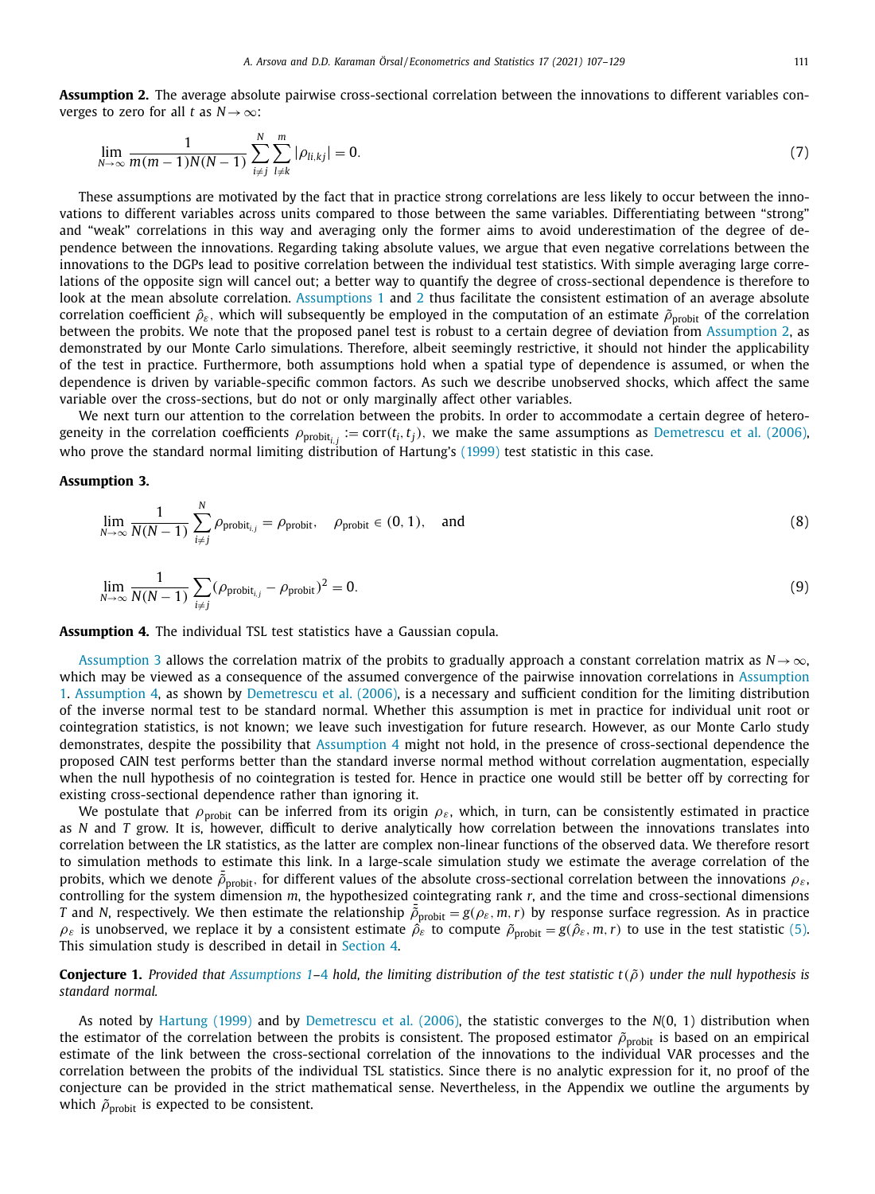**Assumption 2.** The average absolute pairwise cross-sectional correlation between the innovations to different variables converges to zero for all $t$ as $N \to \infty$:

$$\lim_{N\to\infty} \frac{1}{m(m-1)N(N-1)} \sum_{i\neq j}^{N} \sum_{l\neq k}^{m} |\rho_{li,kj}| = 0. \tag{7}$$

These assumptions are motivated by the fact that in practice strong correlations are less likely to occur between the innovations to different variables across units compared to those between the same variables. Differentiating between "strong" and "weak" correlations in this way and averaging only the former aims to avoid underestimation of the degree of dependence between the innovations. Regarding taking absolute values, we argue that even negative correlations between the innovations to the DGPs lead to positive correlation between the individual test statistics. With simple averaging large correlations of the opposite sign will cancel out; a better way to quantify the degree of cross-sectional dependence is therefore to look at the mean absolute correlation. Assumptions 1 and 2 thus facilitate the consistent estimation of an average absolute correlation coefficient $\hat{\rho}_{\varepsilon}$, which will subsequently be employed in the computation of an estimate $\tilde{\rho}_{\text{probit}}$ of the correlation between the probits. We note that the proposed panel test is robust to a certain degree of deviation from Assumption 2, as demonstrated by our Monte Carlo simulations. Therefore, albeit seemingly restrictive, it should not hinder the applicability of the test in practice. Furthermore, both assumptions hold when a spatial type of dependence is assumed, or when the dependence is driven by variable-specific common factors. As such we describe unobserved shocks, which affect the same variable over the cross-sections, but do not or only marginally affect other variables.

We next turn our attention to the correlation between the probits. In order to accommodate a certain degree of heterogeneity in the correlation coefficients $\rho_{\text{probit}_{i,j}} := \text{corr}(t_i, t_j)$, we make the same assumptions as Demetrescu et al. (2006), who prove the standard normal limiting distribution of Hartung's (1999) test statistic in this case.

**Assumption 3.**

$$\lim_{N\to\infty} \frac{1}{N(N-1)} \sum_{i\neq j}^{N} \rho_{\text{probit}_{i,j}} = \rho_{\text{probit}}, \quad \rho_{\text{probit}} \in (0,1), \quad \text{and} \tag{8}$$

$$\lim_{N\to\infty} \frac{1}{N(N-1)} \sum_{i\neq j} (\rho_{\text{probit}_{i,j}} - \rho_{\text{probit}})^2 = 0. \tag{9}$$

**Assumption 4.** The individual TSL test statistics have a Gaussian copula.

Assumption 3 allows the correlation matrix of the probits to gradually approach a constant correlation matrix as $N \to \infty$, which may be viewed as a consequence of the assumed convergence of the pairwise innovation correlations in Assumption 1. Assumption 4, as shown by Demetrescu et al. (2006), is a necessary and sufficient condition for the limiting distribution of the inverse normal test to be standard normal. Whether this assumption is met in practice for individual unit root or cointegration statistics, is not known; we leave such investigation for future research. However, as our Monte Carlo study demonstrates, despite the possibility that Assumption 4 might not hold, in the presence of cross-sectional dependence the proposed CAIN test performs better than the standard inverse normal method without correlation augmentation, especially when the null hypothesis of no cointegration is tested for. Hence in practice one would still be better off by correcting for existing cross-sectional dependence rather than ignoring it.

We postulate that $\rho_{\text{probit}}$ can be inferred from its origin $\rho_{\varepsilon}$, which, in turn, can be consistently estimated in practice as $N$ and $T$ grow. It is, however, difficult to derive analytically how correlation between the innovations translates into correlation between the LR statistics, as the latter are complex non-linear functions of the observed data. We therefore resort to simulation methods to estimate this link. In a large-scale simulation study we estimate the average correlation of the probits, which we denote $\bar{\tilde{\rho}}_{\text{probit}}$, for different values of the absolute cross-sectional correlation between the innovations $\rho_{\varepsilon}$, controlling for the system dimension $m$, the hypothesized cointegrating rank $r$, and the time and cross-sectional dimensions $T$ and $N$, respectively. We then estimate the relationship $\bar{\tilde{\rho}}_{\text{probit}} = g(\rho_{\varepsilon}, m, r)$ by response surface regression. As in practice $\rho_{\varepsilon}$ is unobserved, we replace it by a consistent estimate $\hat{\rho}_{\varepsilon}$ to compute $\tilde{\rho}_{\text{probit}} = g(\hat{\rho}_{\varepsilon}, m, r)$ to use in the test statistic (5). This simulation study is described in detail in Section 4.

**Conjecture 1.** *Provided that Assumptions 1–4 hold, the limiting distribution of the test statistic $t(\tilde{\rho})$ under the null hypothesis is standard normal.*

As noted by Hartung (1999) and by Demetrescu et al. (2006), the statistic converges to the $N(0, 1)$ distribution when the estimator of the correlation between the probits is consistent. The proposed estimator $\tilde{\rho}_{\text{probit}}$ is based on an empirical estimate of the link between the cross-sectional correlation of the innovations to the individual VAR processes and the correlation between the probits of the individual TSL statistics. Since there is no analytic expression for it, no proof of the conjecture can be provided in the strict mathematical sense. Nevertheless, in the Appendix we outline the arguments by which $\tilde{\rho}_{\text{probit}}$ is expected to be consistent.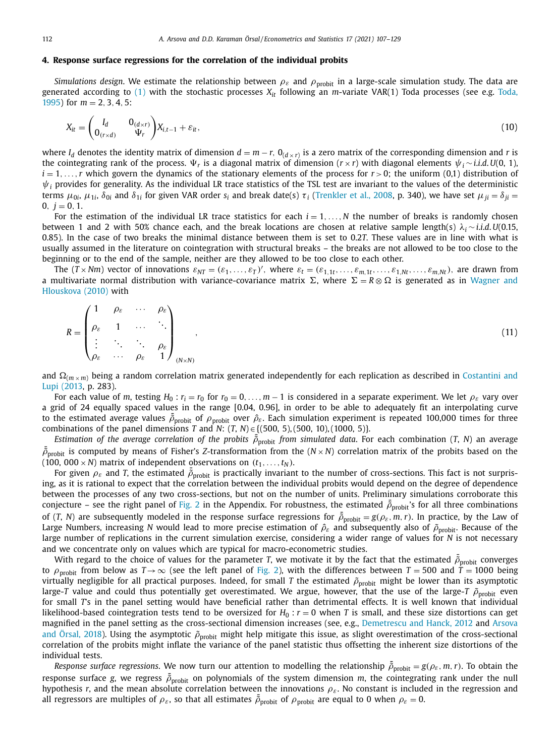## 4. Response surface regressions for the correlation of the individual probits

*Simulations design*. We estimate the relationship between $\rho_\varepsilon$ and $\rho_{\text{probit}}$ in a large-scale simulation study. The data are generated according to (1) with the stochastic processes $X_{it}$ following an $m$-variate VAR(1) Toda processes (see e.g. Toda, 1995) for $m = 2, 3, 4, 5$:

$$X_{it} = \begin{pmatrix} I_d & 0_{(d\times r)} \\ 0_{(r\times d)} & \Psi_r \end{pmatrix} X_{i,t-1} + \varepsilon_{it}, \tag{10}$$

where $I_d$ denotes the identity matrix of dimension $d = m - r$, $0_{(d\times r)}$ is a zero matrix of the corresponding dimension and $r$ is the cointegrating rank of the process. $\Psi_r$ is a diagonal matrix of dimension $(r \times r)$ with diagonal elements $\psi_i \sim i.i.d. U(0, 1)$, $i = 1, \ldots, r$ which govern the dynamics of the stationary elements of the process for $r > 0$; the uniform (0,1) distribution of $\psi_i$ provides for generality. As the individual LR trace statistics of the TSL test are invariant to the values of the deterministic terms $\mu_{0i}$, $\mu_{1i}$, $\delta_{0i}$ and $\delta_{1i}$ for given VAR order $s_i$ and break date(s) $\tau_i$ (Trenkler et al., 2008, p. 340), we have set $\mu_{ji} = \delta_{ji} = 0$, $j = 0, 1$.

For the estimation of the individual LR trace statistics for each $i = 1, \ldots, N$ the number of breaks is randomly chosen between 1 and 2 with 50% chance each, and the break locations are chosen at relative sample length(s) $\lambda_i \sim i.i.d. U(0.15, 0.85)$. In the case of two breaks the minimal distance between them is set to $0.2T$. These values are in line with what is usually assumed in the literature on cointegration with structural breaks – the breaks are not allowed to be too close to the beginning or to the end of the sample, neither are they allowed to be too close to each other.

The $(T \times Nm)$ vector of innovations $\varepsilon_{NT} = (\varepsilon_1, \ldots, \varepsilon_T)'$, where $\varepsilon_t = (\varepsilon_{1,1t}, \ldots, \varepsilon_{m,1t}, \ldots, \varepsilon_{1,Nt}, \ldots, \varepsilon_{m,Nt})$, are drawn from a multivariate normal distribution with variance-covariance matrix $\Sigma$, where $\Sigma = R \otimes \Omega$ is generated as in Wagner and Hlouskova (2010) with

$$R = \begin{pmatrix} 1 & \rho_\varepsilon & \cdots & \rho_\varepsilon \\ \rho_\varepsilon & 1 & \cdots & \ddots \\ \vdots & \ddots & \ddots & \rho_\varepsilon \\ \rho_\varepsilon & \cdots & \rho_\varepsilon & 1 \end{pmatrix}_{(N\times N)}, \tag{11}$$

and $\Omega_{(m\times m)}$ being a random correlation matrix generated independently for each replication as described in Costantini and Lupi (2013, p. 283).

For each value of $m$, testing $H_0 : r_i = r_0$ for $r_0 = 0, \ldots, m-1$ is considered in a separate experiment. We let $\rho_\varepsilon$ vary over a grid of 24 equally spaced values in the range [0.04, 0.96], in order to be able to adequately fit an interpolating curve to the estimated average values $\bar{\tilde{\rho}}_{\text{probit}}$ of $\rho_{\text{probit}}$ over $\hat{\rho}_\varepsilon$. Each simulation experiment is repeated 100,000 times for three combinations of the panel dimensions $T$ and $N$: $(T, N) \in \{(500, 5), (500, 10), (1000, 5)\}$.

*Estimation of the average correlation of the probits $\bar{\tilde{\rho}}_{\text{probit}}$ from simulated data*. For each combination $(T, N)$ an average $\bar{\tilde{\rho}}_{\text{probit}}$ is computed by means of Fisher's $Z$-transformation from the $(N \times N)$ correlation matrix of the probits based on the $(100, 000 \times N)$ matrix of independent observations on $(t_1, \ldots, t_N)$.

For given $\rho_\varepsilon$ and $T$, the estimated $\bar{\tilde{\rho}}_{\text{probit}}$ is practically invariant to the number of cross-sections. This fact is not surprising, as it is rational to expect that the correlation between the individual probits would depend on the degree of dependence between the processes of any two cross-sections, but not on the number of units. Preliminary simulations corroborate this conjecture – see the right panel of Fig. 2 in the Appendix. For robustness, the estimated $\bar{\tilde{\rho}}_{\text{probit}}$'s for all three combinations of $(T, N)$ are subsequently modeled in the response surface regressions for $\bar{\tilde{\rho}}_{\text{probit}} = g(\rho_\varepsilon, m, r)$. In practice, by the Law of Large Numbers, increasing $N$ would lead to more precise estimation of $\hat{\rho}_\varepsilon$ and subsequently also of $\tilde{\rho}_{\text{probit}}$. Because of the large number of replications in the current simulation exercise, considering a wider range of values for $N$ is not necessary and we concentrate only on values which are typical for macro-econometric studies.

With regard to the choice of values for the parameter $T$, we motivate it by the fact that the estimated $\bar{\tilde{\rho}}_{\text{probit}}$ converges to $\rho_{\text{probit}}$ from below as $T \to \infty$ (see the left panel of Fig. 2), with the differences between $T = 500$ and $T = 1000$ being virtually negligible for all practical purposes. Indeed, for small $T$ the estimated $\tilde{\rho}_{\text{probit}}$ might be lower than its asymptotic large-$T$ value and could thus potentially get overestimated. We argue, however, that the use of the large-$T$ $\tilde{\rho}_{\text{probit}}$ even for small $T$s in the panel setting would have beneficial rather than detrimental effects. It is well known that individual likelihood-based cointegration tests tend to be oversized for $H_0 : r = 0$ when $T$ is small, and these size distortions can get magnified in the panel setting as the cross-sectional dimension increases (see, e.g., Demetrescu and Hanck, 2012 and Arsova and Örsal, 2018). Using the asymptotic $\tilde{\rho}_{\text{probit}}$ might help mitigate this issue, as slight overestimation of the cross-sectional correlation of the probits might inflate the variance of the panel statistic thus offsetting the inherent size distortions of the individual tests.

*Response surface regressions*. We now turn our attention to modelling the relationship $\bar{\tilde{\rho}}_{\text{probit}} = g(\rho_\varepsilon, m, r)$. To obtain the response surface $g$, we regress $\bar{\tilde{\rho}}_{\text{probit}}$ on polynomials of the system dimension $m$, the cointegrating rank under the null hypothesis $r$, and the mean absolute correlation between the innovations $\rho_\varepsilon$. No constant is included in the regression and all regressors are multiples of $\rho_\varepsilon$, so that all estimates $\bar{\tilde{\rho}}_{\text{probit}}$ of $\rho_{\text{probit}}$ are equal to 0 when $\rho_\varepsilon = 0$.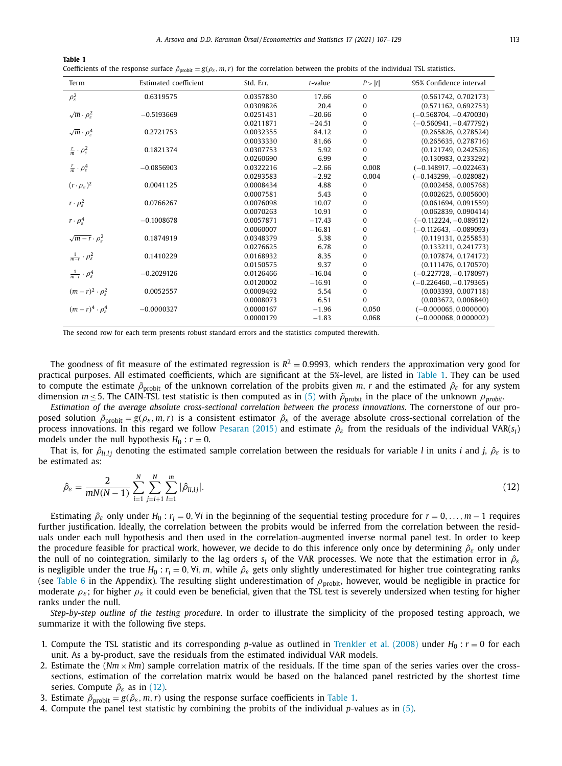**Table 1**
Coefficients of the response surface $\tilde{\rho}_{\text{probit}} = g(\rho_\varepsilon, m, r)$ for the correlation between the probits of the individual TSL statistics.

| Term | Estimated coefficient | Std. Err. | $t$-value | $P > \|t\|$ | 95% Confidence interval |
|---|---|---|---|---|---|
| $\rho_\varepsilon^2$ | 0.6319575 | 0.0357830 | 17.66 | 0 | (0.561742, 0.702173) |
| | | 0.0309826 | 20.4 | 0 | (0.571162, 0.692753) |
| $\sqrt{m} \cdot \rho_\varepsilon^2$ | −0.5193669 | 0.0251431 | −20.66 | 0 | (−0.568704, −0.470030) |
| | | 0.0211871 | −24.51 | 0 | (−0.560941, −0.477792) |
| $\sqrt{m} \cdot \rho_\varepsilon^4$ | 0.2721753 | 0.0032355 | 84.12 | 0 | (0.265826, 0.278524) |
| | | 0.0033330 | 81.66 | 0 | (0.265635, 0.278716) |
| $\frac{r}{m} \cdot \rho_\varepsilon^2$ | 0.1821374 | 0.0307753 | 5.92 | 0 | (0.121749, 0.242526) |
| | | 0.0260690 | 6.99 | 0 | (0.130983, 0.233292) |
| $\frac{r}{m} \cdot \rho_\varepsilon^4$ | −0.0856903 | 0.0322216 | −2.66 | 0.008 | (−0.148917, −0.022463) |
| | | 0.0293583 | −2.92 | 0.004 | (−0.143299, −0.028082) |
| $(r \cdot \rho_\varepsilon)^2$ | 0.0041125 | 0.0008434 | 4.88 | 0 | (0.002458, 0.005768) |
| | | 0.0007581 | 5.43 | 0 | (0.002625, 0.005600) |
| $r \cdot \rho_\varepsilon^2$ | 0.0766267 | 0.0076098 | 10.07 | 0 | (0.061694, 0.091559) |
| | | 0.0070263 | 10.91 | 0 | (0.062839, 0.090414) |
| $r \cdot \rho_\varepsilon^4$ | −0.1008678 | 0.0057871 | −17.43 | 0 | (−0.112224, −0.089512) |
| | | 0.0060007 | −16.81 | 0 | (−0.112643, −0.089093) |
| $\sqrt{m-r} \cdot \rho_\varepsilon^2$ | 0.1874919 | 0.0348379 | 5.38 | 0 | (0.119131, 0.255853) |
| | | 0.0276625 | 6.78 | 0 | (0.133211, 0.241773) |
| $\frac{1}{m-r} \cdot \rho_\varepsilon^2$ | 0.1410229 | 0.0168932 | 8.35 | 0 | (0.107874, 0.174172) |
| | | 0.0150575 | 9.37 | 0 | (0.111476, 0.170570) |
| $\frac{1}{m-r} \cdot \rho_\varepsilon^4$ | −0.2029126 | 0.0126466 | −16.04 | 0 | (−0.227728, −0.178097) |
| | | 0.0120002 | −16.91 | 0 | (−0.226460, −0.179365) |
| $(m-r)^2 \cdot \rho_\varepsilon^2$ | 0.0052557 | 0.0009492 | 5.54 | 0 | (0.003393, 0.007118) |
| | | 0.0008073 | 6.51 | 0 | (0.003672, 0.006840) |
| $(m-r)^4 \cdot \rho_\varepsilon^4$ | −0.0000327 | 0.0000167 | −1.96 | 0.050 | (−0.000065, 0.000000) |
| | | 0.0000179 | −1.83 | 0.068 | (−0.000068, 0.000002) |

The second row for each term presents robust standard errors and the statistics computed therewith.

The goodness of fit measure of the estimated regression is $R^2 = 0.9993$, which renders the approximation very good for practical purposes. All estimated coefficients, which are significant at the 5%-level, are listed in Table 1. They can be used to compute the estimate $\tilde{\rho}_{\text{probit}}$ of the unknown correlation of the probits given $m$, $r$ and the estimated $\hat{\rho}_\varepsilon$ for any system dimension $m \leq 5$. The CAIN-TSL test statistic is then computed as in (5) with $\tilde{\rho}_{\text{probit}}$ in the place of the unknown $\rho_{probit}$.

*Estimation of the average absolute cross-sectional correlation between the process innovations*. The cornerstone of our proposed solution $\tilde{\rho}_{\text{probit}} = g(\rho_\varepsilon, m, r)$ is a consistent estimator $\hat{\rho}_\varepsilon$ of the average absolute cross-sectional correlation of the process innovations. In this regard we follow Pesaran (2015) and estimate $\hat{\rho}_\varepsilon$ from the residuals of the individual VAR($s_i$) models under the null hypothesis $H_0 : r = 0$.

That is, for $\hat{\rho}_{li,lj}$ denoting the estimated sample correlation between the residuals for variable $l$ in units $i$ and $j$, $\hat{\rho}_\varepsilon$ is to be estimated as:

$$\hat{\rho}_\varepsilon = \frac{2}{mN(N-1)} \sum_{i=1}^{N} \sum_{j=i+1}^{N} \sum_{l=1}^{m} |\hat{\rho}_{li,lj}|. \tag{12}$$

Estimating $\hat{\rho}_\varepsilon$ only under $H_0 : r_i = 0, \forall i$ in the beginning of the sequential testing procedure for $r = 0, \ldots, m-1$ requires further justification. Ideally, the correlation between the probits would be inferred from the correlation between the residuals under each null hypothesis and then used in the correlation-augmented inverse normal panel test. In order to keep the procedure feasible for practical work, however, we decide to do this inference only once by determining $\hat{\rho}_\varepsilon$ only under the null of no cointegration, similarly to the lag orders $s_i$ of the VAR processes. We note that the estimation error in $\hat{\rho}_\varepsilon$ is negligible under the true $H_0 : r_i = 0, \forall i, m$, while $\hat{\rho}_\varepsilon$ gets only slightly underestimated for higher true cointegrating ranks (see Table 6 in the Appendix). The resulting slight underestimation of $\rho_{\text{probit}}$, however, would be negligible in practice for moderate $\rho_\varepsilon$; for higher $\rho_\varepsilon$ it could even be beneficial, given that the TSL test is severely undersized when testing for higher ranks under the null.

*Step-by-step outline of the testing procedure*. In order to illustrate the simplicity of the proposed testing approach, we summarize it with the following five steps.

1. Compute the TSL statistic and its corresponding $p$-value as outlined in Trenkler et al. (2008) under $H_0 : r = 0$ for each unit. As a by-product, save the residuals from the estimated individual VAR models.
2. Estimate the $(Nm \times Nm)$ sample correlation matrix of the residuals. If the time span of the series varies over the cross-sections, estimation of the correlation matrix would be based on the balanced panel restricted by the shortest time series. Compute $\hat{\rho}_\varepsilon$ as in (12).
3. Estimate $\tilde{\rho}_{\text{probit}} = g(\hat{\rho}_\varepsilon, m, r)$ using the response surface coefficients in Table 1.
4. Compute the panel test statistic by combining the probits of the individual $p$-values as in (5).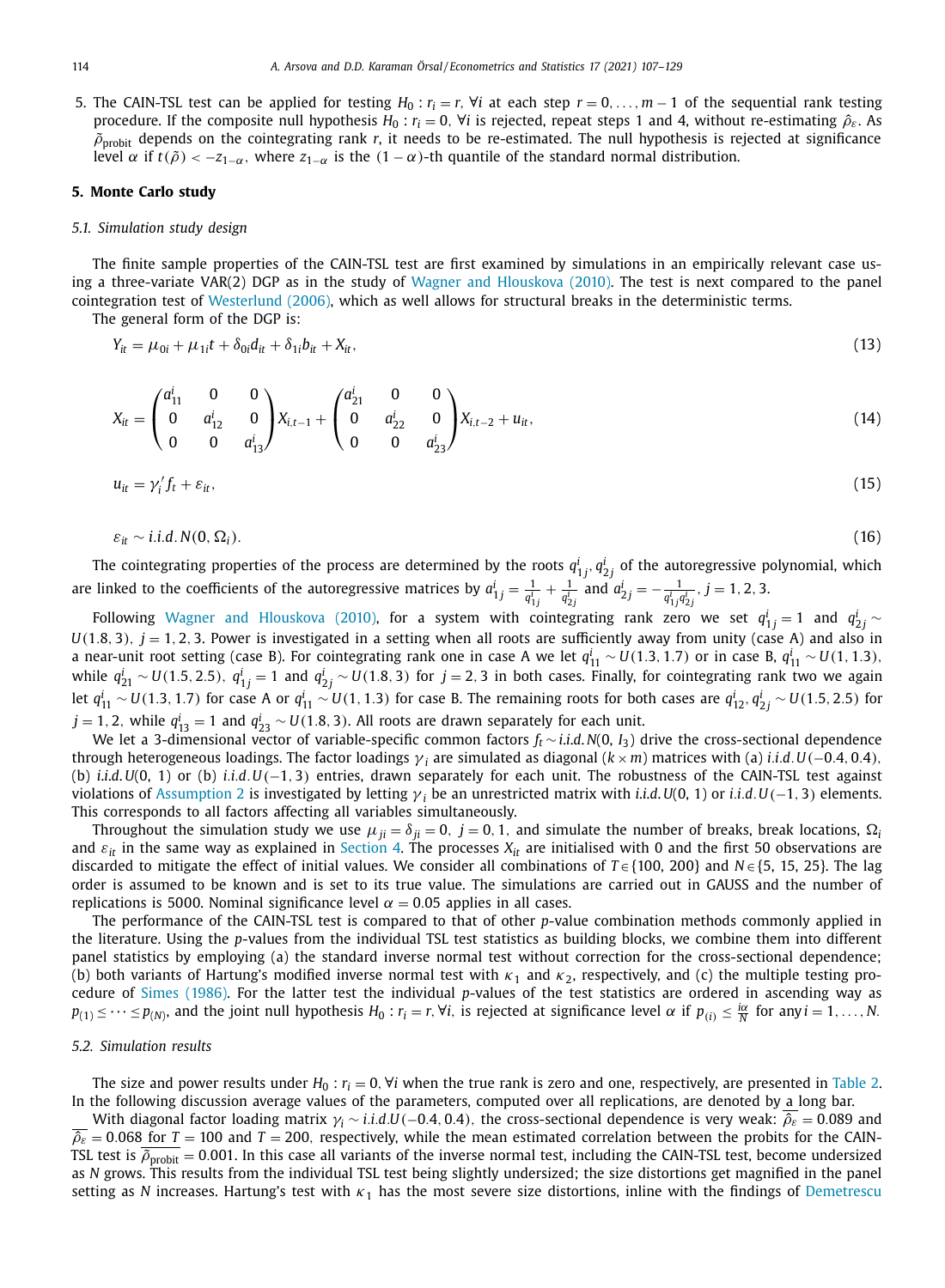5. The CAIN-TSL test can be applied for testing $H_0 : r_i = r, \forall i$ at each step $r = 0, \ldots, m-1$ of the sequential rank testing procedure. If the composite null hypothesis $H_0 : r_i = 0, \forall i$ is rejected, repeat steps 1 and 4, without re-estimating $\hat{\rho}_\varepsilon$. As $\tilde{\rho}_{\text{probit}}$ depends on the cointegrating rank $r$, it needs to be re-estimated. The null hypothesis is rejected at significance level $\alpha$ if $t(\tilde{\rho}) < -z_{1-\alpha}$, where $z_{1-\alpha}$ is the $(1-\alpha)$-th quantile of the standard normal distribution.

## 5. Monte Carlo study

### 5.1. Simulation study design

The finite sample properties of the CAIN-TSL test are first examined by simulations in an empirically relevant case using a three-variate VAR(2) DGP as in the study of Wagner and Hlouskova (2010). The test is next compared to the panel cointegration test of Westerlund (2006), which as well allows for structural breaks in the deterministic terms.

The general form of the DGP is:

$$Y_{it} = \mu_{0i} + \mu_{1i}t + \delta_{0i}d_{it} + \delta_{1i}b_{it} + X_{it}, \tag{13}$$

$$X_{it} = \begin{pmatrix} a_{11}^i & 0 & 0 \\ 0 & a_{12}^i & 0 \\ 0 & 0 & a_{13}^i \end{pmatrix} X_{i,t-1} + \begin{pmatrix} a_{21}^i & 0 & 0 \\ 0 & a_{22}^i & 0 \\ 0 & 0 & a_{23}^i \end{pmatrix} X_{i,t-2} + u_{it}, \tag{14}$$

$$u_{it} = \gamma_i' f_t + \varepsilon_{it}, \tag{15}$$

$$\varepsilon_{it} \sim i.i.d.\, N(0, \Omega_i). \tag{16}$$

The cointegrating properties of the process are determined by the roots $q_{1j}^i, q_{2j}^i$ of the autoregressive polynomial, which are linked to the coefficients of the autoregressive matrices by $a_{1j}^i = \frac{1}{q_{1j}^i} + \frac{1}{q_{2j}^i}$ and $a_{2j}^i = -\frac{1}{q_{1j}^i q_{2j}^i}$, $j = 1, 2, 3$.

Following Wagner and Hlouskova (2010), for a system with cointegrating rank zero we set $q_{1j}^i = 1$ and $q_{2j}^i \sim U(1.8, 3)$, $j = 1, 2, 3$. Power is investigated in a setting when all roots are sufficiently away from unity (case A) and also in a near-unit root setting (case B). For cointegrating rank one in case A we let $q_{11}^i \sim U(1.3, 1.7)$ or in case B, $q_{11}^i \sim U(1, 1.3)$, while $q_{21}^i \sim U(1.5, 2.5)$, $q_{1j}^i = 1$ and $q_{2j}^i \sim U(1.8, 3)$ for $j = 2, 3$ in both cases. Finally, for cointegrating rank two we again let $q_{11}^i \sim U(1.3, 1.7)$ for case A or $q_{11}^i \sim U(1, 1.3)$ for case B. The remaining roots for both cases are $q_{12}^i, q_{2j}^i \sim U(1.5, 2.5)$ for $j = 1, 2$, while $q_{13}^i = 1$ and $q_{23}^i \sim U(1.8, 3)$. All roots are drawn separately for each unit.

We let a 3-dimensional vector of variable-specific common factors $f_t \sim i.i.d.\, N(0, I_3)$ drive the cross-sectional dependence through heterogeneous loadings. The factor loadings $\gamma_i$ are simulated as diagonal $(k \times m)$ matrices with (a) $i.i.d.\, U(-0.4, 0.4)$, (b) $i.i.d.\, U(0, 1)$ or (b) $i.i.d.\, U(-1, 3)$ entries, drawn separately for each unit. The robustness of the CAIN-TSL test against violations of Assumption 2 is investigated by letting $\gamma_i$ be an unrestricted matrix with $i.i.d.\, U(0, 1)$ or $i.i.d.\, U(-1, 3)$ elements. This corresponds to all factors affecting all variables simultaneously.

Throughout the simulation study we use $\mu_{ji} = \delta_{ji} = 0$, $j = 0, 1$, and simulate the number of breaks, break locations, $\Omega_i$ and $\varepsilon_{it}$ in the same way as explained in Section 4. The processes $X_{it}$ are initialised with 0 and the first 50 observations are discarded to mitigate the effect of initial values. We consider all combinations of $T \in \{100, 200\}$ and $N \in \{5, 15, 25\}$. The lag order is assumed to be known and is set to its true value. The simulations are carried out in GAUSS and the number of replications is 5000. Nominal significance level $\alpha = 0.05$ applies in all cases.

The performance of the CAIN-TSL test is compared to that of other $p$-value combination methods commonly applied in the literature. Using the $p$-values from the individual TSL test statistics as building blocks, we combine them into different panel statistics by employing (a) the standard inverse normal test without correction for the cross-sectional dependence; (b) both variants of Hartung's modified inverse normal test with $\kappa_1$ and $\kappa_2$, respectively, and (c) the multiple testing procedure of Simes (1986). For the latter test the individual $p$-values of the test statistics are ordered in ascending way as $p_{(1)} \leq \cdots \leq p_{(N)}$, and the joint null hypothesis $H_0 : r_i = r, \forall i$, is rejected at significance level $\alpha$ if $p_{(i)} \leq \frac{i\alpha}{N}$ for any $i = 1, \ldots, N$.

### 5.2. Simulation results

The size and power results under $H_0 : r_i = 0, \forall i$ when the true rank is zero and one, respectively, are presented in Table 2. In the following discussion average values of the parameters, computed over all replications, are denoted by a long bar.

With diagonal factor loading matrix $\gamma_i \sim i.i.d.\, U(-0.4, 0.4)$, the cross-sectional dependence is very weak: $\overline{\hat{\rho}_\varepsilon} = 0.089$ and $\overline{\hat{\rho}_\varepsilon} = 0.068$ for $T = 100$ and $T = 200$, respectively, while the mean estimated correlation between the probits for the CAIN-TSL test is $\overline{\tilde{\rho}_{\text{probit}}} = 0.001$. In this case all variants of the inverse normal test, including the CAIN-TSL test, become undersized as $N$ grows. This results from the individual TSL test being slightly undersized; the size distortions get magnified in the panel setting as $N$ increases. Hartung's test with $\kappa_1$ has the most severe size distortions, inline with the findings of Demetrescu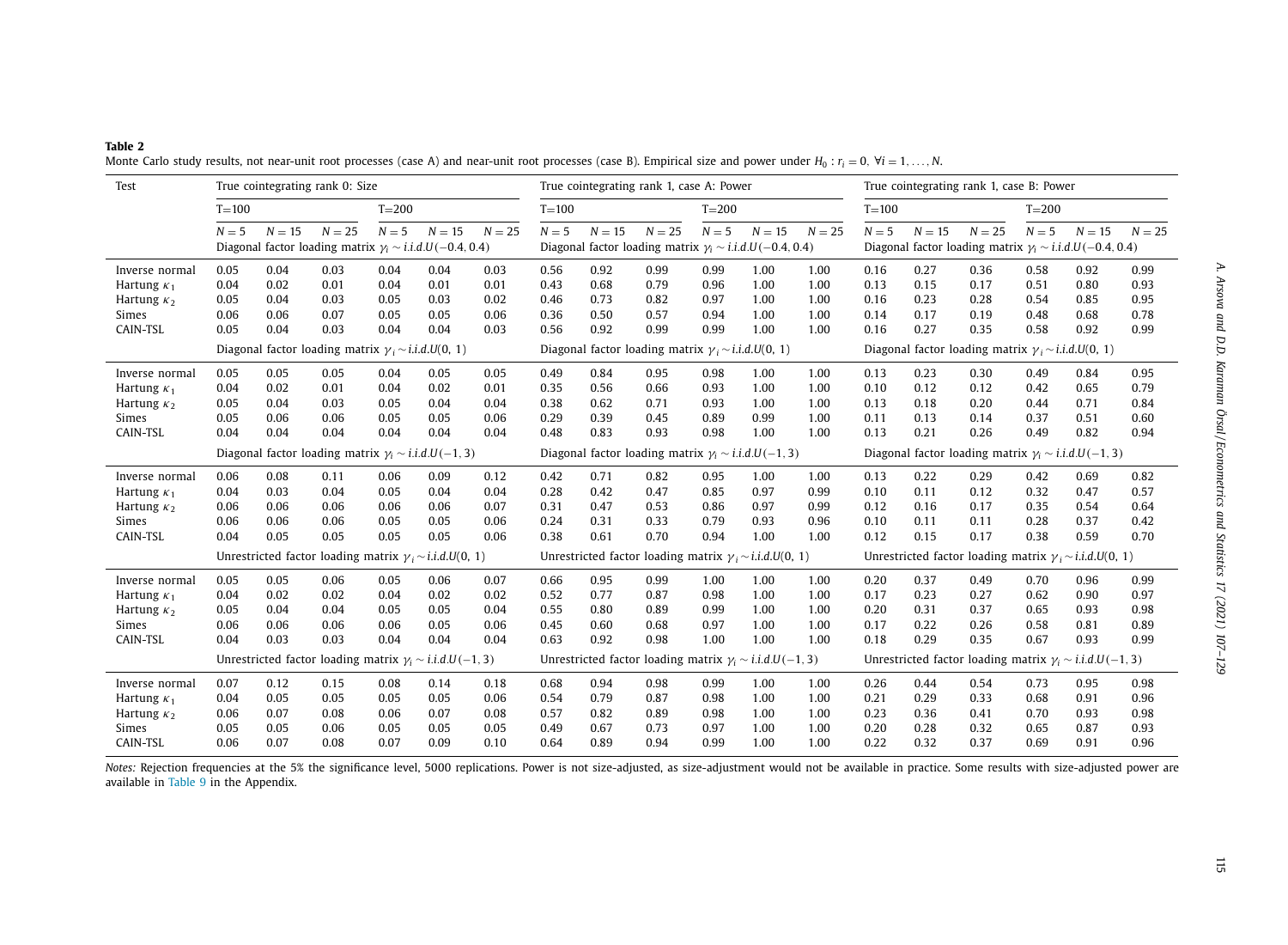**Table 2**
Monte Carlo study results, not near-unit root processes (case A) and near-unit root processes (case B). Empirical size and power under $H_0 : r_i = 0,\ \forall i = 1, \ldots, N$.

| Test | True cointegrating rank 0: Size | | | | | | True cointegrating rank 1, case A: Power | | | | | | True cointegrating rank 1, case B: Power | | | | | |
|---|---|---|---|---|---|---|---|---|---|---|---|---|---|---|---|---|---|---|
| | T=100 | | | T=200 | | | T=100 | | | T=200 | | | T=100 | | | T=200 | | |
| | $N=5$ | $N=15$ | $N=25$ | $N=5$ | $N=15$ | $N=25$ | $N=5$ | $N=15$ | $N=25$ | $N=5$ | $N=15$ | $N=25$ | $N=5$ | $N=15$ | $N=25$ | $N=5$ | $N=15$ | $N=25$ |
| | Diagonal factor loading matrix $\gamma_i \sim i.i.d.U(-0.4, 0.4)$ | | | | | | Diagonal factor loading matrix $\gamma_i \sim i.i.d.U(-0.4, 0.4)$ | | | | | | Diagonal factor loading matrix $\gamma_i \sim i.i.d.U(-0.4, 0.4)$ | | | | | |
| Inverse normal | 0.05 | 0.04 | 0.03 | 0.04 | 0.04 | 0.03 | 0.56 | 0.92 | 0.99 | 0.99 | 1.00 | 1.00 | 0.16 | 0.27 | 0.36 | 0.58 | 0.92 | 0.99 |
| Hartung $\kappa_1$ | 0.04 | 0.02 | 0.01 | 0.04 | 0.01 | 0.01 | 0.43 | 0.68 | 0.79 | 0.96 | 1.00 | 1.00 | 0.13 | 0.15 | 0.17 | 0.51 | 0.80 | 0.93 |
| Hartung $\kappa_2$ | 0.05 | 0.04 | 0.03 | 0.05 | 0.03 | 0.02 | 0.46 | 0.73 | 0.82 | 0.97 | 1.00 | 1.00 | 0.16 | 0.23 | 0.28 | 0.54 | 0.85 | 0.95 |
| Simes | 0.06 | 0.06 | 0.07 | 0.05 | 0.05 | 0.06 | 0.36 | 0.50 | 0.57 | 0.94 | 1.00 | 1.00 | 0.14 | 0.17 | 0.19 | 0.48 | 0.68 | 0.78 |
| CAIN-TSL | 0.05 | 0.04 | 0.03 | 0.04 | 0.04 | 0.03 | 0.56 | 0.92 | 0.99 | 0.99 | 1.00 | 1.00 | 0.16 | 0.27 | 0.35 | 0.58 | 0.92 | 0.99 |
| | Diagonal factor loading matrix $\gamma_i \sim i.i.d.U(0, 1)$ | | | | | | Diagonal factor loading matrix $\gamma_i \sim i.i.d.U(0, 1)$ | | | | | | Diagonal factor loading matrix $\gamma_i \sim i.i.d.U(0, 1)$ | | | | | |
| Inverse normal | 0.05 | 0.05 | 0.05 | 0.04 | 0.05 | 0.05 | 0.49 | 0.84 | 0.95 | 0.98 | 1.00 | 1.00 | 0.13 | 0.23 | 0.30 | 0.49 | 0.84 | 0.95 |
| Hartung $\kappa_1$ | 0.04 | 0.02 | 0.01 | 0.04 | 0.02 | 0.01 | 0.35 | 0.56 | 0.66 | 0.93 | 1.00 | 1.00 | 0.10 | 0.12 | 0.12 | 0.42 | 0.65 | 0.79 |
| Hartung $\kappa_2$ | 0.05 | 0.04 | 0.03 | 0.05 | 0.04 | 0.04 | 0.38 | 0.62 | 0.71 | 0.93 | 1.00 | 1.00 | 0.13 | 0.18 | 0.20 | 0.44 | 0.71 | 0.84 |
| Simes | 0.05 | 0.06 | 0.06 | 0.05 | 0.05 | 0.06 | 0.29 | 0.39 | 0.45 | 0.89 | 0.99 | 1.00 | 0.11 | 0.13 | 0.14 | 0.37 | 0.51 | 0.60 |
| CAIN-TSL | 0.04 | 0.04 | 0.04 | 0.04 | 0.04 | 0.04 | 0.48 | 0.83 | 0.93 | 0.98 | 1.00 | 1.00 | 0.13 | 0.21 | 0.26 | 0.49 | 0.82 | 0.94 |
| | Diagonal factor loading matrix $\gamma_i \sim i.i.d.U(-1, 3)$ | | | | | | Diagonal factor loading matrix $\gamma_i \sim i.i.d.U(-1, 3)$ | | | | | | Diagonal factor loading matrix $\gamma_i \sim i.i.d.U(-1, 3)$ | | | | | |
| Inverse normal | 0.06 | 0.08 | 0.11 | 0.06 | 0.09 | 0.12 | 0.42 | 0.71 | 0.82 | 0.95 | 1.00 | 1.00 | 0.13 | 0.22 | 0.29 | 0.42 | 0.69 | 0.82 |
| Hartung $\kappa_1$ | 0.04 | 0.03 | 0.04 | 0.05 | 0.04 | 0.04 | 0.28 | 0.42 | 0.47 | 0.85 | 0.97 | 0.99 | 0.10 | 0.11 | 0.12 | 0.32 | 0.47 | 0.57 |
| Hartung $\kappa_2$ | 0.06 | 0.06 | 0.06 | 0.06 | 0.06 | 0.07 | 0.31 | 0.47 | 0.53 | 0.86 | 0.97 | 0.99 | 0.12 | 0.16 | 0.17 | 0.35 | 0.54 | 0.64 |
| Simes | 0.06 | 0.06 | 0.06 | 0.05 | 0.05 | 0.06 | 0.24 | 0.31 | 0.33 | 0.79 | 0.93 | 0.96 | 0.10 | 0.11 | 0.11 | 0.28 | 0.37 | 0.42 |
| CAIN-TSL | 0.04 | 0.05 | 0.05 | 0.05 | 0.05 | 0.06 | 0.38 | 0.61 | 0.70 | 0.94 | 1.00 | 1.00 | 0.12 | 0.15 | 0.17 | 0.38 | 0.59 | 0.70 |
| | Unrestricted factor loading matrix $\gamma_i \sim i.i.d.U(0, 1)$ | | | | | | Unrestricted factor loading matrix $\gamma_i \sim i.i.d.U(0, 1)$ | | | | | | Unrestricted factor loading matrix $\gamma_i \sim i.i.d.U(0, 1)$ | | | | | |
| Inverse normal | 0.05 | 0.05 | 0.06 | 0.05 | 0.06 | 0.07 | 0.66 | 0.95 | 0.99 | 1.00 | 1.00 | 1.00 | 0.20 | 0.37 | 0.49 | 0.70 | 0.96 | 0.99 |
| Hartung $\kappa_1$ | 0.04 | 0.02 | 0.02 | 0.04 | 0.02 | 0.02 | 0.52 | 0.77 | 0.87 | 0.98 | 1.00 | 1.00 | 0.17 | 0.23 | 0.27 | 0.62 | 0.90 | 0.97 |
| Hartung $\kappa_2$ | 0.05 | 0.04 | 0.04 | 0.05 | 0.05 | 0.04 | 0.55 | 0.80 | 0.89 | 0.99 | 1.00 | 1.00 | 0.20 | 0.31 | 0.37 | 0.65 | 0.93 | 0.98 |
| Simes | 0.06 | 0.06 | 0.06 | 0.06 | 0.05 | 0.06 | 0.45 | 0.60 | 0.68 | 0.97 | 1.00 | 1.00 | 0.17 | 0.22 | 0.26 | 0.58 | 0.81 | 0.89 |
| CAIN-TSL | 0.04 | 0.03 | 0.03 | 0.04 | 0.04 | 0.04 | 0.63 | 0.92 | 0.98 | 1.00 | 1.00 | 1.00 | 0.18 | 0.29 | 0.35 | 0.67 | 0.93 | 0.99 |
| | Unrestricted factor loading matrix $\gamma_i \sim i.i.d.U(-1, 3)$ | | | | | | Unrestricted factor loading matrix $\gamma_i \sim i.i.d.U(-1, 3)$ | | | | | | Unrestricted factor loading matrix $\gamma_i \sim i.i.d.U(-1, 3)$ | | | | | |
| Inverse normal | 0.07 | 0.12 | 0.15 | 0.08 | 0.14 | 0.18 | 0.68 | 0.94 | 0.98 | 0.99 | 1.00 | 1.00 | 0.26 | 0.44 | 0.54 | 0.73 | 0.95 | 0.98 |
| Hartung $\kappa_1$ | 0.04 | 0.05 | 0.05 | 0.05 | 0.05 | 0.06 | 0.54 | 0.79 | 0.87 | 0.98 | 1.00 | 1.00 | 0.21 | 0.29 | 0.33 | 0.68 | 0.91 | 0.96 |
| Hartung $\kappa_2$ | 0.06 | 0.07 | 0.08 | 0.06 | 0.07 | 0.08 | 0.57 | 0.82 | 0.89 | 0.98 | 1.00 | 1.00 | 0.23 | 0.36 | 0.41 | 0.70 | 0.93 | 0.98 |
| Simes | 0.05 | 0.05 | 0.06 | 0.05 | 0.05 | 0.05 | 0.49 | 0.67 | 0.73 | 0.97 | 1.00 | 1.00 | 0.20 | 0.28 | 0.32 | 0.65 | 0.87 | 0.93 |
| CAIN-TSL | 0.06 | 0.07 | 0.08 | 0.07 | 0.09 | 0.10 | 0.64 | 0.89 | 0.94 | 0.99 | 1.00 | 1.00 | 0.22 | 0.32 | 0.37 | 0.69 | 0.91 | 0.96 |

*Notes:* Rejection frequencies at the 5% the significance level, 5000 replications. Power is not size-adjusted, as size-adjustment would not be available in practice. Some results with size-adjusted power are available in Table 9 in the Appendix.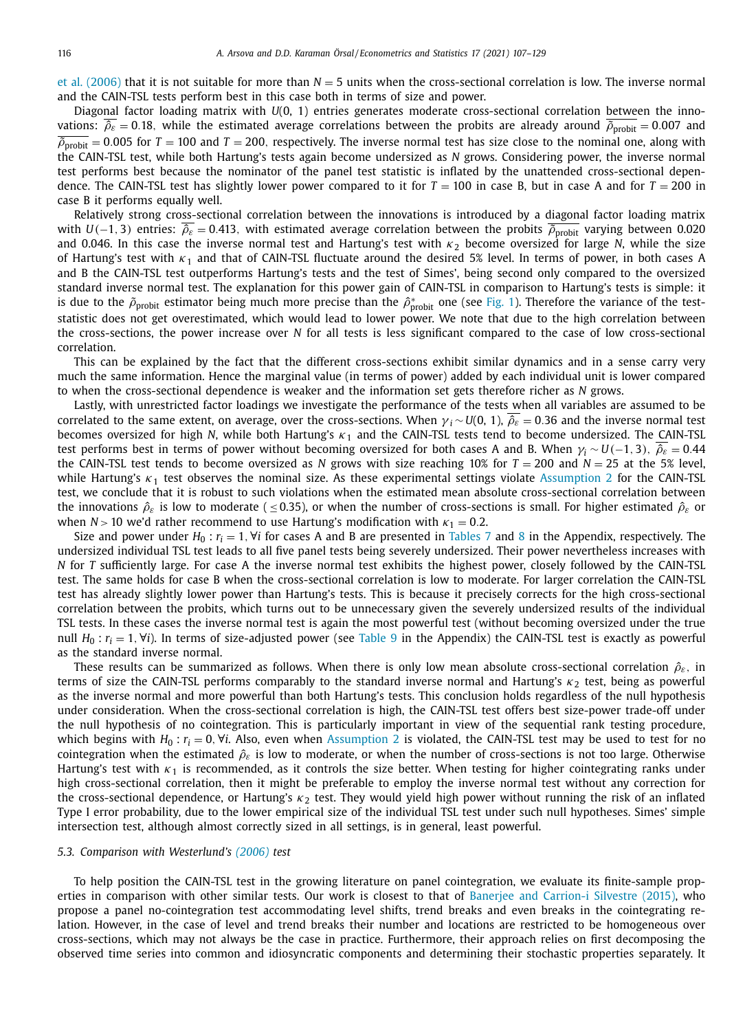et al. (2006) that it is not suitable for more than $N = 5$ units when the cross-sectional correlation is low. The inverse normal and the CAIN-TSL tests perform best in this case both in terms of size and power.

Diagonal factor loading matrix with $U(0, 1)$ entries generates moderate cross-sectional correlation between the innovations: $\overline{\hat{\rho}_\varepsilon} = 0.18,$ while the estimated average correlations between the probits are already around $\overline{\tilde{\rho}_{\text{probit}}} = 0.007$ and $\overline{\tilde{\rho}_{\text{probit}}} = 0.005$ for $T = 100$ and $T = 200,$ respectively. The inverse normal test has size close to the nominal one, along with the CAIN-TSL test, while both Hartung's tests again become undersized as $N$ grows. Considering power, the inverse normal test performs best because the nominator of the panel test statistic is inflated by the unattended cross-sectional dependence. The CAIN-TSL test has slightly lower power compared to it for $T = 100$ in case B, but in case A and for $T = 200$ in case B it performs equally well.

Relatively strong cross-sectional correlation between the innovations is introduced by a diagonal factor loading matrix with $U(-1, 3)$ entries: $\overline{\hat{\rho}_\varepsilon} = 0.413,$ with estimated average correlation between the probits $\overline{\tilde{\rho}_{\text{probit}}}$ varying between 0.020 and 0.046. In this case the inverse normal test and Hartung's test with $\kappa_2$ become oversized for large $N$, while the size of Hartung's test with $\kappa_1$ and that of CAIN-TSL fluctuate around the desired 5% level. In terms of power, in both cases A and B the CAIN-TSL test outperforms Hartung's tests and the test of Simes', being second only compared to the oversized standard inverse normal test. The explanation for this power gain of CAIN-TSL in comparison to Hartung's tests is simple: it is due to the $\tilde{\rho}_{\text{probit}}$ estimator being much more precise than the $\hat{\rho}^*_{\text{probit}}$ one (see Fig. 1). Therefore the variance of the test-statistic does not get overestimated, which would lead to lower power. We note that due to the high correlation between the cross-sections, the power increase over $N$ for all tests is less significant compared to the case of low cross-sectional correlation.

This can be explained by the fact that the different cross-sections exhibit similar dynamics and in a sense carry very much the same information. Hence the marginal value (in terms of power) added by each individual unit is lower compared to when the cross-sectional dependence is weaker and the information set gets therefore richer as $N$ grows.

Lastly, with unrestricted factor loadings we investigate the performance of the tests when all variables are assumed to be correlated to the same extent, on average, over the cross-sections. When $\gamma_i \sim U(0, 1),$ $\overline{\hat{\rho}_\varepsilon} = 0.36$ and the inverse normal test becomes oversized for high $N$, while both Hartung's $\kappa_1$ and the CAIN-TSL tests tend to become undersized. The CAIN-TSL test performs best in terms of power without becoming oversized for both cases A and B. When $\gamma_i \sim U(-1, 3),$ $\overline{\hat{\rho}_\varepsilon} = 0.44$ the CAIN-TSL test tends to become oversized as $N$ grows with size reaching 10% for $T = 200$ and $N = 25$ at the 5% level, while Hartung's $\kappa_1$ test observes the nominal size. As these experimental settings violate Assumption 2 for the CAIN-TSL test, we conclude that it is robust to such violations when the estimated mean absolute cross-sectional correlation between the innovations $\hat{\rho}_\varepsilon$ is low to moderate ($\leq 0.35$), or when the number of cross-sections is small. For higher estimated $\hat{\rho}_\varepsilon$ or when $N > 10$ we'd rather recommend to use Hartung's modification with $\kappa_1 = 0.2$.

Size and power under $H_0 : r_i = 1, \forall i$ for cases A and B are presented in Tables 7 and 8 in the Appendix, respectively. The undersized individual TSL test leads to all five panel tests being severely undersized. Their power nevertheless increases with $N$ for $T$ sufficiently large. For case A the inverse normal test exhibits the highest power, closely followed by the CAIN-TSL test. The same holds for case B when the cross-sectional correlation is low to moderate. For larger correlation the CAIN-TSL test has already slightly lower power than Hartung's tests. This is because it precisely corrects for the high cross-sectional correlation between the probits, which turns out to be unnecessary given the severely undersized results of the individual TSL tests. In these cases the inverse normal test is again the most powerful test (without becoming oversized under the true null $H_0 : r_i = 1, \forall i$). In terms of size-adjusted power (see Table 9 in the Appendix) the CAIN-TSL test is exactly as powerful as the standard inverse normal.

These results can be summarized as follows. When there is only low mean absolute cross-sectional correlation $\hat{\rho}_\varepsilon$, in terms of size the CAIN-TSL performs comparably to the standard inverse normal and Hartung's $\kappa_2$ test, being as powerful as the inverse normal and more powerful than both Hartung's tests. This conclusion holds regardless of the null hypothesis under consideration. When the cross-sectional correlation is high, the CAIN-TSL test offers best size-power trade-off under the null hypothesis of no cointegration. This is particularly important in view of the sequential rank testing procedure, which begins with $H_0 : r_i = 0, \forall i$. Also, even when Assumption 2 is violated, the CAIN-TSL test may be used to test for no cointegration when the estimated $\hat{\rho}_\varepsilon$ is low to moderate, or when the number of cross-sections is not too large. Otherwise Hartung's test with $\kappa_1$ is recommended, as it controls the size better. When testing for higher cointegrating ranks under high cross-sectional correlation, then it might be preferable to employ the inverse normal test without any correction for the cross-sectional dependence, or Hartung's $\kappa_2$ test. They would yield high power without running the risk of an inflated Type I error probability, due to the lower empirical size of the individual TSL test under such null hypotheses. Simes' simple intersection test, although almost correctly sized in all settings, is in general, least powerful.

### *5.3. Comparison with Westerlund's (2006) test*

To help position the CAIN-TSL test in the growing literature on panel cointegration, we evaluate its finite-sample properties in comparison with other similar tests. Our work is closest to that of Banerjee and Carrion-i Silvestre (2015), who propose a panel no-cointegration test accommodating level shifts, trend breaks and even breaks in the cointegrating relation. However, in the case of level and trend breaks their number and locations are restricted to be homogeneous over cross-sections, which may not always be the case in practice. Furthermore, their approach relies on first decomposing the observed time series into common and idiosyncratic components and determining their stochastic properties separately. It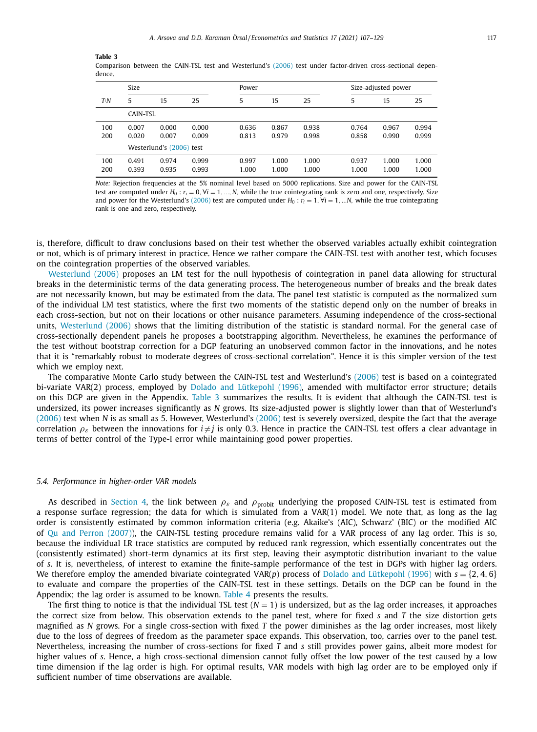**Table 3**
Comparison between the CAIN-TSL test and Westerlund's (2006) test under factor-driven cross-sectional dependence.

| T\N | Size | | | Power | | | Size-adjusted power | | |
|---|---|---|---|---|---|---|---|---|---|
| | 5 | 15 | 25 | 5 | 15 | 25 | 5 | 15 | 25 |
| | CAIN-TSL | | | | | | | | |
| 100 | 0.007 | 0.000 | 0.000 | 0.636 | 0.867 | 0.938 | 0.764 | 0.967 | 0.994 |
| 200 | 0.020 | 0.007 | 0.009 | 0.813 | 0.979 | 0.998 | 0.858 | 0.990 | 0.999 |
| | Westerlund's (2006) test | | | | | | | | |
| 100 | 0.491 | 0.974 | 0.999 | 0.997 | 1.000 | 1.000 | 0.937 | 1.000 | 1.000 |
| 200 | 0.393 | 0.935 | 0.993 | 1.000 | 1.000 | 1.000 | 1.000 | 1.000 | 1.000 |

*Note:* Rejection frequencies at the 5% nominal level based on 5000 replications. Size and power for the CAIN-TSL test are computed under $H_0 : r_i = 0, \forall i = 1, \ldots, N,$ while the true cointegrating rank is zero and one, respectively. Size and power for the Westerlund's (2006) test are computed under $H_0 : r_i = 1, \forall i = 1, \ldots N,$ while the true cointegrating rank is one and zero, respectively.

is, therefore, difficult to draw conclusions based on their test whether the observed variables actually exhibit cointegration or not, which is of primary interest in practice. Hence we rather compare the CAIN-TSL test with another test, which focuses on the cointegration properties of the observed variables.

Westerlund (2006) proposes an LM test for the null hypothesis of cointegration in panel data allowing for structural breaks in the deterministic terms of the data generating process. The heterogeneous number of breaks and the break dates are not necessarily known, but may be estimated from the data. The panel test statistic is computed as the normalized sum of the individual LM test statistics, where the first two moments of the statistic depend only on the number of breaks in each cross-section, but not on their locations or other nuisance parameters. Assuming independence of the cross-sectional units, Westerlund (2006) shows that the limiting distribution of the statistic is standard normal. For the general case of cross-sectionally dependent panels he proposes a bootstrapping algorithm. Nevertheless, he examines the performance of the test without bootstrap correction for a DGP featuring an unobserved common factor in the innovations, and he notes that it is "remarkably robust to moderate degrees of cross-sectional correlation". Hence it is this simpler version of the test which we employ next.

The comparative Monte Carlo study between the CAIN-TSL test and Westerlund's (2006) test is based on a cointegrated bi-variate VAR(2) process, employed by Dolado and Lütkepohl (1996), amended with multifactor error structure; details on this DGP are given in the Appendix. Table 3 summarizes the results. It is evident that although the CAIN-TSL test is undersized, its power increases significantly as $N$ grows. Its size-adjusted power is slightly lower than that of Westerlund's (2006) test when $N$ is as small as 5. However, Westerlund's (2006) test is severely oversized, despite the fact that the average correlation $\rho_\varepsilon$ between the innovations for $i \neq j$ is only 0.3. Hence in practice the CAIN-TSL test offers a clear advantage in terms of better control of the Type-I error while maintaining good power properties.

### *5.4. Performance in higher-order VAR models*

As described in Section 4, the link between $\rho_\varepsilon$ and $\rho_{\text{probit}}$ underlying the proposed CAIN-TSL test is estimated from a response surface regression; the data for which is simulated from a VAR(1) model. We note that, as long as the lag order is consistently estimated by common information criteria (e.g. Akaike's (AIC), Schwarz' (BIC) or the modified AIC of Qu and Perron (2007)), the CAIN-TSL testing procedure remains valid for a VAR process of any lag order. This is so, because the individual LR trace statistics are computed by reduced rank regression, which essentially concentrates out the (consistently estimated) short-term dynamics at its first step, leaving their asymptotic distribution invariant to the value of $s$. It is, nevertheless, of interest to examine the finite-sample performance of the test in DGPs with higher lag orders. We therefore employ the amended bivariate cointegrated VAR($p$) process of Dolado and Lütkepohl (1996) with $s = \{2, 4, 6\}$ to evaluate and compare the properties of the CAIN-TSL test in these settings. Details on the DGP can be found in the Appendix; the lag order is assumed to be known. Table 4 presents the results.

The first thing to notice is that the individual TSL test ($N = 1$) is undersized, but as the lag order increases, it approaches the correct size from below. This observation extends to the panel test, where for fixed $s$ and $T$ the size distortion gets magnified as $N$ grows. For a single cross-section with fixed $T$ the power diminishes as the lag order increases, most likely due to the loss of degrees of freedom as the parameter space expands. This observation, too, carries over to the panel test. Nevertheless, increasing the number of cross-sections for fixed $T$ and $s$ still provides power gains, albeit more modest for higher values of $s$. Hence, a high cross-sectional dimension cannot fully offset the low power of the test caused by a low time dimension if the lag order is high. For optimal results, VAR models with high lag order are to be employed only if sufficient number of time observations are available.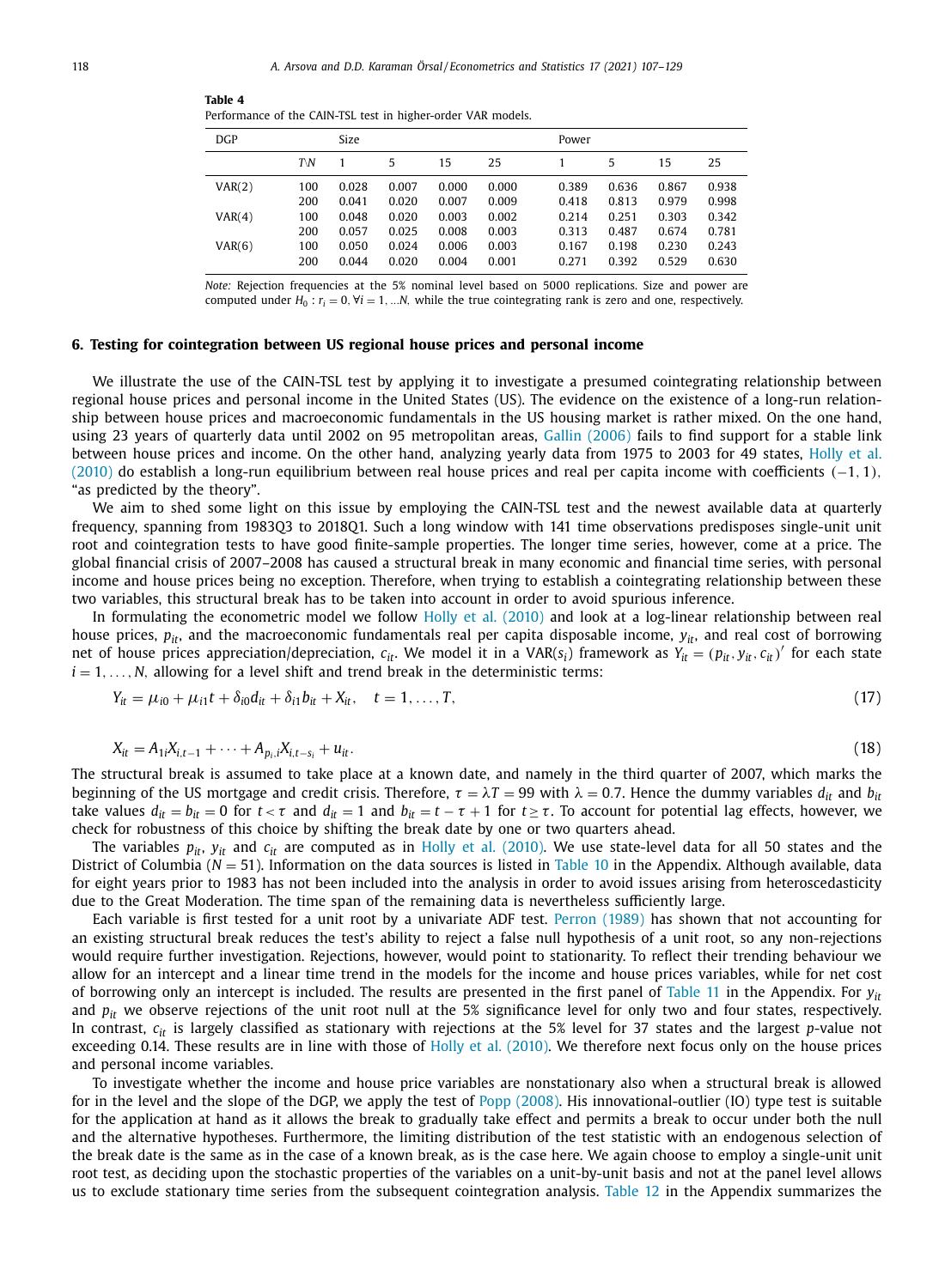**Table 4**
Performance of the CAIN-TSL test in higher-order VAR models.

| DGP | | Size | | | | Power | | | |
|---|---|---|---|---|---|---|---|---|---|
| | T\N | 1 | 5 | 15 | 25 | 1 | 5 | 15 | 25 |
| VAR(2) | 100 | 0.028 | 0.007 | 0.000 | 0.000 | 0.389 | 0.636 | 0.867 | 0.938 |
| | 200 | 0.041 | 0.020 | 0.007 | 0.009 | 0.418 | 0.813 | 0.979 | 0.998 |
| VAR(4) | 100 | 0.048 | 0.020 | 0.003 | 0.002 | 0.214 | 0.251 | 0.303 | 0.342 |
| | 200 | 0.057 | 0.025 | 0.008 | 0.003 | 0.313 | 0.487 | 0.674 | 0.781 |
| VAR(6) | 100 | 0.050 | 0.024 | 0.006 | 0.003 | 0.167 | 0.198 | 0.230 | 0.243 |
| | 200 | 0.044 | 0.020 | 0.004 | 0.001 | 0.271 | 0.392 | 0.529 | 0.630 |

*Note:* Rejection frequencies at the 5% nominal level based on 5000 replications. Size and power are computed under $H_0 : r_i = 0, \forall i = 1, ..N,$ while the true cointegrating rank is zero and one, respectively.

## 6. Testing for cointegration between US regional house prices and personal income

We illustrate the use of the CAIN-TSL test by applying it to investigate a presumed cointegrating relationship between regional house prices and personal income in the United States (US). The evidence on the existence of a long-run relationship between house prices and macroeconomic fundamentals in the US housing market is rather mixed. On the one hand, using 23 years of quarterly data until 2002 on 95 metropolitan areas, Gallin (2006) fails to find support for a stable link between house prices and income. On the other hand, analyzing yearly data from 1975 to 2003 for 49 states, Holly et al. (2010) do establish a long-run equilibrium between real house prices and real per capita income with coefficients $(-1, 1)$, "as predicted by the theory".

We aim to shed some light on this issue by employing the CAIN-TSL test and the newest available data at quarterly frequency, spanning from 1983Q3 to 2018Q1. Such a long window with 141 time observations predisposes single-unit unit root and cointegration tests to have good finite-sample properties. The longer time series, however, come at a price. The global financial crisis of 2007–2008 has caused a structural break in many economic and financial time series, with personal income and house prices being no exception. Therefore, when trying to establish a cointegrating relationship between these two variables, this structural break has to be taken into account in order to avoid spurious inference.

In formulating the econometric model we follow Holly et al. (2010) and look at a log-linear relationship between real house prices, $p_{it}$, and the macroeconomic fundamentals real per capita disposable income, $y_{it}$, and real cost of borrowing net of house prices appreciation/depreciation, $c_{it}$. We model it in a VAR($s_i$) framework as $Y_{it} = (p_{it}, y_{it}, c_{it})'$ for each state $i = 1, \ldots, N,$ allowing for a level shift and trend break in the deterministic terms:

$$Y_{it} = \mu_{i0} + \mu_{i1}t + \delta_{i0}d_{it} + \delta_{i1}b_{it} + X_{it}, \quad t = 1, \ldots, T, \tag{17}$$

$$X_{it} = A_{1i}X_{i,t-1} + \cdots + A_{p_i,i}X_{i,t-s_i} + u_{it}. \tag{18}$$

The structural break is assumed to take place at a known date, and namely in the third quarter of 2007, which marks the beginning of the US mortgage and credit crisis. Therefore, $\tau = \lambda T = 99$ with $\lambda = 0.7$. Hence the dummy variables $d_{it}$ and $b_{it}$ take values $d_{it} = b_{it} = 0$ for $t < \tau$ and $d_{it} = 1$ and $b_{it} = t - \tau + 1$ for $t \geq \tau$. To account for potential lag effects, however, we check for robustness of this choice by shifting the break date by one or two quarters ahead.

The variables $p_{it}$, $y_{it}$ and $c_{it}$ are computed as in Holly et al. (2010). We use state-level data for all 50 states and the District of Columbia ($N = 51$). Information on the data sources is listed in Table 10 in the Appendix. Although available, data for eight years prior to 1983 has not been included into the analysis in order to avoid issues arising from heteroscedasticity due to the Great Moderation. The time span of the remaining data is nevertheless sufficiently large.

Each variable is first tested for a unit root by a univariate ADF test. Perron (1989) has shown that not accounting for an existing structural break reduces the test's ability to reject a false null hypothesis of a unit root, so any non-rejections would require further investigation. Rejections, however, would point to stationarity. To reflect their trending behaviour we allow for an intercept and a linear time trend in the models for the income and house prices variables, while for net cost of borrowing only an intercept is included. The results are presented in the first panel of Table 11 in the Appendix. For $y_{it}$ and $p_{it}$ we observe rejections of the unit root null at the 5% significance level for only two and four states, respectively. In contrast, $c_{it}$ is largely classified as stationary with rejections at the 5% level for 37 states and the largest $p$-value not exceeding 0.14. These results are in line with those of Holly et al. (2010). We therefore next focus only on the house prices and personal income variables.

To investigate whether the income and house price variables are nonstationary also when a structural break is allowed for in the level and the slope of the DGP, we apply the test of Popp (2008). His innovational-outlier (IO) type test is suitable for the application at hand as it allows the break to gradually take effect and permits a break to occur under both the null and the alternative hypotheses. Furthermore, the limiting distribution of the test statistic with an endogenous selection of the break date is the same as in the case of a known break, as is the case here. We again choose to employ a single-unit unit root test, as deciding upon the stochastic properties of the variables on a unit-by-unit basis and not at the panel level allows us to exclude stationary time series from the subsequent cointegration analysis. Table 12 in the Appendix summarizes the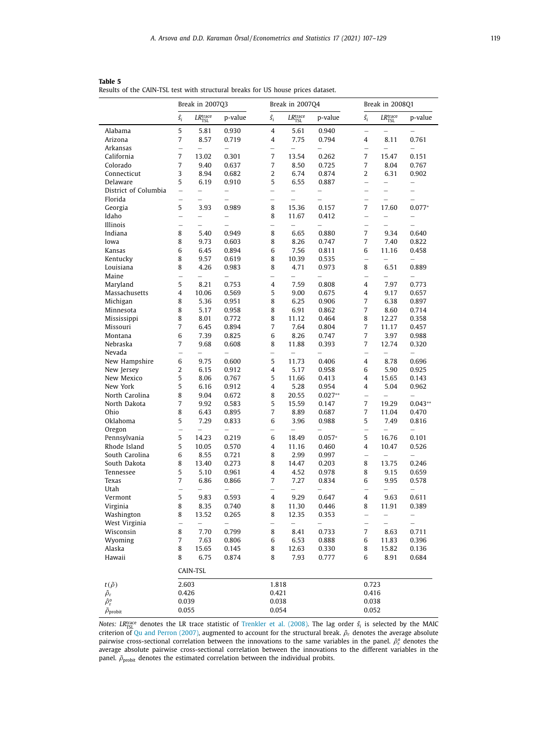**Table 5**
Results of the CAIN-TSL test with structural breaks for US house prices dataset.

| | Break in 2007Q3 | | | Break in 2007Q4 | | | Break in 2008Q1 | | |
|---|---|---|---|---|---|---|---|---|---|
| | $\hat{s}_i$ | $LR^{\text{trace}}_{\text{TSL}}$ | p-value | $\hat{s}_i$ | $LR^{\text{trace}}_{\text{TSL}}$ | p-value | $\hat{s}_i$ | $LR^{\text{trace}}_{\text{TSL}}$ | p-value |
| Alabama | 5 | 5.81 | 0.930 | 4 | 5.61 | 0.940 | – | – | – |
| Arizona | 7 | 8.57 | 0.719 | 4 | 7.75 | 0.794 | 4 | 8.11 | 0.761 |
| Arkansas | – | – | – | – | – | – | – | – | – |
| California | 7 | 13.02 | 0.301 | 7 | 13.54 | 0.262 | 7 | 15.47 | 0.151 |
| Colorado | 7 | 9.40 | 0.637 | 7 | 8.50 | 0.725 | 7 | 8.04 | 0.767 |
| Connecticut | 3 | 8.94 | 0.682 | 2 | 6.74 | 0.874 | 2 | 6.31 | 0.902 |
| Delaware | 5 | 6.19 | 0.910 | 5 | 6.55 | 0.887 | – | – | – |
| District of Columbia | – | – | – | – | – | – | – | – | – |
| Florida | – | – | – | – | – | – | – | – | – |
| Georgia | 5 | 3.93 | 0.989 | 8 | 15.36 | 0.157 | 7 | 17.60 | 0.077* |
| Idaho | – | – | – | 8 | 11.67 | 0.412 | – | – | – |
| Illinois | – | – | – | – | – | – | – | – | – |
| Indiana | 8 | 5.40 | 0.949 | 8 | 6.65 | 0.880 | 7 | 9.34 | 0.640 |
| Iowa | 8 | 9.73 | 0.603 | 8 | 8.26 | 0.747 | 7 | 7.40 | 0.822 |
| Kansas | 6 | 6.45 | 0.894 | 6 | 7.56 | 0.811 | 6 | 11.16 | 0.458 |
| Kentucky | 8 | 9.57 | 0.619 | 8 | 10.39 | 0.535 | – | – | – |
| Louisiana | 8 | 4.26 | 0.983 | 8 | 4.71 | 0.973 | 8 | 6.51 | 0.889 |
| Maine | – | – | – | – | – | – | – | – | – |
| Maryland | 5 | 8.21 | 0.753 | 4 | 7.59 | 0.808 | 4 | 7.97 | 0.773 |
| Massachusetts | 4 | 10.06 | 0.569 | 5 | 9.00 | 0.675 | 4 | 9.17 | 0.657 |
| Michigan | 8 | 5.36 | 0.951 | 8 | 6.25 | 0.906 | 7 | 6.38 | 0.897 |
| Minnesota | 8 | 5.17 | 0.958 | 8 | 6.91 | 0.862 | 7 | 8.60 | 0.714 |
| Mississippi | 8 | 8.01 | 0.772 | 8 | 11.12 | 0.464 | 8 | 12.27 | 0.358 |
| Missouri | 7 | 6.45 | 0.894 | 7 | 7.64 | 0.804 | 7 | 11.17 | 0.457 |
| Montana | 6 | 7.39 | 0.825 | 6 | 8.26 | 0.747 | 7 | 3.97 | 0.988 |
| Nebraska | 7 | 9.68 | 0.608 | 8 | 11.88 | 0.393 | 7 | 12.74 | 0.320 |
| Nevada | – | – | – | – | – | – | – | – | – |
| New Hampshire | 6 | 9.75 | 0.600 | 5 | 11.73 | 0.406 | 4 | 8.78 | 0.696 |
| New Jersey | 2 | 6.15 | 0.912 | 4 | 5.17 | 0.958 | 6 | 5.90 | 0.925 |
| New Mexico | 5 | 8.06 | 0.767 | 5 | 11.66 | 0.413 | 4 | 15.65 | 0.143 |
| New York | 5 | 6.16 | 0.912 | 4 | 5.28 | 0.954 | 4 | 5.04 | 0.962 |
| North Carolina | 8 | 9.04 | 0.672 | 8 | 20.55 | 0.027** | – | – | – |
| North Dakota | 7 | 9.92 | 0.583 | 5 | 15.59 | 0.147 | 7 | 19.29 | 0.043** |
| Ohio | 8 | 6.43 | 0.895 | 7 | 8.89 | 0.687 | 7 | 11.04 | 0.470 |
| Oklahoma | 5 | 7.29 | 0.833 | 6 | 3.96 | 0.988 | 5 | 7.49 | 0.816 |
| Oregon | – | – | – | – | – | – | – | – | – |
| Pennsylvania | 5 | 14.23 | 0.219 | 6 | 18.49 | 0.057* | 5 | 16.76 | 0.101 |
| Rhode Island | 5 | 10.05 | 0.570 | 4 | 11.16 | 0.460 | 4 | 10.47 | 0.526 |
| South Carolina | 6 | 8.55 | 0.721 | 8 | 2.99 | 0.997 | – | – | – |
| South Dakota | 8 | 13.40 | 0.273 | 8 | 14.47 | 0.203 | 8 | 13.75 | 0.246 |
| Tennessee | 5 | 5.10 | 0.961 | 4 | 4.52 | 0.978 | 8 | 9.15 | 0.659 |
| Texas | 7 | 6.86 | 0.866 | 7 | 7.27 | 0.834 | 6 | 9.95 | 0.578 |
| Utah | – | – | – | – | – | – | – | – | – |
| Vermont | 5 | 9.83 | 0.593 | 4 | 9.29 | 0.647 | 4 | 9.63 | 0.611 |
| Virginia | 8 | 8.35 | 0.740 | 8 | 11.30 | 0.446 | 8 | 11.91 | 0.389 |
| Washington | 8 | 13.52 | 0.265 | 8 | 12.35 | 0.353 | – | – | – |
| West Virginia | – | – | – | – | – | – | – | – | – |
| Wisconsin | 8 | 7.70 | 0.799 | 8 | 8.41 | 0.733 | 7 | 8.63 | 0.711 |
| Wyoming | 7 | 7.63 | 0.806 | 6 | 6.53 | 0.888 | 6 | 11.83 | 0.396 |
| Alaska | 8 | 15.65 | 0.145 | 8 | 12.63 | 0.330 | 8 | 15.82 | 0.136 |
| Hawaii | 8 | 6.75 | 0.874 | 8 | 7.93 | 0.777 | 6 | 8.91 | 0.684 |
| | CAIN-TSL | | | | | | | | |
| $t(\tilde{\rho})$ | 2.603 | | | 1.818 | | | 0.723 | | |
| $\hat{\rho}_{\varepsilon}$ | 0.426 | | | 0.421 | | | 0.416 | | |
| $\hat{\rho}^{o}_{\varepsilon}$ | 0.039 | | | 0.038 | | | 0.038 | | |
| $\tilde{\rho}_{\text{probit}}$ | 0.055 | | | 0.054 | | | 0.052 | | |

*Notes:* $LR^{\text{trace}}_{\text{TSL}}$ denotes the LR trace statistic of Trenkler et al. (2008). The lag order $\hat{s}_i$ is selected by the MAIC criterion of Qu and Perron (2007), augmented to account for the structural break. $\hat{\rho}_{\varepsilon}$ denotes the average absolute pairwise cross-sectional correlation between the innovations to the same variables in the panel. $\hat{\rho}^{o}_{\varepsilon}$ denotes the average absolute pairwise cross-sectional correlation between the innovations to the different variables in the panel. $\tilde{\rho}_{\text{probit}}$ denotes the estimated correlation between the individual probits.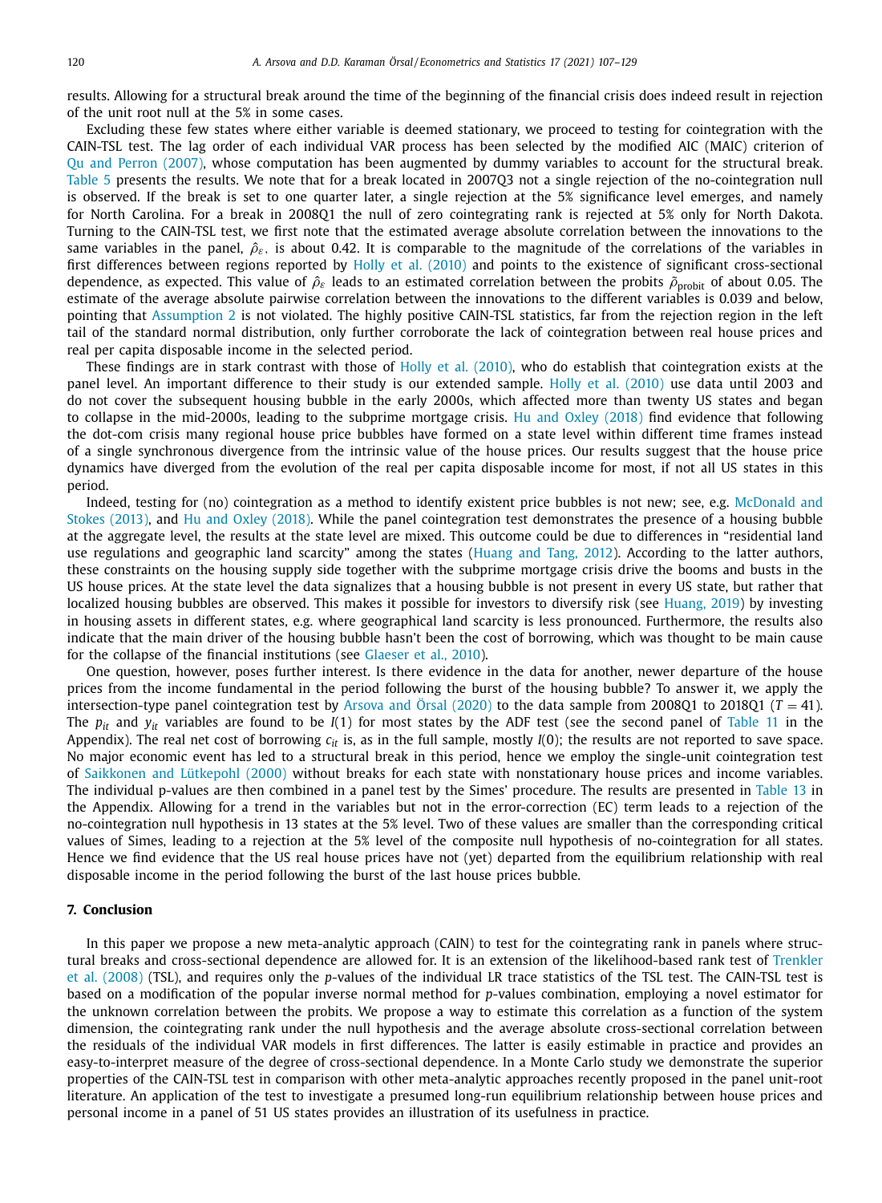results. Allowing for a structural break around the time of the beginning of the financial crisis does indeed result in rejection of the unit root null at the 5% in some cases.

Excluding these few states where either variable is deemed stationary, we proceed to testing for cointegration with the CAIN-TSL test. The lag order of each individual VAR process has been selected by the modified AIC (MAIC) criterion of Qu and Perron (2007), whose computation has been augmented by dummy variables to account for the structural break. Table 5 presents the results. We note that for a break located in 2007Q3 not a single rejection of the no-cointegration null is observed. If the break is set to one quarter later, a single rejection at the 5% significance level emerges, and namely for North Carolina. For a break in 2008Q1 the null of zero cointegrating rank is rejected at 5% only for North Dakota. Turning to the CAIN-TSL test, we first note that the estimated average absolute correlation between the innovations to the same variables in the panel, $\hat{\rho}_{\varepsilon}$, is about 0.42. It is comparable to the magnitude of the correlations of the variables in first differences between regions reported by Holly et al. (2010) and points to the existence of significant cross-sectional dependence, as expected. This value of $\hat{\rho}_{\varepsilon}$ leads to an estimated correlation between the probits $\tilde{\rho}_{\text{probit}}$ of about 0.05. The estimate of the average absolute pairwise correlation between the innovations to the different variables is 0.039 and below, pointing that Assumption 2 is not violated. The highly positive CAIN-TSL statistics, far from the rejection region in the left tail of the standard normal distribution, only further corroborate the lack of cointegration between real house prices and real per capita disposable income in the selected period.

These findings are in stark contrast with those of Holly et al. (2010), who do establish that cointegration exists at the panel level. An important difference to their study is our extended sample. Holly et al. (2010) use data until 2003 and do not cover the subsequent housing bubble in the early 2000s, which affected more than twenty US states and began to collapse in the mid-2000s, leading to the subprime mortgage crisis. Hu and Oxley (2018) find evidence that following the dot-com crisis many regional house price bubbles have formed on a state level within different time frames instead of a single synchronous divergence from the intrinsic value of the house prices. Our results suggest that the house price dynamics have diverged from the evolution of the real per capita disposable income for most, if not all US states in this period.

Indeed, testing for (no) cointegration as a method to identify existent price bubbles is not new; see, e.g. McDonald and Stokes (2013), and Hu and Oxley (2018). While the panel cointegration test demonstrates the presence of a housing bubble at the aggregate level, the results at the state level are mixed. This outcome could be due to differences in "residential land use regulations and geographic land scarcity" among the states (Huang and Tang, 2012). According to the latter authors, these constraints on the housing supply side together with the subprime mortgage crisis drive the booms and busts in the US house prices. At the state level the data signalizes that a housing bubble is not present in every US state, but rather that localized housing bubbles are observed. This makes it possible for investors to diversify risk (see Huang, 2019) by investing in housing assets in different states, e.g. where geographical land scarcity is less pronounced. Furthermore, the results also indicate that the main driver of the housing bubble hasn't been the cost of borrowing, which was thought to be main cause for the collapse of the financial institutions (see Glaeser et al., 2010).

One question, however, poses further interest. Is there evidence in the data for another, newer departure of the house prices from the income fundamental in the period following the burst of the housing bubble? To answer it, we apply the intersection-type panel cointegration test by Arsova and Örsal (2020) to the data sample from 2008Q1 to 2018Q1 ($T = 41$). The $p_{it}$ and $y_{it}$ variables are found to be $I(1)$ for most states by the ADF test (see the second panel of Table 11 in the Appendix). The real net cost of borrowing $c_{it}$ is, as in the full sample, mostly $I(0)$; the results are not reported to save space. No major economic event has led to a structural break in this period, hence we employ the single-unit cointegration test of Saikkonen and Lütkepohl (2000) without breaks for each state with nonstationary house prices and income variables. The individual p-values are then combined in a panel test by the Simes' procedure. The results are presented in Table 13 in the Appendix. Allowing for a trend in the variables but not in the error-correction (EC) term leads to a rejection of the no-cointegration null hypothesis in 13 states at the 5% level. Two of these values are smaller than the corresponding critical values of Simes, leading to a rejection at the 5% level of the composite null hypothesis of no-cointegration for all states. Hence we find evidence that the US real house prices have not (yet) departed from the equilibrium relationship with real disposable income in the period following the burst of the last house prices bubble.

## 7. Conclusion

In this paper we propose a new meta-analytic approach (CAIN) to test for the cointegrating rank in panels where structural breaks and cross-sectional dependence are allowed for. It is an extension of the likelihood-based rank test of Trenkler et al. (2008) (TSL), and requires only the $p$-values of the individual LR trace statistics of the TSL test. The CAIN-TSL test is based on a modification of the popular inverse normal method for $p$-values combination, employing a novel estimator for the unknown correlation between the probits. We propose a way to estimate this correlation as a function of the system dimension, the cointegrating rank under the null hypothesis and the average absolute cross-sectional correlation between the residuals of the individual VAR models in first differences. The latter is easily estimable in practice and provides an easy-to-interpret measure of the degree of cross-sectional dependence. In a Monte Carlo study we demonstrate the superior properties of the CAIN-TSL test in comparison with other meta-analytic approaches recently proposed in the panel unit-root literature. An application of the test to investigate a presumed long-run equilibrium relationship between house prices and personal income in a panel of 51 US states provides an illustration of its usefulness in practice.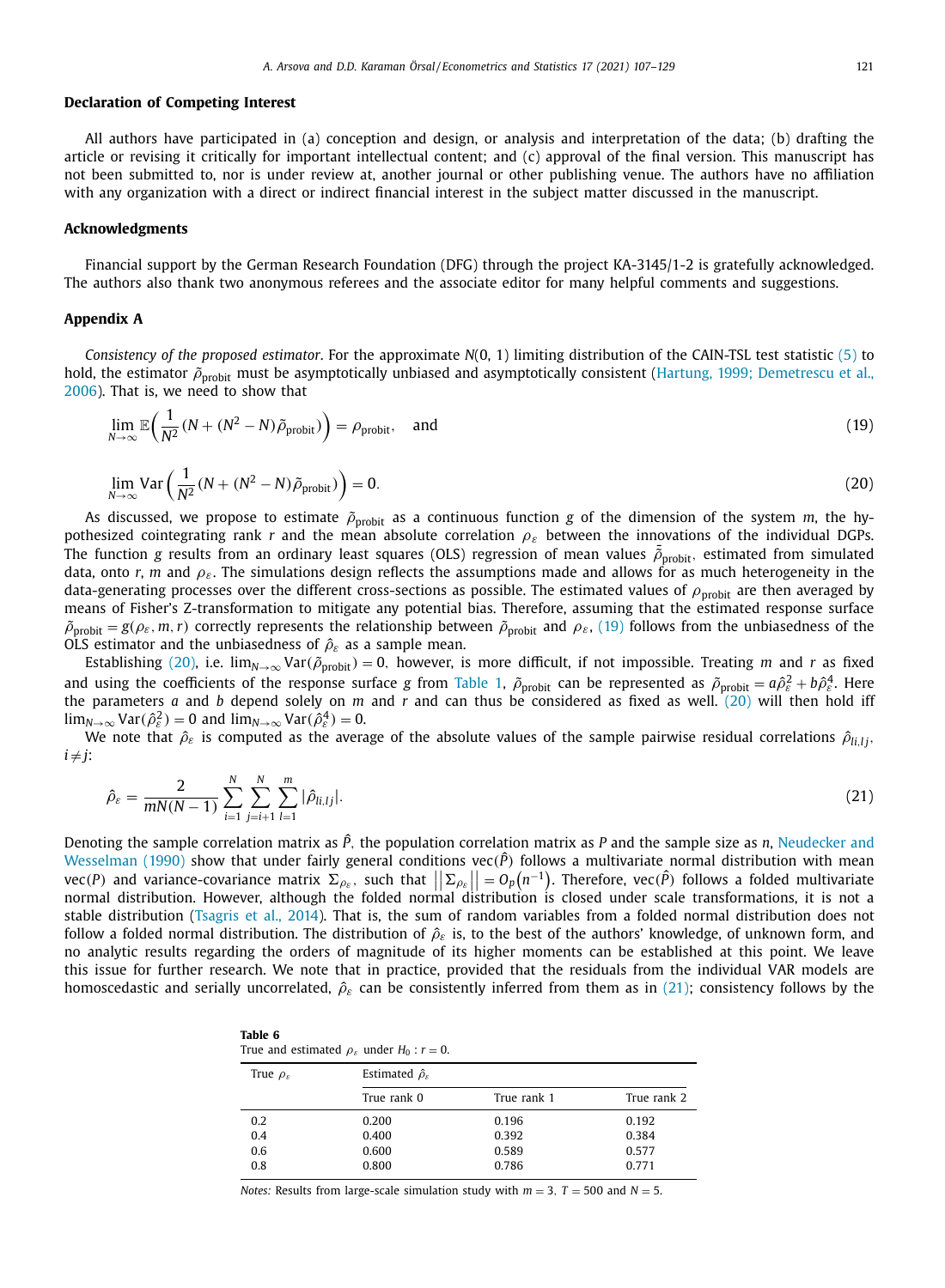### Declaration of Competing Interest

All authors have participated in (a) conception and design, or analysis and interpretation of the data; (b) drafting the article or revising it critically for important intellectual content; and (c) approval of the final version. This manuscript has not been submitted to, nor is under review at, another journal or other publishing venue. The authors have no affiliation with any organization with a direct or indirect financial interest in the subject matter discussed in the manuscript.

### Acknowledgments

Financial support by the German Research Foundation (DFG) through the project KA-3145/1-2 is gratefully acknowledged. The authors also thank two anonymous referees and the associate editor for many helpful comments and suggestions.

### Appendix A

*Consistency of the proposed estimator*. For the approximate $N(0, 1)$ limiting distribution of the CAIN-TSL test statistic (5) to hold, the estimator $\tilde{\rho}_{\text{probit}}$ must be asymptotically unbiased and asymptotically consistent (Hartung, 1999; Demetrescu et al., 2006). That is, we need to show that

$$\lim_{N\to\infty} \mathbb{E}\left(\frac{1}{N^2}(N + (N^2 - N)\tilde{\rho}_{\text{probit}})\right) = \rho_{\text{probit}}, \quad \text{and} \tag{19}$$

$$\lim_{N\to\infty} \text{Var}\left(\frac{1}{N^2}(N + (N^2 - N)\tilde{\rho}_{\text{probit}})\right) = 0. \tag{20}$$

As discussed, we propose to estimate $\tilde{\rho}_{\text{probit}}$ as a continuous function $g$ of the dimension of the system $m$, the hypothesized cointegrating rank $r$ and the mean absolute correlation $\rho_\varepsilon$ between the innovations of the individual DGPs. The function $g$ results from an ordinary least squares (OLS) regression of mean values $\bar{\tilde{\rho}}_{\text{probit}}$, estimated from simulated data, onto $r$, $m$ and $\rho_\varepsilon$. The simulations design reflects the assumptions made and allows for as much heterogeneity in the data-generating processes over the different cross-sections as possible. The estimated values of $\rho_{\text{probit}}$ are then averaged by means of Fisher's Z-transformation to mitigate any potential bias. Therefore, assuming that the estimated response surface $\tilde{\rho}_{\text{probit}} = g(\rho_\varepsilon, m, r)$ correctly represents the relationship between $\tilde{\rho}_{\text{probit}}$ and $\rho_\varepsilon$, (19) follows from the unbiasedness of the OLS estimator and the unbiasedness of $\hat{\rho}_\varepsilon$ as a sample mean.

Establishing (20), i.e. $\lim_{N\to\infty} \text{Var}(\tilde{\rho}_{\text{probit}}) = 0$, however, is more difficult, if not impossible. Treating $m$ and $r$ as fixed and using the coefficients of the response surface $g$ from Table 1, $\tilde{\rho}_{\text{probit}}$ can be represented as $\tilde{\rho}_{\text{probit}} = a\hat{\rho}_\varepsilon^2 + b\hat{\rho}_\varepsilon^4$. Here the parameters $a$ and $b$ depend solely on $m$ and $r$ and can thus be considered as fixed as well. (20) will then hold iff $\lim_{N\to\infty} \text{Var}(\hat{\rho}_\varepsilon^2) = 0$ and $\lim_{N\to\infty} \text{Var}(\hat{\rho}_\varepsilon^4) = 0$.

We note that $\hat{\rho}_\varepsilon$ is computed as the average of the absolute values of the sample pairwise residual correlations $\hat{\rho}_{li,lj}$, $i \neq j$:

$$\hat{\rho}_\varepsilon = \frac{2}{mN(N-1)} \sum_{i=1}^{N} \sum_{j=i+1}^{N} \sum_{l=1}^{m} |\hat{\rho}_{li,lj}|. \tag{21}$$

Denoting the sample correlation matrix as $\hat{P}$, the population correlation matrix as $P$ and the sample size as $n$, Neudecker and Wesselman (1990) show that under fairly general conditions $\text{vec}(\hat{P})$ follows a multivariate normal distribution with mean $\text{vec}(P)$ and variance-covariance matrix $\Sigma_{\rho_\varepsilon}$, such that $\left|\left|\Sigma_{\rho_\varepsilon}\right|\right| = O_p\left(n^{-1}\right)$. Therefore, $\text{vec}(\hat{P})$ follows a folded multivariate normal distribution. However, although the folded normal distribution is closed under scale transformations, it is not a stable distribution (Tsagris et al., 2014). That is, the sum of random variables from a folded normal distribution does not follow a folded normal distribution. The distribution of $\hat{\rho}_\varepsilon$ is, to the best of the authors' knowledge, of unknown form, and no analytic results regarding the orders of magnitude of its higher moments can be established at this point. We leave this issue for further research. We note that in practice, provided that the residuals from the individual VAR models are homoscedastic and serially uncorrelated, $\hat{\rho}_\varepsilon$ can be consistently inferred from them as in (21); consistency follows by the

**Table 6**
True and estimated $\rho_\varepsilon$ under $H_0 : r = 0$.

| True $\rho_\varepsilon$ | Estimated $\hat{\rho}_\varepsilon$ | | |
|---|---|---|---|
| | True rank 0 | True rank 1 | True rank 2 |
| 0.2 | 0.200 | 0.196 | 0.192 |
| 0.4 | 0.400 | 0.392 | 0.384 |
| 0.6 | 0.600 | 0.589 | 0.577 |
| 0.8 | 0.800 | 0.786 | 0.771 |

*Notes:* Results from large-scale simulation study with $m = 3$, $T = 500$ and $N = 5$.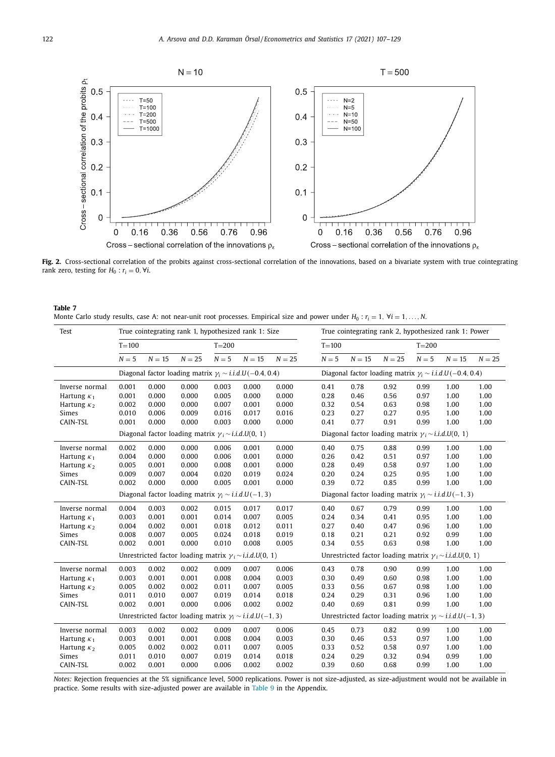**Fig. 2.** Cross-sectional correlation of the probits against cross-sectional correlation of the innovations, based on a bivariate system with true cointegrating rank zero, testing for $H_0 : r_i = 0, \forall i$.

**Table 7**
Monte Carlo study results, case A: not near-unit root processes. Empirical size and power under $H_0 : r_i = 1,\ \forall i = 1, \dots, N$.

| Test | True cointegrating rank 1, hypothesized rank 1: Size | | | | | | True cointegrating rank 2, hypothesized rank 1: Power | | | | | |
|---|---|---|---|---|---|---|---|---|---|---|---|---|
| | T=100 | | | T=200 | | | T=100 | | | T=200 | | |
| | $N=5$ | $N=15$ | $N=25$ | $N=5$ | $N=15$ | $N=25$ | $N=5$ | $N=15$ | $N=25$ | $N=5$ | $N=15$ | $N=25$ |
| | Diagonal factor loading matrix $\gamma_i \sim i.i.d.U(-0.4, 0.4)$ | | | | | | Diagonal factor loading matrix $\gamma_i \sim i.i.d.U(-0.4, 0.4)$ | | | | | |
| Inverse normal | 0.001 | 0.000 | 0.000 | 0.003 | 0.000 | 0.000 | 0.41 | 0.78 | 0.92 | 0.99 | 1.00 | 1.00 |
| Hartung $\kappa_1$ | 0.001 | 0.000 | 0.000 | 0.005 | 0.000 | 0.000 | 0.28 | 0.46 | 0.56 | 0.97 | 1.00 | 1.00 |
| Hartung $\kappa_2$ | 0.002 | 0.000 | 0.000 | 0.007 | 0.001 | 0.000 | 0.32 | 0.54 | 0.63 | 0.98 | 1.00 | 1.00 |
| Simes | 0.010 | 0.006 | 0.009 | 0.016 | 0.017 | 0.016 | 0.23 | 0.27 | 0.27 | 0.95 | 1.00 | 1.00 |
| CAIN-TSL | 0.001 | 0.000 | 0.000 | 0.003 | 0.000 | 0.000 | 0.41 | 0.77 | 0.91 | 0.99 | 1.00 | 1.00 |
| | Diagonal factor loading matrix $\gamma_i \sim i.i.d.U(0, 1)$ | | | | | | Diagonal factor loading matrix $\gamma_i \sim i.i.d.U(0, 1)$ | | | | | |
| Inverse normal | 0.002 | 0.000 | 0.000 | 0.006 | 0.001 | 0.000 | 0.40 | 0.75 | 0.88 | 0.99 | 1.00 | 1.00 |
| Hartung $\kappa_1$ | 0.004 | 0.000 | 0.000 | 0.006 | 0.001 | 0.000 | 0.26 | 0.42 | 0.51 | 0.97 | 1.00 | 1.00 |
| Hartung $\kappa_2$ | 0.005 | 0.001 | 0.000 | 0.008 | 0.001 | 0.000 | 0.28 | 0.49 | 0.58 | 0.97 | 1.00 | 1.00 |
| Simes | 0.009 | 0.007 | 0.004 | 0.020 | 0.019 | 0.024 | 0.20 | 0.24 | 0.25 | 0.95 | 1.00 | 1.00 |
| CAIN-TSL | 0.002 | 0.000 | 0.000 | 0.005 | 0.001 | 0.000 | 0.39 | 0.72 | 0.85 | 0.99 | 1.00 | 1.00 |
| | Diagonal factor loading matrix $\gamma_i \sim i.i.d.U(-1, 3)$ | | | | | | Diagonal factor loading matrix $\gamma_i \sim i.i.d.U(-1, 3)$ | | | | | |
| Inverse normal | 0.004 | 0.003 | 0.002 | 0.015 | 0.017 | 0.017 | 0.40 | 0.67 | 0.79 | 0.99 | 1.00 | 1.00 |
| Hartung $\kappa_1$ | 0.003 | 0.001 | 0.001 | 0.014 | 0.007 | 0.005 | 0.24 | 0.34 | 0.41 | 0.95 | 1.00 | 1.00 |
| Hartung $\kappa_2$ | 0.004 | 0.002 | 0.001 | 0.018 | 0.012 | 0.011 | 0.27 | 0.40 | 0.47 | 0.96 | 1.00 | 1.00 |
| Simes | 0.008 | 0.007 | 0.005 | 0.024 | 0.018 | 0.019 | 0.18 | 0.21 | 0.21 | 0.92 | 0.99 | 1.00 |
| CAIN-TSL | 0.002 | 0.001 | 0.000 | 0.010 | 0.008 | 0.005 | 0.34 | 0.55 | 0.63 | 0.98 | 1.00 | 1.00 |
| | Unrestricted factor loading matrix $\gamma_i \sim i.i.d.U(0, 1)$ | | | | | | Unrestricted factor loading matrix $\gamma_i \sim i.i.d.U(0, 1)$ | | | | | |
| Inverse normal | 0.003 | 0.002 | 0.002 | 0.009 | 0.007 | 0.006 | 0.43 | 0.78 | 0.90 | 0.99 | 1.00 | 1.00 |
| Hartung $\kappa_1$ | 0.003 | 0.001 | 0.001 | 0.008 | 0.004 | 0.003 | 0.30 | 0.49 | 0.60 | 0.98 | 1.00 | 1.00 |
| Hartung $\kappa_2$ | 0.005 | 0.002 | 0.002 | 0.011 | 0.007 | 0.005 | 0.33 | 0.56 | 0.67 | 0.98 | 1.00 | 1.00 |
| Simes | 0.011 | 0.010 | 0.007 | 0.019 | 0.014 | 0.018 | 0.24 | 0.29 | 0.31 | 0.96 | 1.00 | 1.00 |
| CAIN-TSL | 0.002 | 0.001 | 0.000 | 0.006 | 0.002 | 0.002 | 0.40 | 0.69 | 0.81 | 0.99 | 1.00 | 1.00 |
| | Unrestricted factor loading matrix $\gamma_i \sim i.i.d.U(-1, 3)$ | | | | | | Unrestricted factor loading matrix $\gamma_i \sim i.i.d.U(-1, 3)$ | | | | | |
| Inverse normal | 0.003 | 0.002 | 0.002 | 0.009 | 0.007 | 0.006 | 0.45 | 0.73 | 0.82 | 0.99 | 1.00 | 1.00 |
| Hartung $\kappa_1$ | 0.003 | 0.001 | 0.001 | 0.008 | 0.004 | 0.003 | 0.30 | 0.46 | 0.53 | 0.97 | 1.00 | 1.00 |
| Hartung $\kappa_2$ | 0.005 | 0.002 | 0.002 | 0.011 | 0.007 | 0.005 | 0.33 | 0.52 | 0.58 | 0.97 | 1.00 | 1.00 |
| Simes | 0.011 | 0.010 | 0.007 | 0.019 | 0.014 | 0.018 | 0.24 | 0.29 | 0.32 | 0.94 | 0.99 | 1.00 |
| CAIN-TSL | 0.002 | 0.001 | 0.000 | 0.006 | 0.002 | 0.002 | 0.39 | 0.60 | 0.68 | 0.99 | 1.00 | 1.00 |

*Notes:* Rejection frequencies at the 5% significance level, 5000 replications. Power is not size-adjusted, as size-adjustment would not be available in practice. Some results with size-adjusted power are available in Table 9 in the Appendix.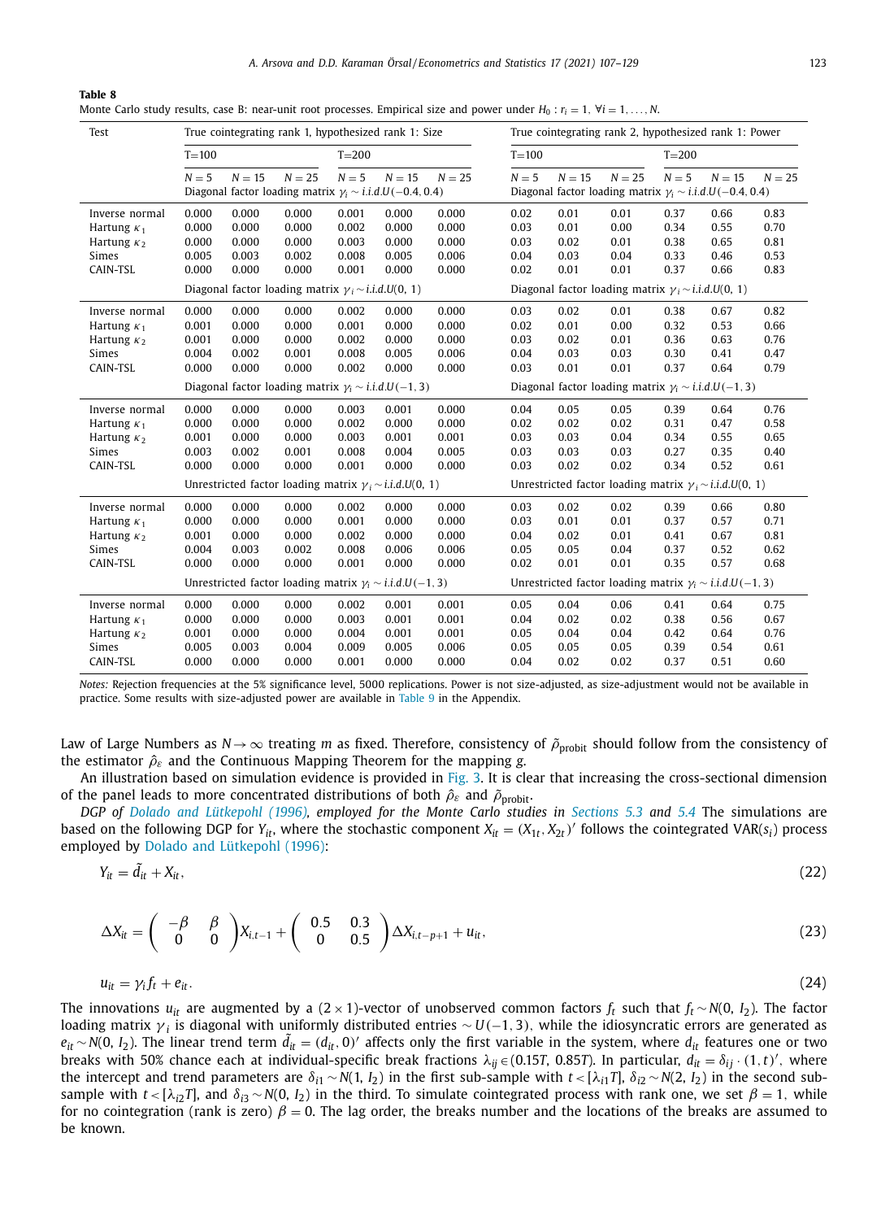**Table 8**
Monte Carlo study results, case B: near-unit root processes. Empirical size and power under $H_0 : r_i = 1,\ \forall i = 1, \ldots, N$.

| Test | True cointegrating rank 1, hypothesized rank 1: Size | | | | | | True cointegrating rank 2, hypothesized rank 1: Power | | | | | |
|---|---|---|---|---|---|---|---|---|---|---|---|---|
| | T=100 | | | T=200 | | | T=100 | | | T=200 | | |
| | $N=5$ | $N=15$ | $N=25$ | $N=5$ | $N=15$ | $N=25$ | $N=5$ | $N=15$ | $N=25$ | $N=5$ | $N=15$ | $N=25$ |
| | Diagonal factor loading matrix $\gamma_i \sim i.i.d.U(-0.4, 0.4)$ | | | | | | Diagonal factor loading matrix $\gamma_i \sim i.i.d.U(-0.4, 0.4)$ | | | | | |
| Inverse normal | 0.000 | 0.000 | 0.000 | 0.001 | 0.000 | 0.000 | 0.02 | 0.01 | 0.01 | 0.37 | 0.66 | 0.83 |
| Hartung $\kappa_1$ | 0.000 | 0.000 | 0.000 | 0.002 | 0.000 | 0.000 | 0.03 | 0.01 | 0.00 | 0.34 | 0.55 | 0.70 |
| Hartung $\kappa_2$ | 0.000 | 0.000 | 0.000 | 0.003 | 0.000 | 0.000 | 0.03 | 0.02 | 0.01 | 0.38 | 0.65 | 0.81 |
| Simes | 0.005 | 0.003 | 0.002 | 0.008 | 0.005 | 0.006 | 0.04 | 0.03 | 0.04 | 0.33 | 0.46 | 0.53 |
| CAIN-TSL | 0.000 | 0.000 | 0.000 | 0.001 | 0.000 | 0.000 | 0.02 | 0.01 | 0.01 | 0.37 | 0.66 | 0.83 |
| | Diagonal factor loading matrix $\gamma_i \sim i.i.d.U(0, 1)$ | | | | | | Diagonal factor loading matrix $\gamma_i \sim i.i.d.U(0, 1)$ | | | | | |
| Inverse normal | 0.000 | 0.000 | 0.000 | 0.002 | 0.000 | 0.000 | 0.03 | 0.02 | 0.01 | 0.38 | 0.67 | 0.82 |
| Hartung $\kappa_1$ | 0.001 | 0.000 | 0.000 | 0.001 | 0.000 | 0.000 | 0.02 | 0.01 | 0.00 | 0.32 | 0.53 | 0.66 |
| Hartung $\kappa_2$ | 0.001 | 0.000 | 0.000 | 0.002 | 0.000 | 0.000 | 0.03 | 0.02 | 0.01 | 0.36 | 0.63 | 0.76 |
| Simes | 0.004 | 0.002 | 0.001 | 0.008 | 0.005 | 0.006 | 0.04 | 0.03 | 0.03 | 0.30 | 0.41 | 0.47 |
| CAIN-TSL | 0.000 | 0.000 | 0.000 | 0.002 | 0.000 | 0.000 | 0.03 | 0.01 | 0.01 | 0.37 | 0.64 | 0.79 |
| | Diagonal factor loading matrix $\gamma_i \sim i.i.d.U(-1, 3)$ | | | | | | Diagonal factor loading matrix $\gamma_i \sim i.i.d.U(-1, 3)$ | | | | | |
| Inverse normal | 0.000 | 0.000 | 0.000 | 0.003 | 0.001 | 0.000 | 0.04 | 0.05 | 0.05 | 0.39 | 0.64 | 0.76 |
| Hartung $\kappa_1$ | 0.000 | 0.000 | 0.000 | 0.002 | 0.000 | 0.000 | 0.02 | 0.02 | 0.02 | 0.31 | 0.47 | 0.58 |
| Hartung $\kappa_2$ | 0.001 | 0.000 | 0.000 | 0.003 | 0.001 | 0.001 | 0.03 | 0.03 | 0.04 | 0.34 | 0.55 | 0.65 |
| Simes | 0.003 | 0.002 | 0.001 | 0.008 | 0.004 | 0.005 | 0.03 | 0.03 | 0.03 | 0.27 | 0.35 | 0.40 |
| CAIN-TSL | 0.000 | 0.000 | 0.000 | 0.001 | 0.000 | 0.000 | 0.03 | 0.02 | 0.02 | 0.34 | 0.52 | 0.61 |
| | Unrestricted factor loading matrix $\gamma_i \sim i.i.d.U(0, 1)$ | | | | | | Unrestricted factor loading matrix $\gamma_i \sim i.i.d.U(0, 1)$ | | | | | |
| Inverse normal | 0.000 | 0.000 | 0.000 | 0.002 | 0.000 | 0.000 | 0.03 | 0.02 | 0.02 | 0.39 | 0.66 | 0.80 |
| Hartung $\kappa_1$ | 0.000 | 0.000 | 0.000 | 0.001 | 0.000 | 0.000 | 0.03 | 0.01 | 0.01 | 0.37 | 0.57 | 0.71 |
| Hartung $\kappa_2$ | 0.001 | 0.000 | 0.000 | 0.002 | 0.000 | 0.000 | 0.04 | 0.02 | 0.01 | 0.41 | 0.67 | 0.81 |
| Simes | 0.004 | 0.003 | 0.002 | 0.008 | 0.006 | 0.006 | 0.05 | 0.05 | 0.04 | 0.37 | 0.52 | 0.62 |
| CAIN-TSL | 0.000 | 0.000 | 0.000 | 0.001 | 0.000 | 0.000 | 0.02 | 0.01 | 0.01 | 0.35 | 0.57 | 0.68 |
| | Unrestricted factor loading matrix $\gamma_i \sim i.i.d.U(-1, 3)$ | | | | | | Unrestricted factor loading matrix $\gamma_i \sim i.i.d.U(-1, 3)$ | | | | | |
| Inverse normal | 0.000 | 0.000 | 0.000 | 0.002 | 0.001 | 0.001 | 0.05 | 0.04 | 0.06 | 0.41 | 0.64 | 0.75 |
| Hartung $\kappa_1$ | 0.000 | 0.000 | 0.000 | 0.003 | 0.001 | 0.001 | 0.04 | 0.02 | 0.02 | 0.38 | 0.56 | 0.67 |
| Hartung $\kappa_2$ | 0.001 | 0.000 | 0.000 | 0.004 | 0.001 | 0.001 | 0.05 | 0.04 | 0.04 | 0.42 | 0.64 | 0.76 |
| Simes | 0.005 | 0.003 | 0.004 | 0.009 | 0.005 | 0.006 | 0.05 | 0.05 | 0.05 | 0.39 | 0.54 | 0.61 |
| CAIN-TSL | 0.000 | 0.000 | 0.000 | 0.001 | 0.000 | 0.000 | 0.04 | 0.02 | 0.02 | 0.37 | 0.51 | 0.60 |

*Notes:* Rejection frequencies at the 5% significance level, 5000 replications. Power is not size-adjusted, as size-adjustment would not be available in practice. Some results with size-adjusted power are available in Table 9 in the Appendix.

Law of Large Numbers as $N \to \infty$ treating $m$ as fixed. Therefore, consistency of $\tilde{\rho}_{\text{probit}}$ should follow from the consistency of the estimator $\hat{\rho}_{\varepsilon}$ and the Continuous Mapping Theorem for the mapping $g$.

An illustration based on simulation evidence is provided in Fig. 3. It is clear that increasing the cross-sectional dimension of the panel leads to more concentrated distributions of both $\hat{\rho}_{\varepsilon}$ and $\tilde{\rho}_{\text{probit}}$.

*DGP of Dolado and Lütkepohl (1996), employed for the Monte Carlo studies in Sections 5.3 and 5.4* The simulations are based on the following DGP for $Y_{it}$, where the stochastic component $X_{it} = (X_{1t}, X_{2t})'$ follows the cointegrated VAR($s_i$) process employed by Dolado and Lütkepohl (1996):

$$Y_{it} = \tilde{d}_{it} + X_{it}, \tag{22}$$

$$\Delta X_{it} = \begin{pmatrix} -\beta & \beta \\ 0 & 0 \end{pmatrix} X_{i,t-1} + \begin{pmatrix} 0.5 & 0.3 \\ 0 & 0.5 \end{pmatrix} \Delta X_{i,t-p+1} + u_{it}, \tag{23}$$

$$u_{it} = \gamma_i f_t + e_{it}. \tag{24}$$

The innovations $u_{it}$ are augmented by a $(2 \times 1)$-vector of unobserved common factors $f_t$ such that $f_t \sim N(0, I_2)$. The factor loading matrix $\gamma_i$ is diagonal with uniformly distributed entries $\sim U(-1, 3)$, while the idiosyncratic errors are generated as $e_{it} \sim N(0, I_2)$. The linear trend term $\tilde{d}_{it} = (d_{it}, 0)'$ affects only the first variable in the system, where $d_{it}$ features one or two breaks with 50% chance each at individual-specific break fractions $\lambda_{ij} \in (0.15T, 0.85T)$. In particular, $d_{it} = \delta_{ij} \cdot (1, t)'$, where the intercept and trend parameters are $\delta_{i1} \sim N(1, I_2)$ in the first sub-sample with $t < [\lambda_{i1}T]$, $\delta_{i2} \sim N(2, I_2)$ in the second sub-sample with $t < [\lambda_{i2}T]$, and $\delta_{i3} \sim N(0, I_2)$ in the third. To simulate cointegrated process with rank one, we set $\beta = 1$, while for no cointegration (rank is zero) $\beta = 0$. The lag order, the breaks number and the locations of the breaks are assumed to be known.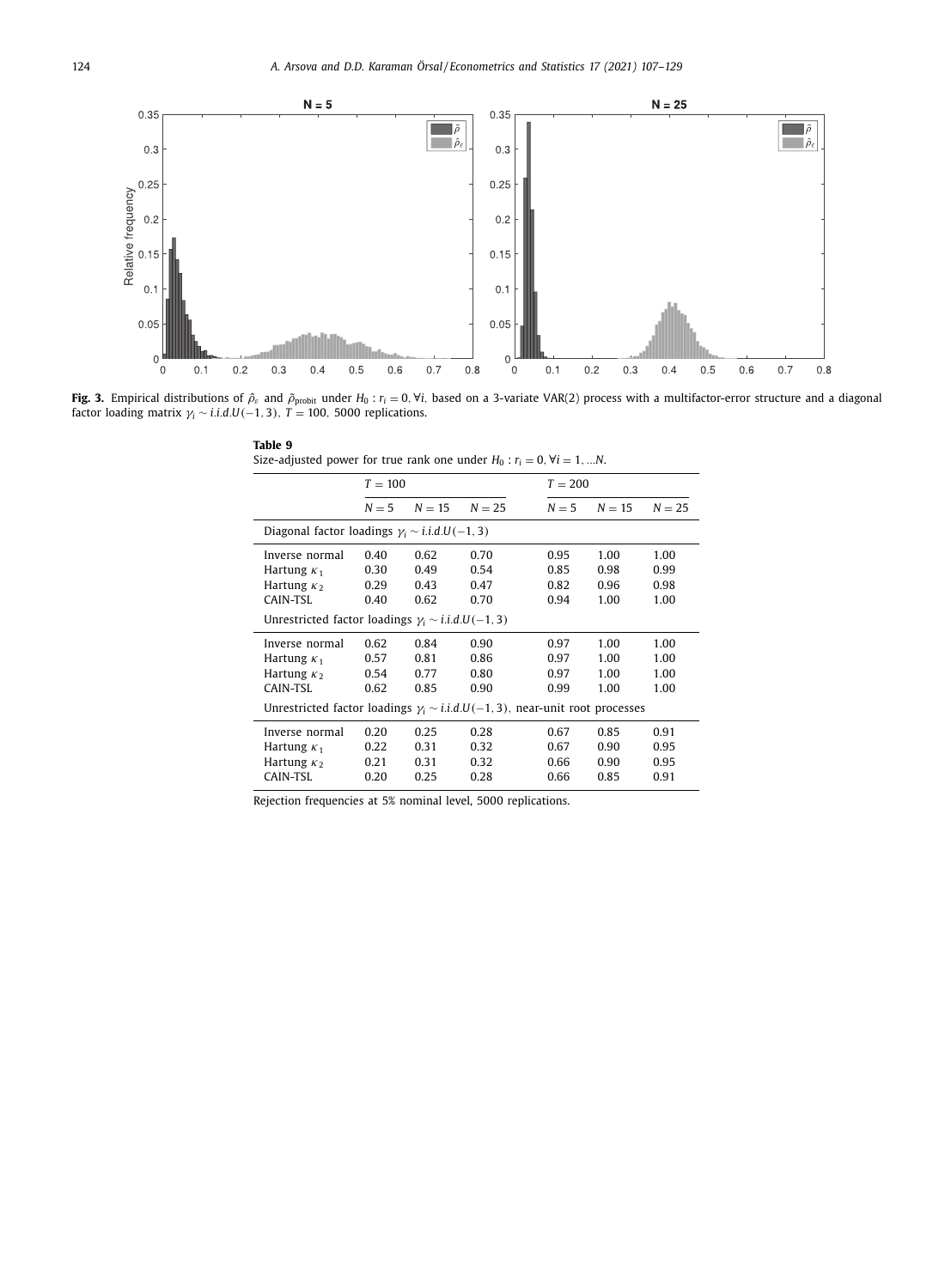**Fig. 3.** Empirical distributions of $\hat{\rho}_\varepsilon$ and $\tilde{\rho}_{\text{probit}}$ under $H_0 : r_i = 0, \forall i$, based on a 3-variate VAR(2) process with a multifactor-error structure and a diagonal factor loading matrix $\gamma_i \sim i.i.d. U(-1, 3)$, $T = 100$, 5000 replications.

**Table 9**
Size-adjusted power for true rank one under $H_0 : r_i = 0, \forall i = 1, ...N$.

| | $T = 100$ | | | $T = 200$ | | |
|---|---|---|---|---|---|---|
| | $N = 5$ | $N = 15$ | $N = 25$ | $N = 5$ | $N = 15$ | $N = 25$ |
| Diagonal factor loadings $\gamma_i \sim i.i.d. U(-1, 3)$ | | | | | | |
| Inverse normal | 0.40 | 0.62 | 0.70 | 0.95 | 1.00 | 1.00 |
| Hartung $\kappa_1$ | 0.30 | 0.49 | 0.54 | 0.85 | 0.98 | 0.99 |
| Hartung $\kappa_2$ | 0.29 | 0.43 | 0.47 | 0.82 | 0.96 | 0.98 |
| CAIN-TSL | 0.40 | 0.62 | 0.70 | 0.94 | 1.00 | 1.00 |
| Unrestricted factor loadings $\gamma_i \sim i.i.d. U(-1, 3)$ | | | | | | |
| Inverse normal | 0.62 | 0.84 | 0.90 | 0.97 | 1.00 | 1.00 |
| Hartung $\kappa_1$ | 0.57 | 0.81 | 0.86 | 0.97 | 1.00 | 1.00 |
| Hartung $\kappa_2$ | 0.54 | 0.77 | 0.80 | 0.97 | 1.00 | 1.00 |
| CAIN-TSL | 0.62 | 0.85 | 0.90 | 0.99 | 1.00 | 1.00 |
| Unrestricted factor loadings $\gamma_i \sim i.i.d. U(-1, 3)$, near-unit root processes | | | | | | |
| Inverse normal | 0.20 | 0.25 | 0.28 | 0.67 | 0.85 | 0.91 |
| Hartung $\kappa_1$ | 0.22 | 0.31 | 0.32 | 0.67 | 0.90 | 0.95 |
| Hartung $\kappa_2$ | 0.21 | 0.31 | 0.32 | 0.66 | 0.90 | 0.95 |
| CAIN-TSL | 0.20 | 0.25 | 0.28 | 0.66 | 0.85 | 0.91 |

Rejection frequencies at 5% nominal level, 5000 replications.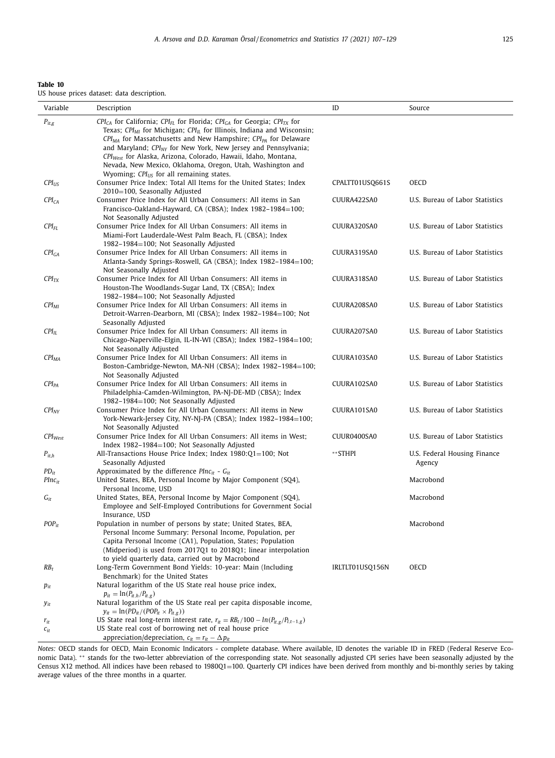**Table 10**
US house prices dataset: data description.

| Variable | Description | ID | Source |
|---|---|---|---|
| $P_{it,g}$ | $CPI_{CA}$ for California; $CPI_{FL}$ for Florida; $CPI_{GA}$ for Georgia; $CPI_{TX}$ for Texas; $CPI_{MI}$ for Michigan; $CPI_{IL}$ for Illinois, Indiana and Wisconsin; $CPI_{MA}$ for Massatchusetts and New Hampshire; $CPI_{PA}$ for Delaware and Maryland; $CPI_{NY}$ for New York, New Jersey and Pennsylvania; $CPI_{West}$ for Alaska, Arizona, Colorado, Hawaii, Idaho, Montana, Nevada, New Mexico, Oklahoma, Oregon, Utah, Washington and Wyoming; $CPI_{US}$ for all remaining states. | | |
| $CPI_{US}$ | Consumer Price Index: Total All Items for the United States; Index 2010=100, Seasonally Adjusted | CPALTT01USQ661S | OECD |
| $CPI_{CA}$ | Consumer Price Index for All Urban Consumers: All items in San Francisco-Oakland-Hayward, CA (CBSA); Index 1982–1984=100; Not Seasonally Adjusted | CUURA422SA0 | U.S. Bureau of Labor Statistics |
| $CPI_{FL}$ | Consumer Price Index for All Urban Consumers: All items in Miami-Fort Lauderdale-West Palm Beach, FL (CBSA); Index 1982–1984=100; Not Seasonally Adjusted | CUURA320SA0 | U.S. Bureau of Labor Statistics |
| $CPI_{GA}$ | Consumer Price Index for All Urban Consumers: All items in Atlanta-Sandy Springs-Roswell, GA (CBSA); Index 1982–1984=100; Not Seasonally Adjusted | CUURA319SA0 | U.S. Bureau of Labor Statistics |
| $CPI_{TX}$ | Consumer Price Index for All Urban Consumers: All items in Houston-The Woodlands-Sugar Land, TX (CBSA); Index 1982–1984=100; Not Seasonally Adjusted | CUURA318SA0 | U.S. Bureau of Labor Statistics |
| $CPI_{MI}$ | Consumer Price Index for All Urban Consumers: All items in Detroit-Warren-Dearborn, MI (CBSA); Index 1982–1984=100; Not Seasonally Adjusted | CUURA208SA0 | U.S. Bureau of Labor Statistics |
| $CPI_{IL}$ | Consumer Price Index for All Urban Consumers: All items in Chicago-Naperville-Elgin, IL-IN-WI (CBSA); Index 1982–1984=100; Not Seasonally Adjusted | CUURA207SA0 | U.S. Bureau of Labor Statistics |
| $CPI_{MA}$ | Consumer Price Index for All Urban Consumers: All items in Boston-Cambridge-Newton, MA-NH (CBSA); Index 1982–1984=100; Not Seasonally Adjusted | CUURA103SA0 | U.S. Bureau of Labor Statistics |
| $CPI_{PA}$ | Consumer Price Index for All Urban Consumers: All items in Philadelphia-Camden-Wilmington, PA-NJ-DE-MD (CBSA); Index 1982–1984=100; Not Seasonally Adjusted | CUURA102SA0 | U.S. Bureau of Labor Statistics |
| $CPI_{NY}$ | Consumer Price Index for All Urban Consumers: All items in New York-Newark-Jersey City, NY-NJ-PA (CBSA); Index 1982–1984=100; Not Seasonally Adjusted | CUURA101SA0 | U.S. Bureau of Labor Statistics |
| $CPI_{West}$ | Consumer Price Index for All Urban Consumers: All items in West; Index 1982–1984=100; Not Seasonally Adjusted | CUUR0400SA0 | U.S. Bureau of Labor Statistics |
| $P_{it,h}$ | All-Transactions House Price Index; Index 1980:Q1=100; Not Seasonally Adjusted | **STHPI | U.S. Federal Housing Finance Agency |
| $PD_{it}$ | Approximated by the difference $PInc_{it}$ - $G_{it}$ | | |
| $PInc_{it}$ | United States, BEA, Personal Income by Major Component (SQ4), Personal Income, USD | | Macrobond |
| $G_{it}$ | United States, BEA, Personal Income by Major Component (SQ4), Employee and Self-Employed Contributions for Government Social Insurance, USD | | Macrobond |
| $POP_{it}$ | Population in number of persons by state; United States, BEA, Personal Income Summary: Personal Income, Population, per Capita Personal Income (CA1), Population, States; Population (Midperiod) is used from 2017Q1 to 2018Q1; linear interpolation to yield quarterly data, carried out by Macrobond | | Macrobond |
| $RB_t$ | Long-Term Government Bond Yields: 10-year: Main (Including Benchmark) for the United States | IRLTLT01USQ156N | OECD |
| $p_{it}$ | Natural logarithm of the US State real house price index, $p_{it} = \ln(P_{it,h}/P_{it,g})$ | | |
| $y_{it}$ | Natural logarithm of the US State real per capita disposable income, $y_{it} = \ln(PD_{it}/(POP_{it} \times P_{it,g}))$ | | |
| $r_{it}$ | US State real long-term interest rate, $r_{it} = RB_t/100 - ln(P_{it,g}/P_{i,t-1,g})$ | | |
| $c_{it}$ | US State real cost of borrowing net of real house price appreciation/depreciation, $c_{it} = r_{it} - \Delta p_{it}$ | | |

*Notes:* OECD stands for OECD, Main Economic Indicators - complete database. Where available, ID denotes the variable ID in FRED (Federal Reserve Economic Data). ** stands for the two-letter abbreviation of the corresponding state. Not seasonally adjusted CPI series have been seasonally adjusted by the Census X12 method. All indices have been rebased to 1980Q1=100. Quarterly CPI indices have been derived from monthly and bi-monthly series by taking average values of the three months in a quarter.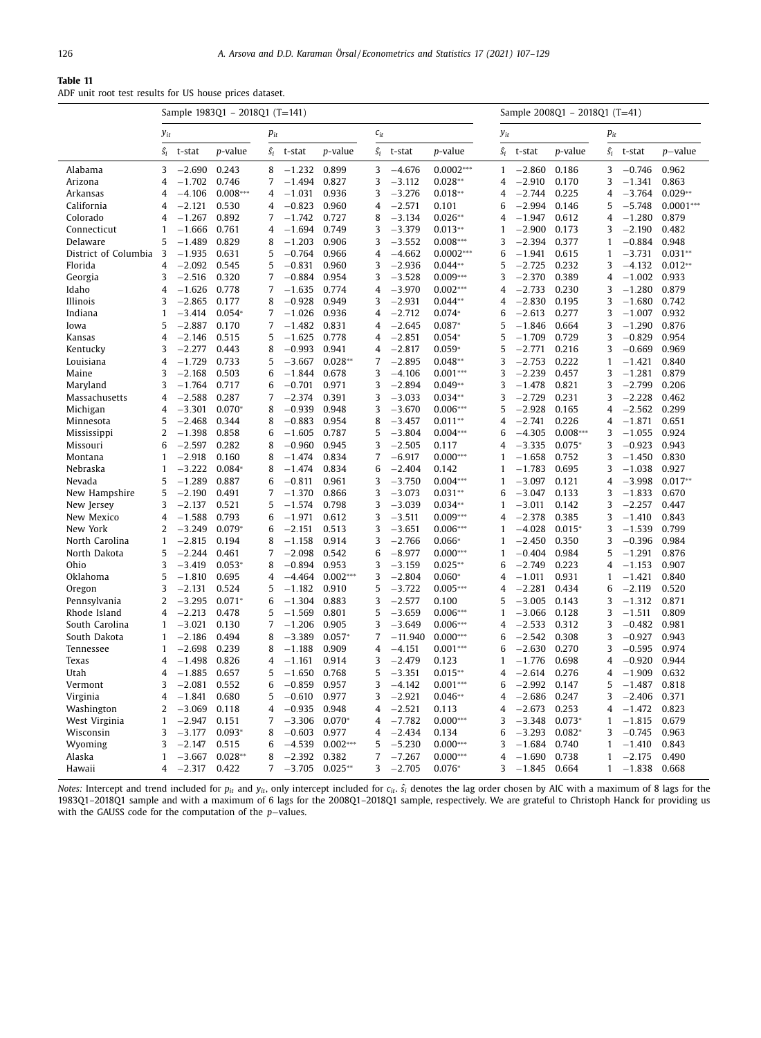**Table 11**
ADF unit root test results for US house prices dataset.

| | Sample 1983Q1 – 2018Q1 (T=141) | | | | | | | | | Sample 2008Q1 – 2018Q1 (T=41) | | | | | |
|---|---|---|---|---|---|---|---|---|---|---|---|---|---|---|---|
| | $y_{it}$ | | | $p_{it}$ | | | $c_{it}$ | | | $y_{it}$ | | | $p_{it}$ | | |
| | $\hat{s}_i$ | t-stat | *p*-value | $\hat{s}_i$ | t-stat | *p*-value | $\hat{s}_i$ | t-stat | *p*-value | $\hat{s}_i$ | t-stat | *p*-value | $\hat{s}_i$ | t-stat | *p*−value |
| Alabama | 3 | −2.690 | 0.243 | 8 | −1.232 | 0.899 | 3 | −4.676 | 0.0002*** | 1 | −2.860 | 0.186 | 3 | −0.746 | 0.962 |
| Arizona | 4 | −1.702 | 0.746 | 7 | −1.494 | 0.827 | 3 | −3.112 | 0.028** | 4 | −2.910 | 0.170 | 3 | −1.341 | 0.863 |
| Arkansas | 4 | −4.106 | 0.008*** | 4 | −1.031 | 0.936 | 3 | −3.276 | 0.018** | 4 | −2.744 | 0.225 | 4 | −3.764 | 0.029** |
| California | 4 | −2.121 | 0.530 | 4 | −0.823 | 0.960 | 4 | −2.571 | 0.101 | 6 | −2.994 | 0.146 | 5 | −5.748 | 0.0001*** |
| Colorado | 4 | −1.267 | 0.892 | 7 | −1.742 | 0.727 | 8 | −3.134 | 0.026** | 4 | −1.947 | 0.612 | 4 | −1.280 | 0.879 |
| Connecticut | 1 | −1.666 | 0.761 | 4 | −1.694 | 0.749 | 3 | −3.379 | 0.013** | 1 | −2.900 | 0.173 | 3 | −2.190 | 0.482 |
| Delaware | 5 | −1.489 | 0.829 | 8 | −1.203 | 0.906 | 3 | −3.552 | 0.008*** | 3 | −2.394 | 0.377 | 1 | −0.884 | 0.948 |
| District of Columbia | 3 | −1.935 | 0.631 | 5 | −0.764 | 0.966 | 4 | −4.662 | 0.0002*** | 6 | −1.941 | 0.615 | 1 | −3.731 | 0.031** |
| Florida | 4 | −2.092 | 0.545 | 5 | −0.831 | 0.960 | 3 | −2.936 | 0.044** | 5 | −2.725 | 0.232 | 3 | −4.132 | 0.012** |
| Georgia | 3 | −2.516 | 0.320 | 7 | −0.884 | 0.954 | 3 | −3.528 | 0.009*** | 3 | −2.370 | 0.389 | 4 | −1.002 | 0.933 |
| Idaho | 4 | −1.626 | 0.778 | 7 | −1.635 | 0.774 | 4 | −3.970 | 0.002*** | 4 | −2.733 | 0.230 | 3 | −1.280 | 0.879 |
| Illinois | 3 | −2.865 | 0.177 | 8 | −0.928 | 0.949 | 3 | −2.931 | 0.044** | 4 | −2.830 | 0.195 | 3 | −1.680 | 0.742 |
| Indiana | 1 | −3.414 | 0.054* | 7 | −1.026 | 0.936 | 4 | −2.712 | 0.074* | 6 | −2.613 | 0.277 | 3 | −1.007 | 0.932 |
| Iowa | 5 | −2.887 | 0.170 | 7 | −1.482 | 0.831 | 4 | −2.645 | 0.087* | 5 | −1.846 | 0.664 | 3 | −1.290 | 0.876 |
| Kansas | 4 | −2.146 | 0.515 | 5 | −1.625 | 0.778 | 4 | −2.851 | 0.054* | 5 | −1.709 | 0.729 | 3 | −0.829 | 0.954 |
| Kentucky | 3 | −2.277 | 0.443 | 8 | −0.993 | 0.941 | 4 | −2.817 | 0.059* | 5 | −2.771 | 0.216 | 3 | −0.669 | 0.969 |
| Louisiana | 4 | −1.729 | 0.733 | 5 | −3.667 | 0.028** | 7 | −2.895 | 0.048** | 3 | −2.753 | 0.222 | 1 | −1.421 | 0.840 |
| Maine | 3 | −2.168 | 0.503 | 6 | −1.844 | 0.678 | 3 | −4.106 | 0.001*** | 3 | −2.239 | 0.457 | 3 | −1.281 | 0.879 |
| Maryland | 3 | −1.764 | 0.717 | 6 | −0.701 | 0.971 | 3 | −2.894 | 0.049** | 3 | −1.478 | 0.821 | 3 | −2.799 | 0.206 |
| Massachusetts | 4 | −2.588 | 0.287 | 7 | −2.374 | 0.391 | 3 | −3.033 | 0.034** | 3 | −2.729 | 0.231 | 3 | −2.228 | 0.462 |
| Michigan | 4 | −3.301 | 0.070* | 8 | −0.939 | 0.948 | 3 | −3.670 | 0.006*** | 5 | −2.928 | 0.165 | 4 | −2.562 | 0.299 |
| Minnesota | 5 | −2.468 | 0.344 | 8 | −0.883 | 0.954 | 8 | −3.457 | 0.011** | 4 | −2.741 | 0.226 | 4 | −1.871 | 0.651 |
| Mississippi | 2 | −1.398 | 0.858 | 6 | −1.605 | 0.787 | 5 | −3.804 | 0.004*** | 6 | −4.305 | 0.008*** | 3 | −1.055 | 0.924 |
| Missouri | 6 | −2.597 | 0.282 | 8 | −0.960 | 0.945 | 3 | −2.505 | 0.117 | 4 | −3.335 | 0.075* | 3 | −0.923 | 0.943 |
| Montana | 1 | −2.918 | 0.160 | 8 | −1.474 | 0.834 | 7 | −6.917 | 0.000*** | 1 | −1.658 | 0.752 | 3 | −1.450 | 0.830 |
| Nebraska | 1 | −3.222 | 0.084* | 8 | −1.474 | 0.834 | 6 | −2.404 | 0.142 | 1 | −1.783 | 0.695 | 3 | −1.038 | 0.927 |
| Nevada | 5 | −1.289 | 0.887 | 6 | −0.811 | 0.961 | 3 | −3.750 | 0.004*** | 1 | −3.097 | 0.121 | 4 | −3.998 | 0.017** |
| New Hampshire | 5 | −2.190 | 0.491 | 7 | −1.370 | 0.866 | 3 | −3.073 | 0.031** | 6 | −3.047 | 0.133 | 3 | −1.833 | 0.670 |
| New Jersey | 3 | −2.137 | 0.521 | 5 | −1.574 | 0.798 | 3 | −3.039 | 0.034** | 1 | −3.011 | 0.142 | 3 | −2.257 | 0.447 |
| New Mexico | 4 | −1.588 | 0.793 | 6 | −1.971 | 0.612 | 3 | −3.511 | 0.009*** | 4 | −2.378 | 0.385 | 3 | −1.410 | 0.843 |
| New York | 2 | −3.249 | 0.079* | 6 | −2.151 | 0.513 | 3 | −3.651 | 0.006*** | 1 | −4.028 | 0.015* | 3 | −1.539 | 0.799 |
| North Carolina | 1 | −2.815 | 0.194 | 8 | −1.158 | 0.914 | 3 | −2.766 | 0.066* | 1 | −2.450 | 0.350 | 3 | −0.396 | 0.984 |
| North Dakota | 5 | −2.244 | 0.461 | 7 | −2.098 | 0.542 | 6 | −8.977 | 0.000*** | 1 | −0.404 | 0.984 | 5 | −1.291 | 0.876 |
| Ohio | 3 | −3.419 | 0.053* | 8 | −0.894 | 0.953 | 3 | −3.159 | 0.025** | 6 | −2.749 | 0.223 | 4 | −1.153 | 0.907 |
| Oklahoma | 5 | −1.810 | 0.695 | 4 | −4.464 | 0.002*** | 3 | −2.804 | 0.060* | 4 | −1.011 | 0.931 | 1 | −1.421 | 0.840 |
| Oregon | 3 | −2.131 | 0.524 | 5 | −1.182 | 0.910 | 5 | −3.722 | 0.005*** | 4 | −2.281 | 0.434 | 6 | −2.119 | 0.520 |
| Pennsylvania | 2 | −3.295 | 0.071* | 6 | −1.304 | 0.883 | 3 | −2.577 | 0.100 | 5 | −3.005 | 0.143 | 3 | −1.312 | 0.871 |
| Rhode Island | 4 | −2.213 | 0.478 | 5 | −1.569 | 0.801 | 5 | −3.659 | 0.006*** | 1 | −3.066 | 0.128 | 3 | −1.511 | 0.809 |
| South Carolina | 1 | −3.021 | 0.130 | 7 | −1.206 | 0.905 | 3 | −3.649 | 0.006*** | 4 | −2.533 | 0.312 | 3 | −0.482 | 0.981 |
| South Dakota | 1 | −2.186 | 0.494 | 8 | −3.389 | 0.057* | 7 | −11.940 | 0.000*** | 6 | −2.542 | 0.308 | 3 | −0.927 | 0.943 |
| Tennessee | 1 | −2.698 | 0.239 | 8 | −1.188 | 0.909 | 4 | −4.151 | 0.001*** | 6 | −2.630 | 0.270 | 3 | −0.595 | 0.974 |
| Texas | 4 | −1.498 | 0.826 | 4 | −1.161 | 0.914 | 3 | −2.479 | 0.123 | 1 | −1.776 | 0.698 | 4 | −0.920 | 0.944 |
| Utah | 4 | −1.885 | 0.657 | 5 | −1.650 | 0.768 | 5 | −3.351 | 0.015** | 4 | −2.614 | 0.276 | 4 | −1.909 | 0.632 |
| Vermont | 3 | −2.081 | 0.552 | 6 | −0.859 | 0.957 | 3 | −4.142 | 0.001*** | 6 | −2.992 | 0.147 | 5 | −1.487 | 0.818 |
| Virginia | 4 | −1.841 | 0.680 | 5 | −0.610 | 0.977 | 3 | −2.921 | 0.046** | 4 | −2.686 | 0.247 | 3 | −2.406 | 0.371 |
| Washington | 2 | −3.069 | 0.118 | 4 | −0.935 | 0.948 | 4 | −2.521 | 0.113 | 4 | −2.673 | 0.253 | 4 | −1.472 | 0.823 |
| West Virginia | 1 | −2.947 | 0.151 | 7 | −3.306 | 0.070* | 4 | −7.782 | 0.000*** | 3 | −3.348 | 0.073* | 1 | −1.815 | 0.679 |
| Wisconsin | 3 | −3.177 | 0.093* | 8 | −0.603 | 0.977 | 4 | −2.434 | 0.134 | 6 | −3.293 | 0.082* | 3 | −0.745 | 0.963 |
| Wyoming | 3 | −2.147 | 0.515 | 6 | −4.539 | 0.002*** | 5 | −5.230 | 0.000*** | 3 | −1.684 | 0.740 | 1 | −1.410 | 0.843 |
| Alaska | 1 | −3.667 | 0.028** | 8 | −2.392 | 0.382 | 7 | −7.267 | 0.000*** | 4 | −1.690 | 0.738 | 1 | −2.175 | 0.490 |
| Hawaii | 4 | −2.317 | 0.422 | 7 | −3.705 | 0.025** | 3 | −2.705 | 0.076* | 3 | −1.845 | 0.664 | 1 | −1.838 | 0.668 |

*Notes:* Intercept and trend included for $p_{it}$ and $y_{it}$, only intercept included for $c_{it}$. $\hat{s}_i$ denotes the lag order chosen by AIC with a maximum of 8 lags for the 1983Q1–2018Q1 sample and with a maximum of 6 lags for the 2008Q1–2018Q1 sample, respectively. We are grateful to Christoph Hanck for providing us with the GAUSS code for the computation of the *p*−values.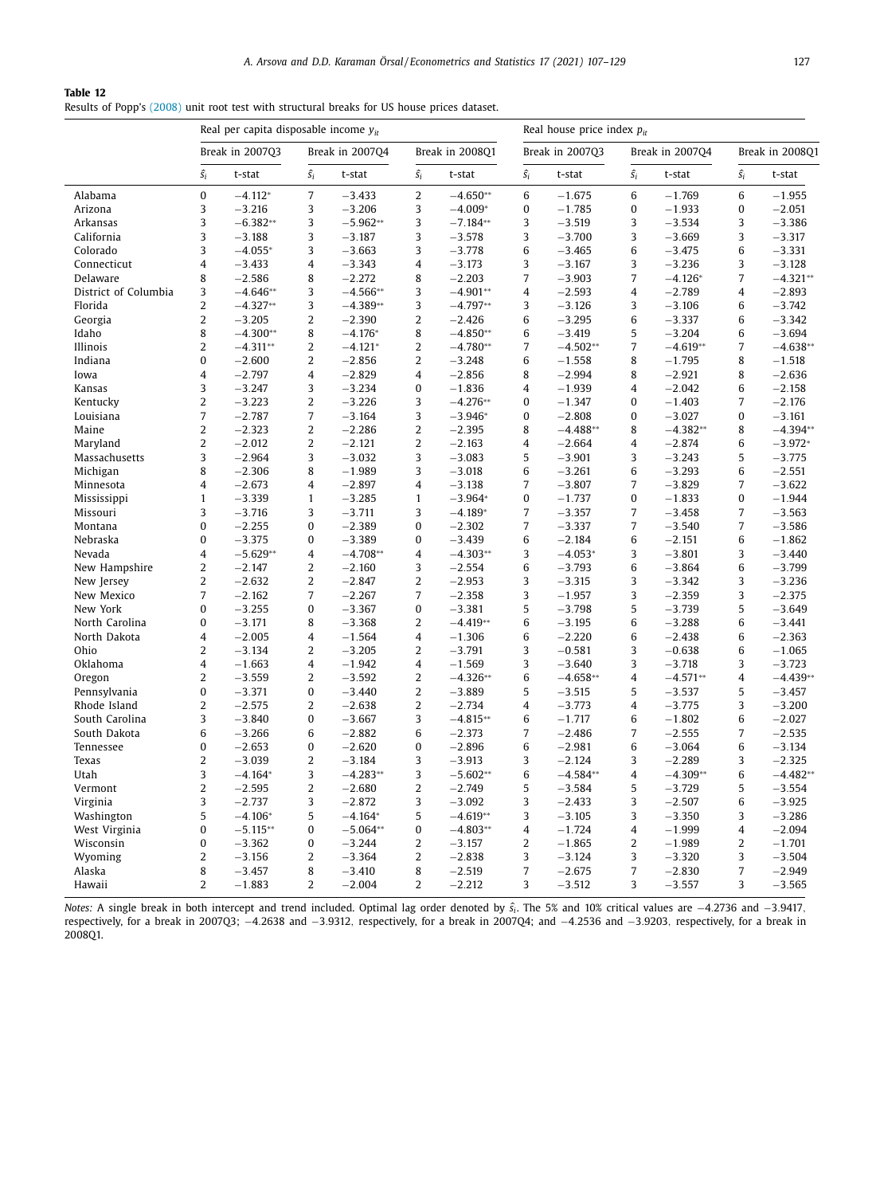**Table 12**
Results of Popp's (2008) unit root test with structural breaks for US house prices dataset.

| | Real per capita disposable income $y_{it}$ | | | | | | Real house price index $p_{it}$ | | | | | |
|---|---|---|---|---|---|---|---|---|---|---|---|---|
| | Break in 2007Q3 | | Break in 2007Q4 | | Break in 2008Q1 | | Break in 2007Q3 | | Break in 2007Q4 | | Break in 2008Q1 | |
| | $\hat{s}_i$ | t-stat | $\hat{s}_i$ | t-stat | $\hat{s}_i$ | t-stat | $\hat{s}_i$ | t-stat | $\hat{s}_i$ | t-stat | $\hat{s}_i$ | t-stat |
| Alabama | 0 | −4.112* | 7 | −3.433 | 2 | −4.650** | 6 | −1.675 | 6 | −1.769 | 6 | −1.955 |
| Arizona | 3 | −3.216 | 3 | −3.206 | 3 | −4.009* | 0 | −1.785 | 0 | −1.933 | 0 | −2.051 |
| Arkansas | 3 | −6.382** | 3 | −5.962** | 3 | −7.184** | 3 | −3.519 | 3 | −3.534 | 3 | −3.386 |
| California | 3 | −3.188 | 3 | −3.187 | 3 | −3.578 | 3 | −3.700 | 3 | −3.669 | 3 | −3.317 |
| Colorado | 3 | −4.055* | 3 | −3.663 | 3 | −3.778 | 6 | −3.465 | 6 | −3.475 | 6 | −3.331 |
| Connecticut | 4 | −3.433 | 4 | −3.343 | 4 | −3.173 | 3 | −3.167 | 3 | −3.236 | 3 | −3.128 |
| Delaware | 8 | −2.586 | 8 | −2.272 | 8 | −2.203 | 7 | −3.903 | 7 | −4.126* | 7 | −4.321** |
| District of Columbia | 3 | −4.646** | 3 | −4.566** | 3 | −4.901** | 4 | −2.593 | 4 | −2.789 | 4 | −2.893 |
| Florida | 2 | −4.327** | 3 | −4.389** | 3 | −4.797** | 3 | −3.126 | 3 | −3.106 | 6 | −3.742 |
| Georgia | 2 | −3.205 | 2 | −2.390 | 2 | −2.426 | 6 | −3.295 | 6 | −3.337 | 6 | −3.342 |
| Idaho | 8 | −4.300** | 8 | −4.176* | 8 | −4.850** | 6 | −3.419 | 5 | −3.204 | 6 | −3.694 |
| Illinois | 2 | −4.311** | 2 | −4.121* | 2 | −4.780** | 7 | −4.502** | 7 | −4.619** | 7 | −4.638** |
| Indiana | 0 | −2.600 | 2 | −2.856 | 2 | −3.248 | 6 | −1.558 | 8 | −1.795 | 8 | −1.518 |
| Iowa | 4 | −2.797 | 4 | −2.829 | 4 | −2.856 | 8 | −2.994 | 8 | −2.921 | 8 | −2.636 |
| Kansas | 3 | −3.247 | 3 | −3.234 | 0 | −1.836 | 4 | −1.939 | 4 | −2.042 | 6 | −2.158 |
| Kentucky | 2 | −3.223 | 2 | −3.226 | 3 | −4.276** | 0 | −1.347 | 0 | −1.403 | 7 | −2.176 |
| Louisiana | 7 | −2.787 | 7 | −3.164 | 3 | −3.946* | 0 | −2.808 | 0 | −3.027 | 0 | −3.161 |
| Maine | 2 | −2.323 | 2 | −2.286 | 2 | −2.395 | 8 | −4.488** | 8 | −4.382** | 8 | −4.394** |
| Maryland | 2 | −2.012 | 2 | −2.121 | 2 | −2.163 | 4 | −2.664 | 4 | −2.874 | 6 | −3.972* |
| Massachusetts | 3 | −2.964 | 3 | −3.032 | 3 | −3.083 | 5 | −3.901 | 3 | −3.243 | 5 | −3.775 |
| Michigan | 8 | −2.306 | 8 | −1.989 | 3 | −3.018 | 6 | −3.261 | 6 | −3.293 | 6 | −2.551 |
| Minnesota | 4 | −2.673 | 4 | −2.897 | 4 | −3.138 | 7 | −3.807 | 7 | −3.829 | 7 | −3.622 |
| Mississippi | 1 | −3.339 | 1 | −3.285 | 1 | −3.964* | 0 | −1.737 | 0 | −1.833 | 0 | −1.944 |
| Missouri | 3 | −3.716 | 3 | −3.711 | 3 | −4.189* | 7 | −3.357 | 7 | −3.458 | 7 | −3.563 |
| Montana | 0 | −2.255 | 0 | −2.389 | 0 | −2.302 | 7 | −3.337 | 7 | −3.540 | 7 | −3.586 |
| Nebraska | 0 | −3.375 | 0 | −3.389 | 0 | −3.439 | 6 | −2.184 | 6 | −2.151 | 6 | −1.862 |
| Nevada | 4 | −5.629** | 4 | −4.708** | 4 | −4.303** | 3 | −4.053* | 3 | −3.801 | 3 | −3.440 |
| New Hampshire | 2 | −2.147 | 2 | −2.160 | 3 | −2.554 | 6 | −3.793 | 6 | −3.864 | 6 | −3.799 |
| New Jersey | 2 | −2.632 | 2 | −2.847 | 2 | −2.953 | 3 | −3.315 | 3 | −3.342 | 3 | −3.236 |
| New Mexico | 7 | −2.162 | 7 | −2.267 | 7 | −2.358 | 3 | −1.957 | 3 | −2.359 | 3 | −2.375 |
| New York | 0 | −3.255 | 0 | −3.367 | 0 | −3.381 | 5 | −3.798 | 5 | −3.739 | 5 | −3.649 |
| North Carolina | 0 | −3.171 | 8 | −3.368 | 2 | −4.419** | 6 | −3.195 | 6 | −3.288 | 6 | −3.441 |
| North Dakota | 4 | −2.005 | 4 | −1.564 | 4 | −1.306 | 6 | −2.220 | 6 | −2.438 | 6 | −2.363 |
| Ohio | 2 | −3.134 | 2 | −3.205 | 2 | −3.791 | 3 | −0.581 | 3 | −0.638 | 6 | −1.065 |
| Oklahoma | 4 | −1.663 | 4 | −1.942 | 4 | −1.569 | 3 | −3.640 | 3 | −3.718 | 3 | −3.723 |
| Oregon | 2 | −3.559 | 2 | −3.592 | 2 | −4.326** | 6 | −4.658** | 4 | −4.571** | 4 | −4.439** |
| Pennsylvania | 0 | −3.371 | 0 | −3.440 | 2 | −3.889 | 5 | −3.515 | 5 | −3.537 | 5 | −3.457 |
| Rhode Island | 2 | −2.575 | 2 | −2.638 | 2 | −2.734 | 4 | −3.773 | 4 | −3.775 | 3 | −3.200 |
| South Carolina | 3 | −3.840 | 0 | −3.667 | 3 | −4.815** | 6 | −1.717 | 6 | −1.802 | 6 | −2.027 |
| South Dakota | 6 | −3.266 | 6 | −2.882 | 6 | −2.373 | 7 | −2.486 | 7 | −2.555 | 7 | −2.535 |
| Tennessee | 0 | −2.653 | 0 | −2.620 | 0 | −2.896 | 6 | −2.981 | 6 | −3.064 | 6 | −3.134 |
| Texas | 2 | −3.039 | 2 | −3.184 | 3 | −3.913 | 3 | −2.124 | 3 | −2.289 | 3 | −2.325 |
| Utah | 3 | −4.164* | 3 | −4.283** | 3 | −5.602** | 6 | −4.584** | 4 | −4.309** | 6 | −4.482** |
| Vermont | 2 | −2.595 | 2 | −2.680 | 2 | −2.749 | 5 | −3.584 | 5 | −3.729 | 5 | −3.554 |
| Virginia | 3 | −2.737 | 3 | −2.872 | 3 | −3.092 | 3 | −2.433 | 3 | −2.507 | 6 | −3.925 |
| Washington | 5 | −4.106* | 5 | −4.164* | 5 | −4.619** | 3 | −3.105 | 3 | −3.350 | 3 | −3.286 |
| West Virginia | 0 | −5.115** | 0 | −5.064** | 0 | −4.803** | 4 | −1.724 | 4 | −1.999 | 4 | −2.094 |
| Wisconsin | 0 | −3.362 | 0 | −3.244 | 2 | −3.157 | 2 | −1.865 | 2 | −1.989 | 2 | −1.701 |
| Wyoming | 2 | −3.156 | 2 | −3.364 | 2 | −2.838 | 3 | −3.124 | 3 | −3.320 | 3 | −3.504 |
| Alaska | 8 | −3.457 | 8 | −3.410 | 8 | −2.519 | 7 | −2.675 | 7 | −2.830 | 7 | −2.949 |
| Hawaii | 2 | −1.883 | 2 | −2.004 | 2 | −2.212 | 3 | −3.512 | 3 | −3.557 | 3 | −3.565 |

*Notes:* A single break in both intercept and trend included. Optimal lag order denoted by $\hat{s}_i$. The 5% and 10% critical values are −4.2736 and −3.9417, respectively, for a break in 2007Q3; −4.2638 and −3.9312, respectively, for a break in 2007Q4; and −4.2536 and −3.9203, respectively, for a break in 2008Q1.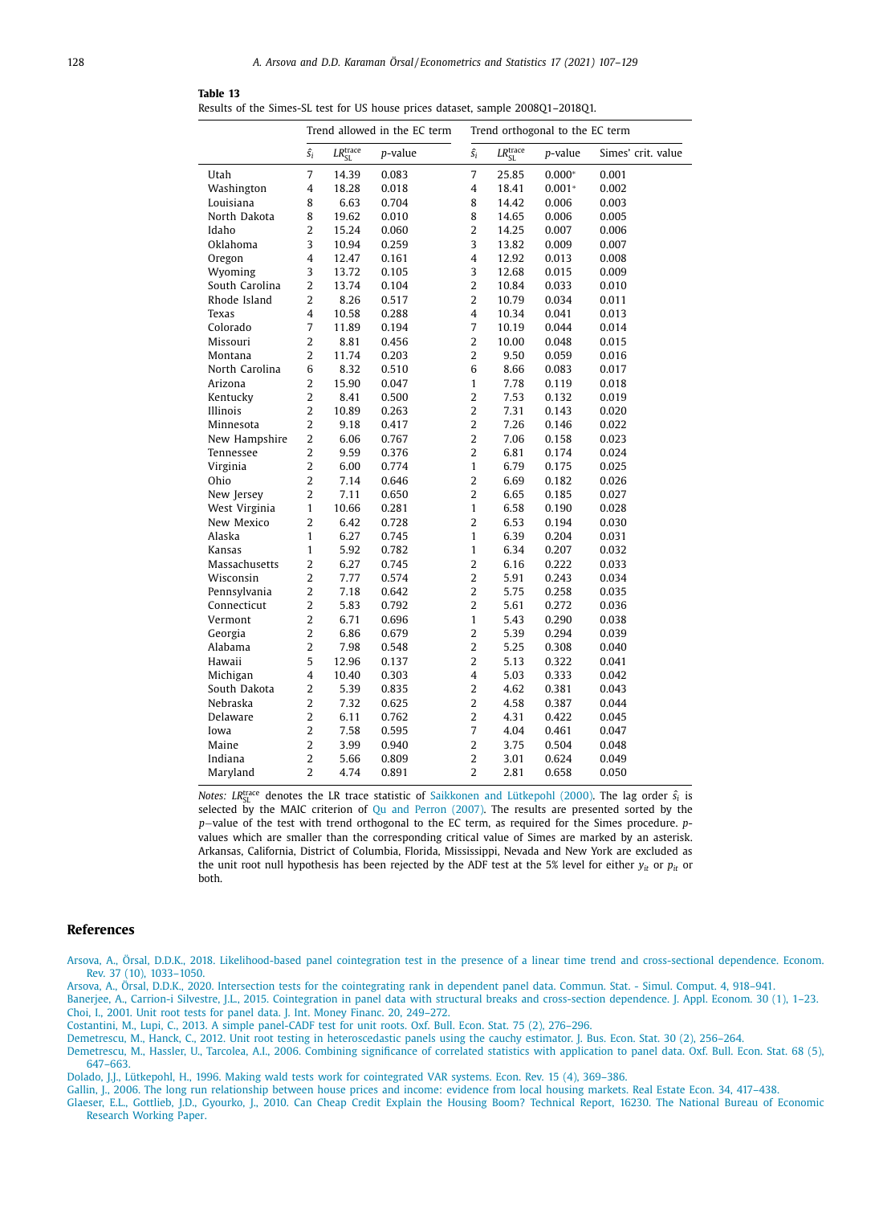**Table 13**
Results of the Simes-SL test for US house prices dataset, sample 2008Q1–2018Q1.

| | Trend allowed in the EC term | | | Trend orthogonal to the EC term | | | |
|---|---|---|---|---|---|---|---|
| | $\hat{s}_i$ | $LR_{SL}^{trace}$ | $p$-value | $\hat{s}_i$ | $LR_{SL}^{trace}$ | $p$-value | Simes' crit. value |
| Utah | 7 | 14.39 | 0.083 | 7 | 25.85 | 0.000* | 0.001 |
| Washington | 4 | 18.28 | 0.018 | 4 | 18.41 | 0.001* | 0.002 |
| Louisiana | 8 | 6.63 | 0.704 | 8 | 14.42 | 0.006 | 0.003 |
| North Dakota | 8 | 19.62 | 0.010 | 8 | 14.65 | 0.006 | 0.005 |
| Idaho | 2 | 15.24 | 0.060 | 2 | 14.25 | 0.007 | 0.006 |
| Oklahoma | 3 | 10.94 | 0.259 | 3 | 13.82 | 0.009 | 0.007 |
| Oregon | 4 | 12.47 | 0.161 | 4 | 12.92 | 0.013 | 0.008 |
| Wyoming | 3 | 13.72 | 0.105 | 3 | 12.68 | 0.015 | 0.009 |
| South Carolina | 2 | 13.74 | 0.104 | 2 | 10.84 | 0.033 | 0.010 |
| Rhode Island | 2 | 8.26 | 0.517 | 2 | 10.79 | 0.034 | 0.011 |
| Texas | 4 | 10.58 | 0.288 | 4 | 10.34 | 0.041 | 0.013 |
| Colorado | 7 | 11.89 | 0.194 | 7 | 10.19 | 0.044 | 0.014 |
| Missouri | 2 | 8.81 | 0.456 | 2 | 10.00 | 0.048 | 0.015 |
| Montana | 2 | 11.74 | 0.203 | 2 | 9.50 | 0.059 | 0.016 |
| North Carolina | 6 | 8.32 | 0.510 | 6 | 8.66 | 0.083 | 0.017 |
| Arizona | 2 | 15.90 | 0.047 | 1 | 7.78 | 0.119 | 0.018 |
| Kentucky | 2 | 8.41 | 0.500 | 2 | 7.53 | 0.132 | 0.019 |
| Illinois | 2 | 10.89 | 0.263 | 2 | 7.31 | 0.143 | 0.020 |
| Minnesota | 2 | 9.18 | 0.417 | 2 | 7.26 | 0.146 | 0.022 |
| New Hampshire | 2 | 6.06 | 0.767 | 2 | 7.06 | 0.158 | 0.023 |
| Tennessee | 2 | 9.59 | 0.376 | 2 | 6.81 | 0.174 | 0.024 |
| Virginia | 2 | 6.00 | 0.774 | 1 | 6.79 | 0.175 | 0.025 |
| Ohio | 2 | 7.14 | 0.646 | 2 | 6.69 | 0.182 | 0.026 |
| New Jersey | 2 | 7.11 | 0.650 | 2 | 6.65 | 0.185 | 0.027 |
| West Virginia | 1 | 10.66 | 0.281 | 1 | 6.58 | 0.190 | 0.028 |
| New Mexico | 2 | 6.42 | 0.728 | 2 | 6.53 | 0.194 | 0.030 |
| Alaska | 1 | 6.27 | 0.745 | 1 | 6.39 | 0.204 | 0.031 |
| Kansas | 1 | 5.92 | 0.782 | 1 | 6.34 | 0.207 | 0.032 |
| Massachusetts | 2 | 6.27 | 0.745 | 2 | 6.16 | 0.222 | 0.033 |
| Wisconsin | 2 | 7.77 | 0.574 | 2 | 5.91 | 0.243 | 0.034 |
| Pennsylvania | 2 | 7.18 | 0.642 | 2 | 5.75 | 0.258 | 0.035 |
| Connecticut | 2 | 5.83 | 0.792 | 2 | 5.61 | 0.272 | 0.036 |
| Vermont | 2 | 6.71 | 0.696 | 1 | 5.43 | 0.290 | 0.038 |
| Georgia | 2 | 6.86 | 0.679 | 2 | 5.39 | 0.294 | 0.039 |
| Alabama | 2 | 7.98 | 0.548 | 2 | 5.25 | 0.308 | 0.040 |
| Hawaii | 5 | 12.96 | 0.137 | 2 | 5.13 | 0.322 | 0.041 |
| Michigan | 4 | 10.40 | 0.303 | 4 | 5.03 | 0.333 | 0.042 |
| South Dakota | 2 | 5.39 | 0.835 | 2 | 4.62 | 0.381 | 0.043 |
| Nebraska | 2 | 7.32 | 0.625 | 2 | 4.58 | 0.387 | 0.044 |
| Delaware | 2 | 6.11 | 0.762 | 2 | 4.31 | 0.422 | 0.045 |
| Iowa | 2 | 7.58 | 0.595 | 7 | 4.04 | 0.461 | 0.047 |
| Maine | 2 | 3.99 | 0.940 | 2 | 3.75 | 0.504 | 0.048 |
| Indiana | 2 | 5.66 | 0.809 | 2 | 3.01 | 0.624 | 0.049 |
| Maryland | 2 | 4.74 | 0.891 | 2 | 2.81 | 0.658 | 0.050 |

*Notes:* $LR_{SL}^{trace}$ denotes the LR trace statistic of Saikkonen and Lütkepohl (2000). The lag order $\hat{s}_i$ is selected by the MAIC criterion of Qu and Perron (2007). The results are presented sorted by the $p$−value of the test with trend orthogonal to the EC term, as required for the Simes procedure. $p$-values which are smaller than the corresponding critical value of Simes are marked by an asterisk. Arkansas, California, District of Columbia, Florida, Mississippi, Nevada and New York are excluded as the unit root null hypothesis has been rejected by the ADF test at the 5% level for either $y_{it}$ or $p_{it}$ or both.

## References

Arsova, A., Örsal, D.D.K., 2018. Likelihood-based panel cointegration test in the presence of a linear time trend and cross-sectional dependence. Econom. Rev. 37 (10), 1033–1050.

Arsova, A., Örsal, D.D.K., 2020. Intersection tests for the cointegrating rank in dependent panel data. Commun. Stat. - Simul. Comput. 4, 918–941.

Banerjee, A., Carrion-i Silvestre, J.L., 2015. Cointegration in panel data with structural breaks and cross-section dependence. J. Appl. Econom. 30 (1), 1–23.

Choi, I., 2001. Unit root tests for panel data. J. Int. Money Financ. 20, 249–272.

Costantini, M., Lupi, C., 2013. A simple panel-CADF test for unit roots. Oxf. Bull. Econ. Stat. 75 (2), 276–296.

Demetrescu, M., Hanck, C., 2012. Unit root testing in heteroscedastic panels using the cauchy estimator. J. Bus. Econ. Stat. 30 (2), 256–264.

Demetrescu, M., Hassler, U., Tarcolea, A.I., 2006. Combining significance of correlated statistics with application to panel data. Oxf. Bull. Econ. Stat. 68 (5), 647–663.

Dolado, J.J., Lütkepohl, H., 1996. Making wald tests work for cointegrated VAR systems. Econ. Rev. 15 (4), 369–386.

Gallin, J., 2006. The long run relationship between house prices and income: evidence from local housing markets. Real Estate Econ. 34, 417–438.

Glaeser, E.L., Gottlieb, J.D., Gyourko, J., 2010. Can Cheap Credit Explain the Housing Boom? Technical Report, 16230. The National Bureau of Economic Research Working Paper.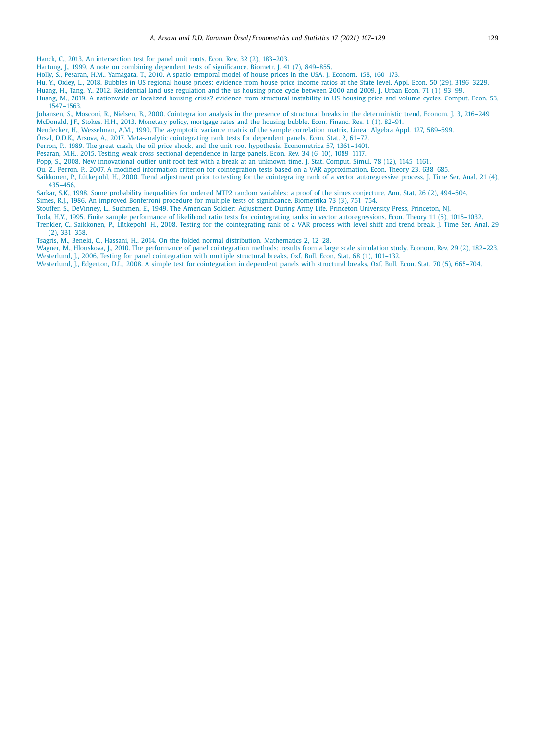Hanck, C., 2013. An intersection test for panel unit roots. Econ. Rev. 32 (2), 183–203.

Hartung, J., 1999. A note on combining dependent tests of significance. Biometr. J. 41 (7), 849–855.

Holly, S., Pesaran, H.M., Yamagata, T., 2010. A spatio-temporal model of house prices in the USA. J. Econom. 158, 160–173.

Hu, Y., Oxley, L., 2018. Bubbles in US regional house prices: evidence from house price-income ratios at the State level. Appl. Econ. 50 (29), 3196–3229.

Huang, H., Tang, Y., 2012. Residential land use regulation and the us housing price cycle between 2000 and 2009. J. Urban Econ. 71 (1), 93–99.

Huang, M., 2019. A nationwide or localized housing crisis? evidence from structural instability in US housing price and volume cycles. Comput. Econ. 53, 1547–1563.

Johansen, S., Mosconi, R., Nielsen, B., 2000. Cointegration analysis in the presence of structural breaks in the deterministic trend. Econom. J. 3, 216–249.

McDonald, J.F., Stokes, H.H., 2013. Monetary policy, mortgage rates and the housing bubble. Econ. Financ. Res. 1 (1), 82–91.

Neudecker, H., Wesselman, A.M., 1990. The asymptotic variance matrix of the sample correlation matrix. Linear Algebra Appl. 127, 589–599.

Örsal, D.D.K., Arsova, A., 2017. Meta-analytic cointegrating rank tests for dependent panels. Econ. Stat. 2, 61–72.

Perron, P., 1989. The great crash, the oil price shock, and the unit root hypothesis. Econometrica 57, 1361–1401.

Pesaran, M.H., 2015. Testing weak cross-sectional dependence in large panels. Econ. Rev. 34 (6–10), 1089–1117.

Popp, S., 2008. New innovational outlier unit root test with a break at an unknown time. J. Stat. Comput. Simul. 78 (12), 1145–1161.

Qu, Z., Perron, P., 2007. A modified information criterion for cointegration tests based on a VAR approximation. Econ. Theory 23, 638–685.

Saikkonen, P., Lütkepohl, H., 2000. Trend adjustment prior to testing for the cointegrating rank of a vector autoregressive process. J. Time Ser. Anal. 21 (4), 435–456.

Sarkar, S.K., 1998. Some probability inequalities for ordered MTP2 random variables: a proof of the simes conjecture. Ann. Stat. 26 (2), 494–504.

Simes, R.J., 1986. An improved Bonferroni procedure for multiple tests of significance. Biometrika 73 (3), 751–754.

Stouffer, S., DeVinney, L., Suchmen, E., 1949. The American Soldier: Adjustment During Army Life. Princeton University Press, Princeton, NJ.

Toda, H.Y., 1995. Finite sample performance of likelihood ratio tests for cointegrating ranks in vector autoregressions. Econ. Theory 11 (5), 1015–1032.

Trenkler, C., Saikkonen, P., Lütkepohl, H., 2008. Testing for the cointegrating rank of a VAR process with level shift and trend break. J. Time Ser. Anal. 29 (2), 331–358.

Tsagris, M., Beneki, C., Hassani, H., 2014. On the folded normal distribution. Mathematics 2, 12–28.

Wagner, M., Hlouskova, J., 2010. The performance of panel cointegration methods: results from a large scale simulation study. Econom. Rev. 29 (2), 182–223.

Westerlund, J., 2006. Testing for panel cointegration with multiple structural breaks. Oxf. Bull. Econ. Stat. 68 (1), 101–132.

Westerlund, J., Edgerton, D.L., 2008. A simple test for cointegration in dependent panels with structural breaks. Oxf. Bull. Econ. Stat. 70 (5), 665–704.